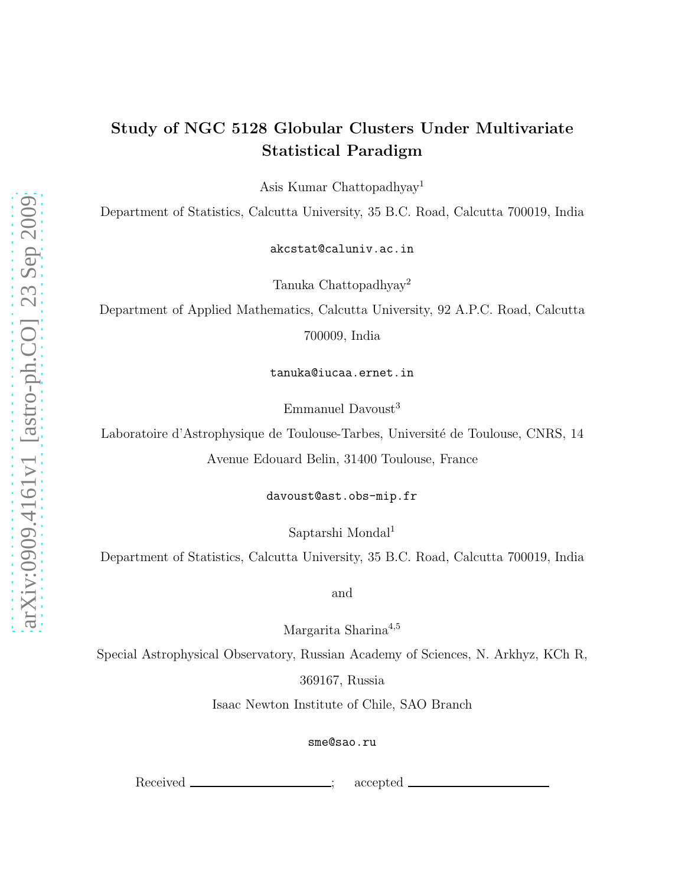# Study of NGC 5128 Globular Clusters Under Multivariate Statistical Paradigm

Asis Kumar Chattopadhyay[1]

Department of Statistics, Calcutta University, 35 B.C. Road, Calcutta 700019, India

akcstat@caluniv.ac.in

Tanuka Chattopadhyay[2]

Department of Applied Mathematics, Calcutta University, 92 A.P.C. Road, Calcutta 700009, India

tanuka@iucaa.ernet.in

Emmanuel Davoust[3]

Laboratoire d'Astrophysique de Toulouse-Tarbes, Université de Toulouse, CNRS, 14 Avenue Edouard Belin, 31400 Toulouse, France

davoust@ast.obs-mip.fr

Saptarshi Mondal[1]

Department of Statistics, Calcutta University, 35 B.C. Road, Calcutta 700019, India

and

Margarita Sharina[4,5]

Special Astrophysical Observatory, Russian Academy of Sciences, N. Arkhyz, KCh R, 369167, Russia

Isaac Newton Institute of Chile, SAO Branch

sme@sao.ru

Received \_\_\_\_\_\_\_\_\_\_\_\_\_\_\_\_\_\_\_\_; accepted \_\_\_\_\_\_\_\_\_\_\_\_\_\_\_\_\_\_\_\_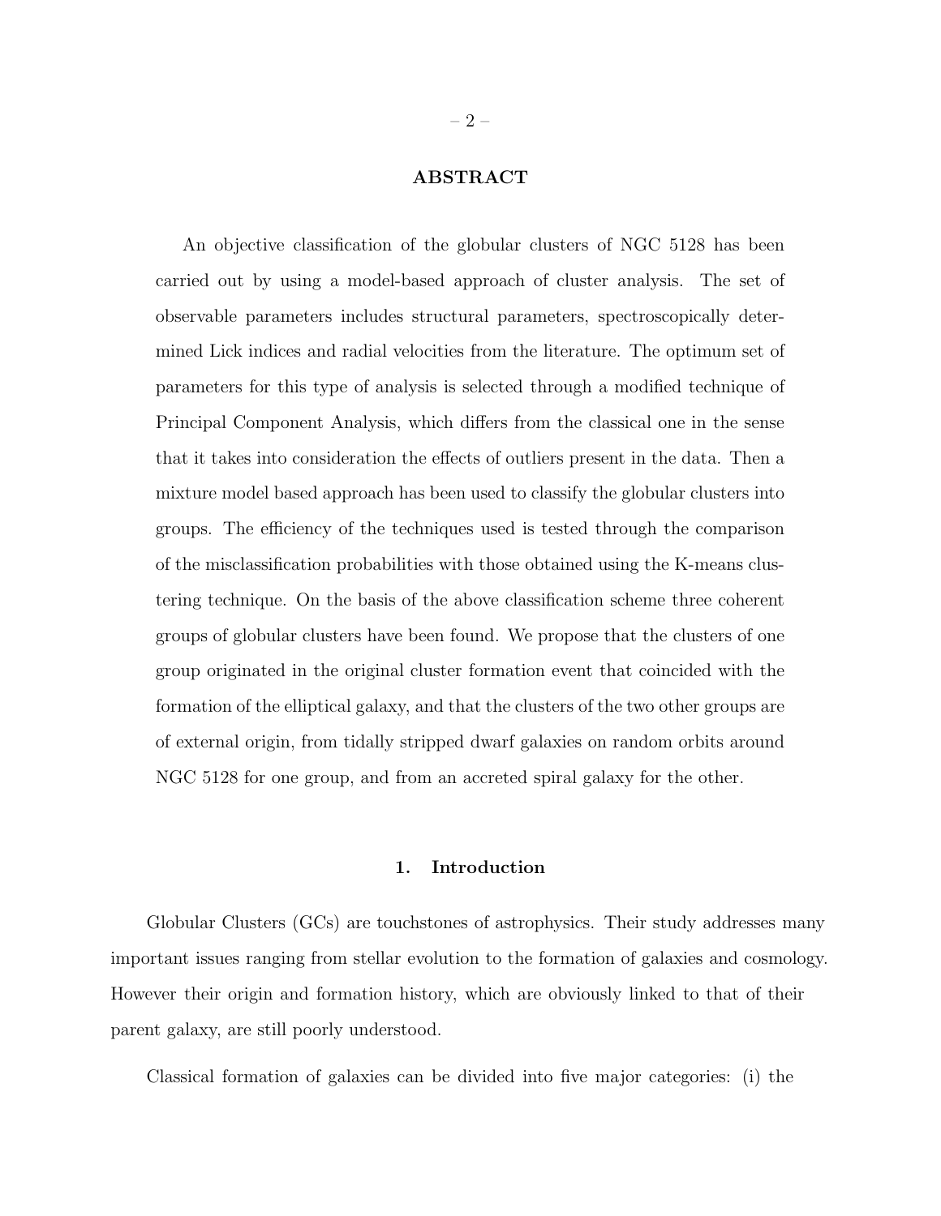## ABSTRACT

An objective classification of the globular clusters of NGC 5128 has been carried out by using a model-based approach of cluster analysis. The set of observable parameters includes structural parameters, spectroscopically determined Lick indices and radial velocities from the literature. The optimum set of parameters for this type of analysis is selected through a modified technique of Principal Component Analysis, which differs from the classical one in the sense that it takes into consideration the effects of outliers present in the data. Then a mixture model based approach has been used to classify the globular clusters into groups. The efficiency of the techniques used is tested through the comparison of the misclassification probabilities with those obtained using the K-means clustering technique. On the basis of the above classification scheme three coherent groups of globular clusters have been found. We propose that the clusters of one group originated in the original cluster formation event that coincided with the formation of the elliptical galaxy, and that the clusters of the two other groups are of external origin, from tidally stripped dwarf galaxies on random orbits around NGC 5128 for one group, and from an accreted spiral galaxy for the other.

## 1. Introduction

Globular Clusters (GCs) are touchstones of astrophysics. Their study addresses many important issues ranging from stellar evolution to the formation of galaxies and cosmology. However their origin and formation history, which are obviously linked to that of their parent galaxy, are still poorly understood.

Classical formation of galaxies can be divided into five major categories: (i) the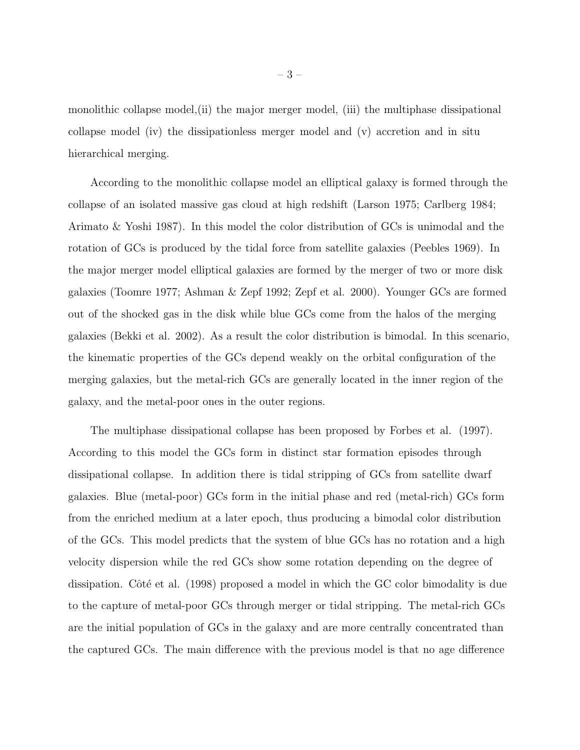monolithic collapse model,(ii) the major merger model, (iii) the multiphase dissipational collapse model (iv) the dissipationless merger model and (v) accretion and in situ hierarchical merging.

According to the monolithic collapse model an elliptical galaxy is formed through the collapse of an isolated massive gas cloud at high redshift (Larson 1975; Carlberg 1984; Arimato & Yoshi 1987). In this model the color distribution of GCs is unimodal and the rotation of GCs is produced by the tidal force from satellite galaxies (Peebles 1969). In the major merger model elliptical galaxies are formed by the merger of two or more disk galaxies (Toomre 1977; Ashman & Zepf 1992; Zepf et al. 2000). Younger GCs are formed out of the shocked gas in the disk while blue GCs come from the halos of the merging galaxies (Bekki et al. 2002). As a result the color distribution is bimodal. In this scenario, the kinematic properties of the GCs depend weakly on the orbital configuration of the merging galaxies, but the metal-rich GCs are generally located in the inner region of the galaxy, and the metal-poor ones in the outer regions.

The multiphase dissipational collapse has been proposed by Forbes et al. (1997). According to this model the GCs form in distinct star formation episodes through dissipational collapse. In addition there is tidal stripping of GCs from satellite dwarf galaxies. Blue (metal-poor) GCs form in the initial phase and red (metal-rich) GCs form from the enriched medium at a later epoch, thus producing a bimodal color distribution of the GCs. This model predicts that the system of blue GCs has no rotation and a high velocity dispersion while the red GCs show some rotation depending on the degree of dissipation. Côté et al. (1998) proposed a model in which the GC color bimodality is due to the capture of metal-poor GCs through merger or tidal stripping. The metal-rich GCs are the initial population of GCs in the galaxy and are more centrally concentrated than the captured GCs. The main difference with the previous model is that no age difference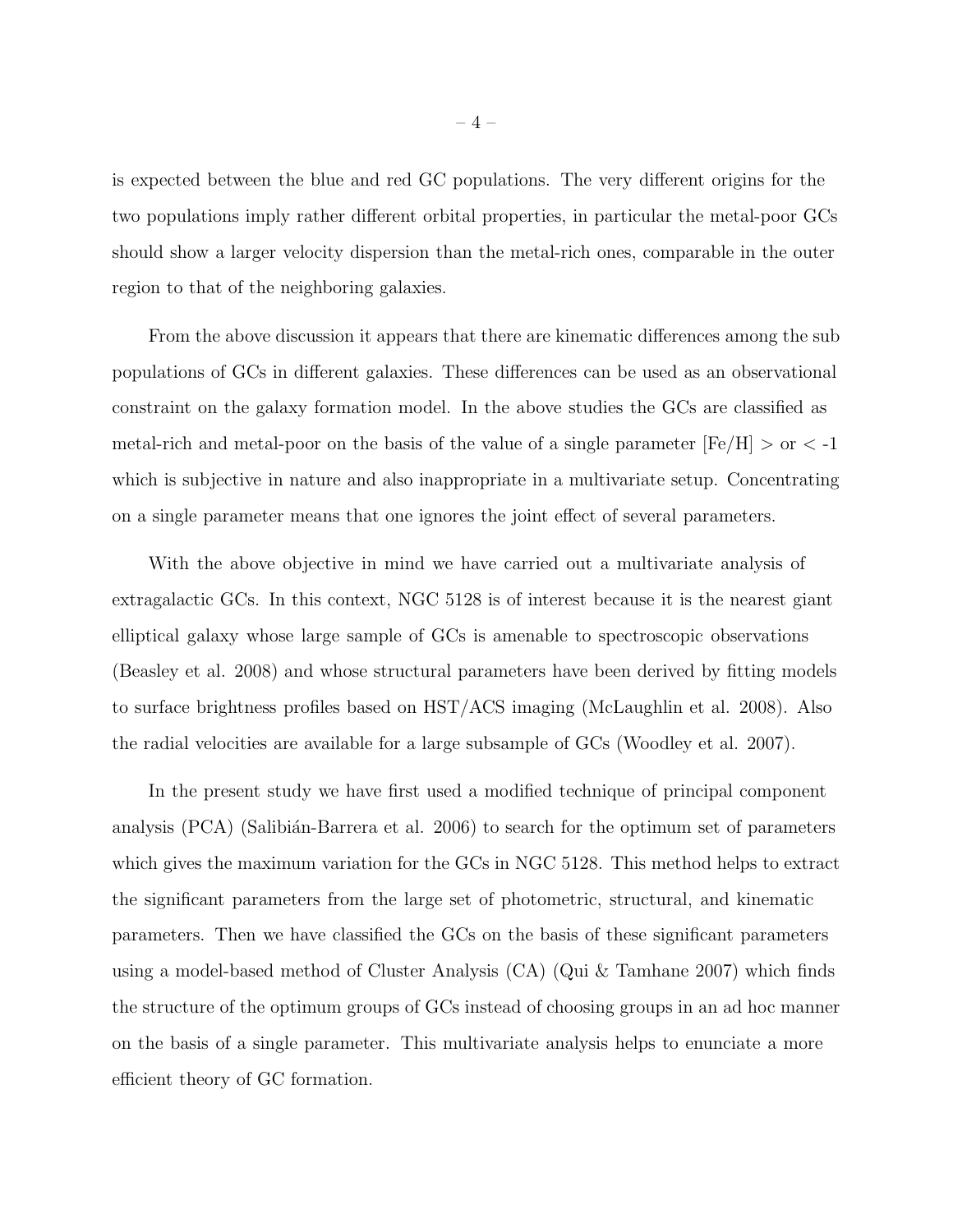is expected between the blue and red GC populations. The very different origins for the two populations imply rather different orbital properties, in particular the metal-poor GCs should show a larger velocity dispersion than the metal-rich ones, comparable in the outer region to that of the neighboring galaxies.

From the above discussion it appears that there are kinematic differences among the sub populations of GCs in different galaxies. These differences can be used as an observational constraint on the galaxy formation model. In the above studies the GCs are classified as metal-rich and metal-poor on the basis of the value of a single parameter [Fe/H] $>$ or $<$ -1 which is subjective in nature and also inappropriate in a multivariate setup. Concentrating on a single parameter means that one ignores the joint effect of several parameters.

With the above objective in mind we have carried out a multivariate analysis of extragalactic GCs. In this context, NGC 5128 is of interest because it is the nearest giant elliptical galaxy whose large sample of GCs is amenable to spectroscopic observations (Beasley et al. 2008) and whose structural parameters have been derived by fitting models to surface brightness profiles based on HST/ACS imaging (McLaughlin et al. 2008). Also the radial velocities are available for a large subsample of GCs (Woodley et al. 2007).

In the present study we have first used a modified technique of principal component analysis (PCA) (Salibián-Barrera et al. 2006) to search for the optimum set of parameters which gives the maximum variation for the GCs in NGC 5128. This method helps to extract the significant parameters from the large set of photometric, structural, and kinematic parameters. Then we have classified the GCs on the basis of these significant parameters using a model-based method of Cluster Analysis (CA) (Qui & Tamhane 2007) which finds the structure of the optimum groups of GCs instead of choosing groups in an ad hoc manner on the basis of a single parameter. This multivariate analysis helps to enunciate a more efficient theory of GC formation.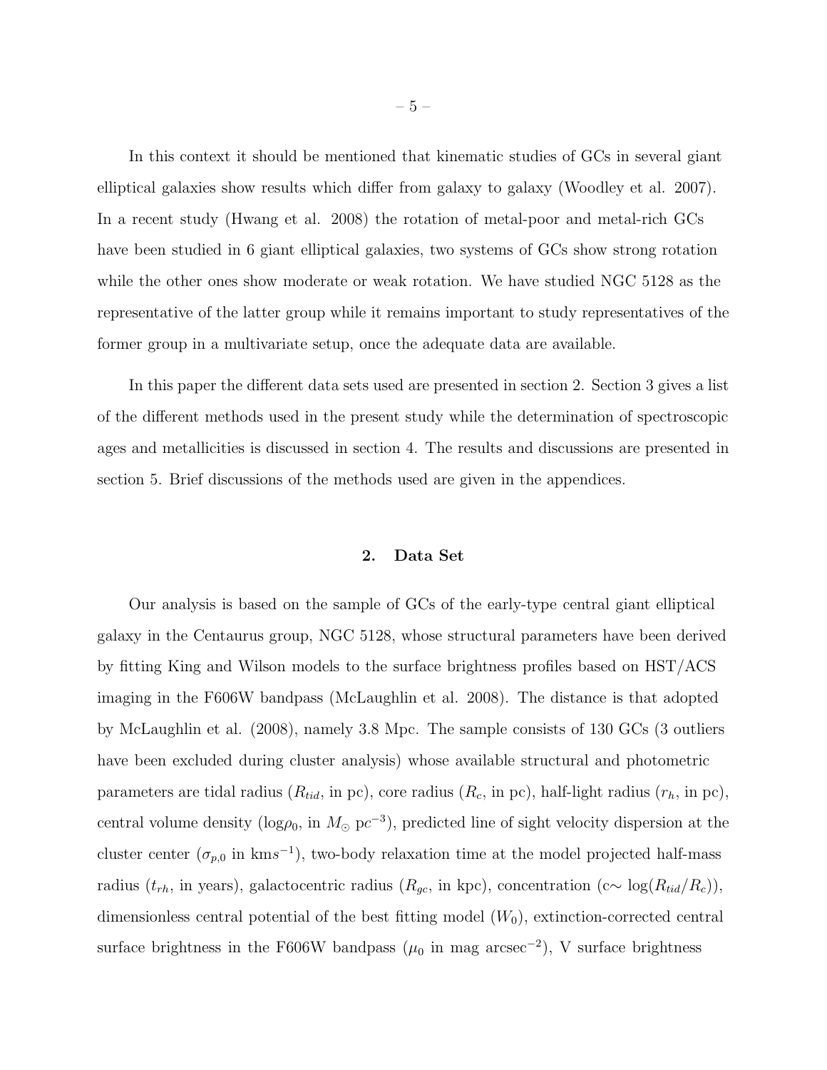In this context it should be mentioned that kinematic studies of GCs in several giant elliptical galaxies show results which differ from galaxy to galaxy (Woodley et al. 2007). In a recent study (Hwang et al. 2008) the rotation of metal-poor and metal-rich GCs have been studied in 6 giant elliptical galaxies, two systems of GCs show strong rotation while the other ones show moderate or weak rotation. We have studied NGC 5128 as the representative of the latter group while it remains important to study representatives of the former group in a multivariate setup, once the adequate data are available.

In this paper the different data sets used are presented in section 2. Section 3 gives a list of the different methods used in the present study while the determination of spectroscopic ages and metallicities is discussed in section 4. The results and discussions are presented in section 5. Brief discussions of the methods used are given in the appendices.

## 2. Data Set

Our analysis is based on the sample of GCs of the early-type central giant elliptical galaxy in the Centaurus group, NGC 5128, whose structural parameters have been derived by fitting King and Wilson models to the surface brightness profiles based on HST/ACS imaging in the F606W bandpass (McLaughlin et al. 2008). The distance is that adopted by McLaughlin et al. (2008), namely 3.8 Mpc. The sample consists of 130 GCs (3 outliers have been excluded during cluster analysis) whose available structural and photometric parameters are tidal radius ($R_{tid}$, in pc), core radius ($R_c$, in pc), half-light radius ($r_h$, in pc), central volume density ($\log\rho_0$, in $M_\odot$ pc$^{-3}$), predicted line of sight velocity dispersion at the cluster center ($\sigma_{p,0}$ in km$s^{-1}$), two-body relaxation time at the model projected half-mass radius ($t_{rh}$, in years), galactocentric radius ($R_{gc}$, in kpc), concentration (c$\sim$ $\log(R_{tid}/R_c)$), dimensionless central potential of the best fitting model ($W_0$), extinction-corrected central surface brightness in the F606W bandpass ($\mu_0$ in mag arcsec$^{-2}$), V surface brightness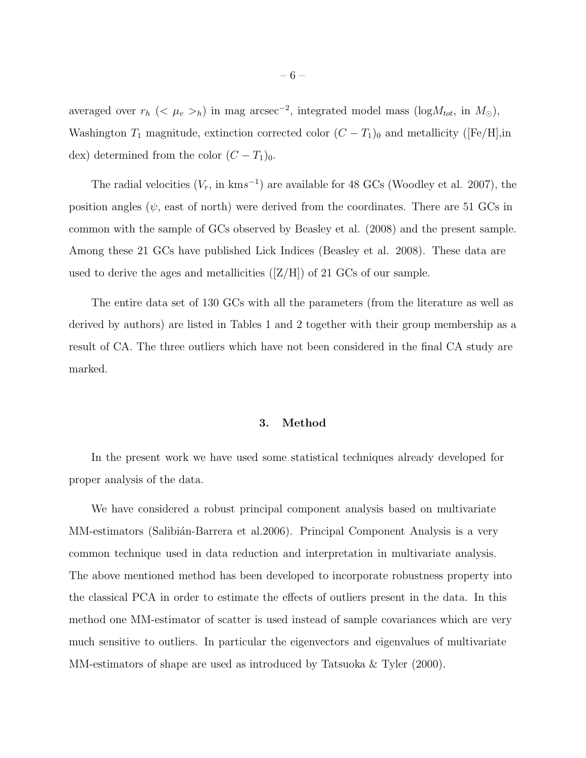averaged over $r_h$ ($< \mu_v >_h$) in mag arcsec$^{-2}$, integrated model mass ($\log M_{tot}$, in $M_{\odot}$), Washington $T_1$ magnitude, extinction corrected color $(C - T_1)_0$ and metallicity ([Fe/H],in dex) determined from the color $(C - T_1)_0$.

The radial velocities ($V_r$, in km$s^{-1}$) are available for 48 GCs (Woodley et al. 2007), the position angles ($\psi$, east of north) were derived from the coordinates. There are 51 GCs in common with the sample of GCs observed by Beasley et al. (2008) and the present sample. Among these 21 GCs have published Lick Indices (Beasley et al. 2008). These data are used to derive the ages and metallicities ([Z/H]) of 21 GCs of our sample.

The entire data set of 130 GCs with all the parameters (from the literature as well as derived by authors) are listed in Tables 1 and 2 together with their group membership as a result of CA. The three outliers which have not been considered in the final CA study are marked.

## 3. Method

In the present work we have used some statistical techniques already developed for proper analysis of the data.

We have considered a robust principal component analysis based on multivariate MM-estimators (Salibián-Barrera et al.2006). Principal Component Analysis is a very common technique used in data reduction and interpretation in multivariate analysis. The above mentioned method has been developed to incorporate robustness property into the classical PCA in order to estimate the effects of outliers present in the data. In this method one MM-estimator of scatter is used instead of sample covariances which are very much sensitive to outliers. In particular the eigenvectors and eigenvalues of multivariate MM-estimators of shape are used as introduced by Tatsuoka & Tyler (2000).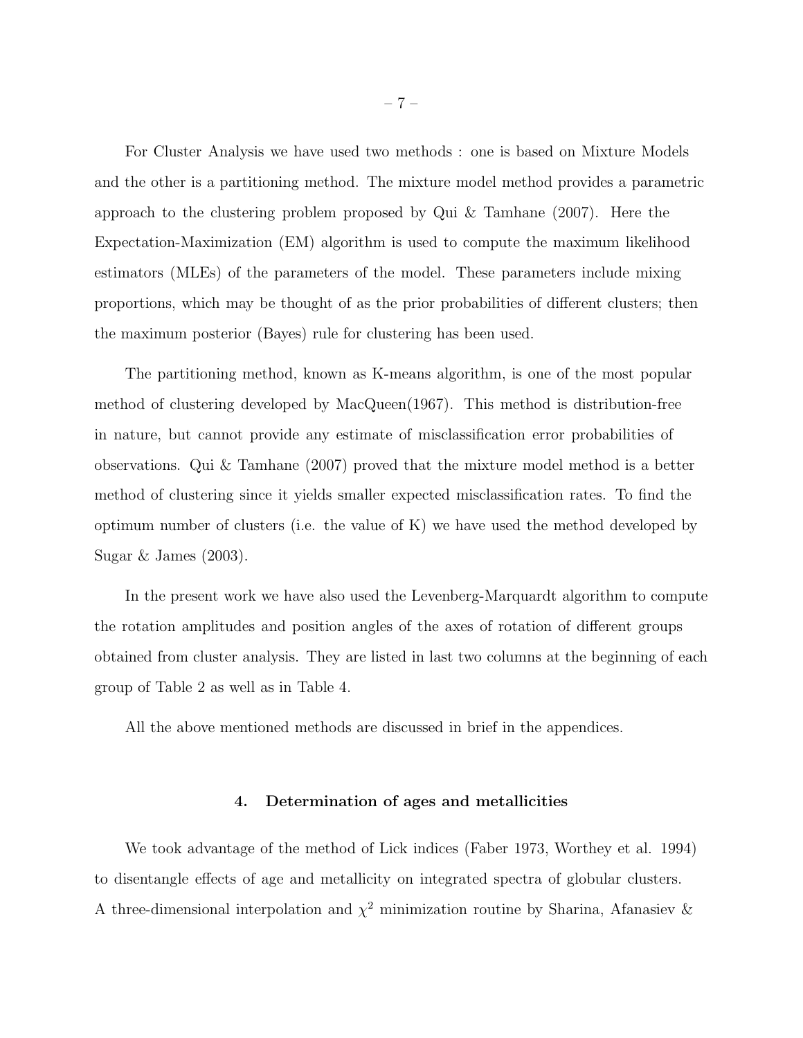For Cluster Analysis we have used two methods : one is based on Mixture Models and the other is a partitioning method. The mixture model method provides a parametric approach to the clustering problem proposed by Qui & Tamhane (2007). Here the Expectation-Maximization (EM) algorithm is used to compute the maximum likelihood estimators (MLEs) of the parameters of the model. These parameters include mixing proportions, which may be thought of as the prior probabilities of different clusters; then the maximum posterior (Bayes) rule for clustering has been used.

The partitioning method, known as K-means algorithm, is one of the most popular method of clustering developed by MacQueen(1967). This method is distribution-free in nature, but cannot provide any estimate of misclassification error probabilities of observations. Qui & Tamhane (2007) proved that the mixture model method is a better method of clustering since it yields smaller expected misclassification rates. To find the optimum number of clusters (i.e. the value of K) we have used the method developed by Sugar & James (2003).

In the present work we have also used the Levenberg-Marquardt algorithm to compute the rotation amplitudes and position angles of the axes of rotation of different groups obtained from cluster analysis. They are listed in last two columns at the beginning of each group of Table 2 as well as in Table 4.

All the above mentioned methods are discussed in brief in the appendices.

## 4. Determination of ages and metallicities

We took advantage of the method of Lick indices (Faber 1973, Worthey et al. 1994) to disentangle effects of age and metallicity on integrated spectra of globular clusters. A three-dimensional interpolation and $\chi^2$ minimization routine by Sharina, Afanasiev &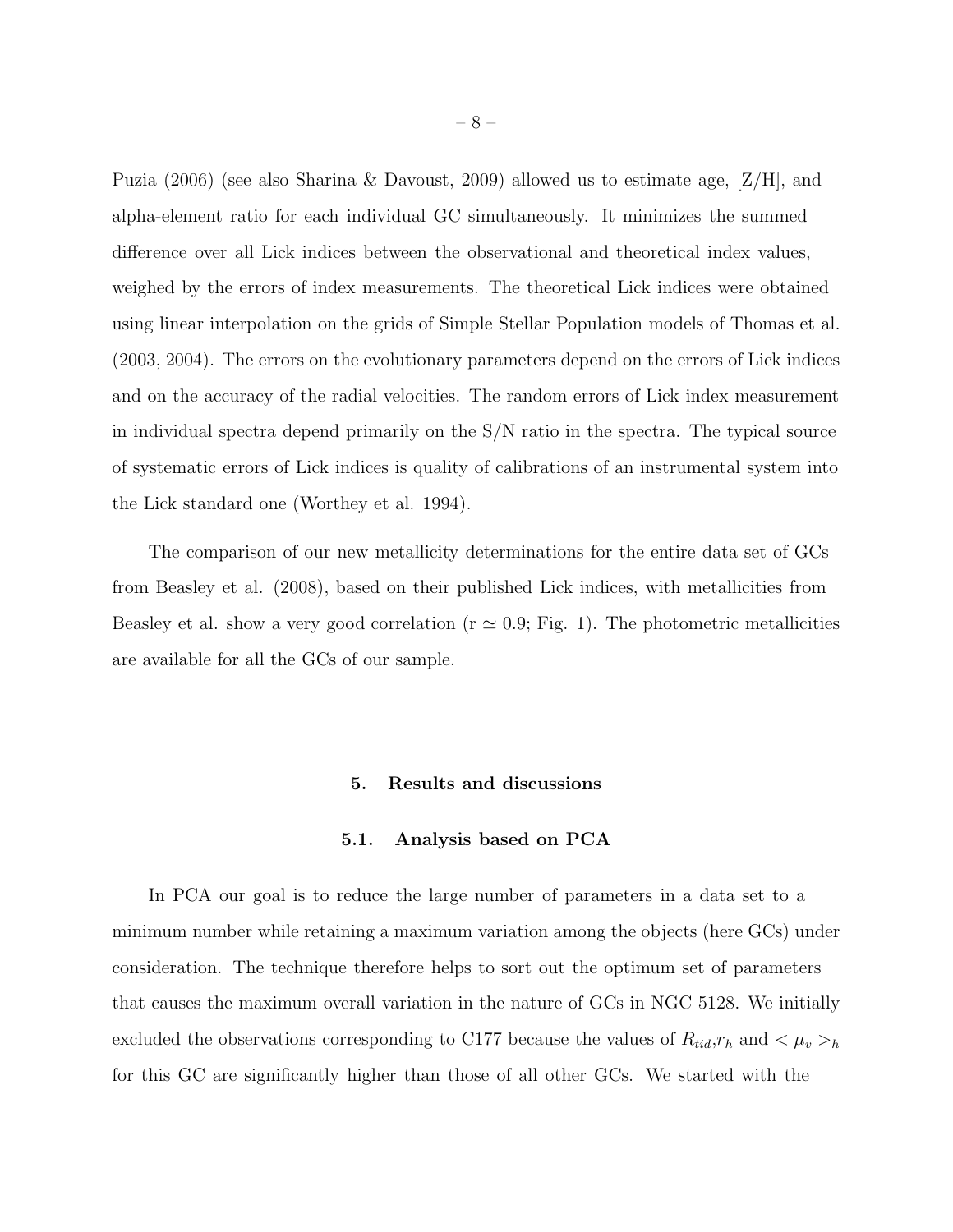Puzia (2006) (see also Sharina & Davoust, 2009) allowed us to estimate age, [Z/H], and alpha-element ratio for each individual GC simultaneously. It minimizes the summed difference over all Lick indices between the observational and theoretical index values, weighed by the errors of index measurements. The theoretical Lick indices were obtained using linear interpolation on the grids of Simple Stellar Population models of Thomas et al. (2003, 2004). The errors on the evolutionary parameters depend on the errors of Lick indices and on the accuracy of the radial velocities. The random errors of Lick index measurement in individual spectra depend primarily on the S/N ratio in the spectra. The typical source of systematic errors of Lick indices is quality of calibrations of an instrumental system into the Lick standard one (Worthey et al. 1994).

The comparison of our new metallicity determinations for the entire data set of GCs from Beasley et al. (2008), based on their published Lick indices, with metallicities from Beasley et al. show a very good correlation (r $\simeq$ 0.9; Fig. 1). The photometric metallicities are available for all the GCs of our sample.

## 5. Results and discussions

### 5.1. Analysis based on PCA

In PCA our goal is to reduce the large number of parameters in a data set to a minimum number while retaining a maximum variation among the objects (here GCs) under consideration. The technique therefore helps to sort out the optimum set of parameters that causes the maximum overall variation in the nature of GCs in NGC 5128. We initially excluded the observations corresponding to C177 because the values of $R_{tid}$,$r_h$ and $< \mu_v >_h$ for this GC are significantly higher than those of all other GCs. We started with the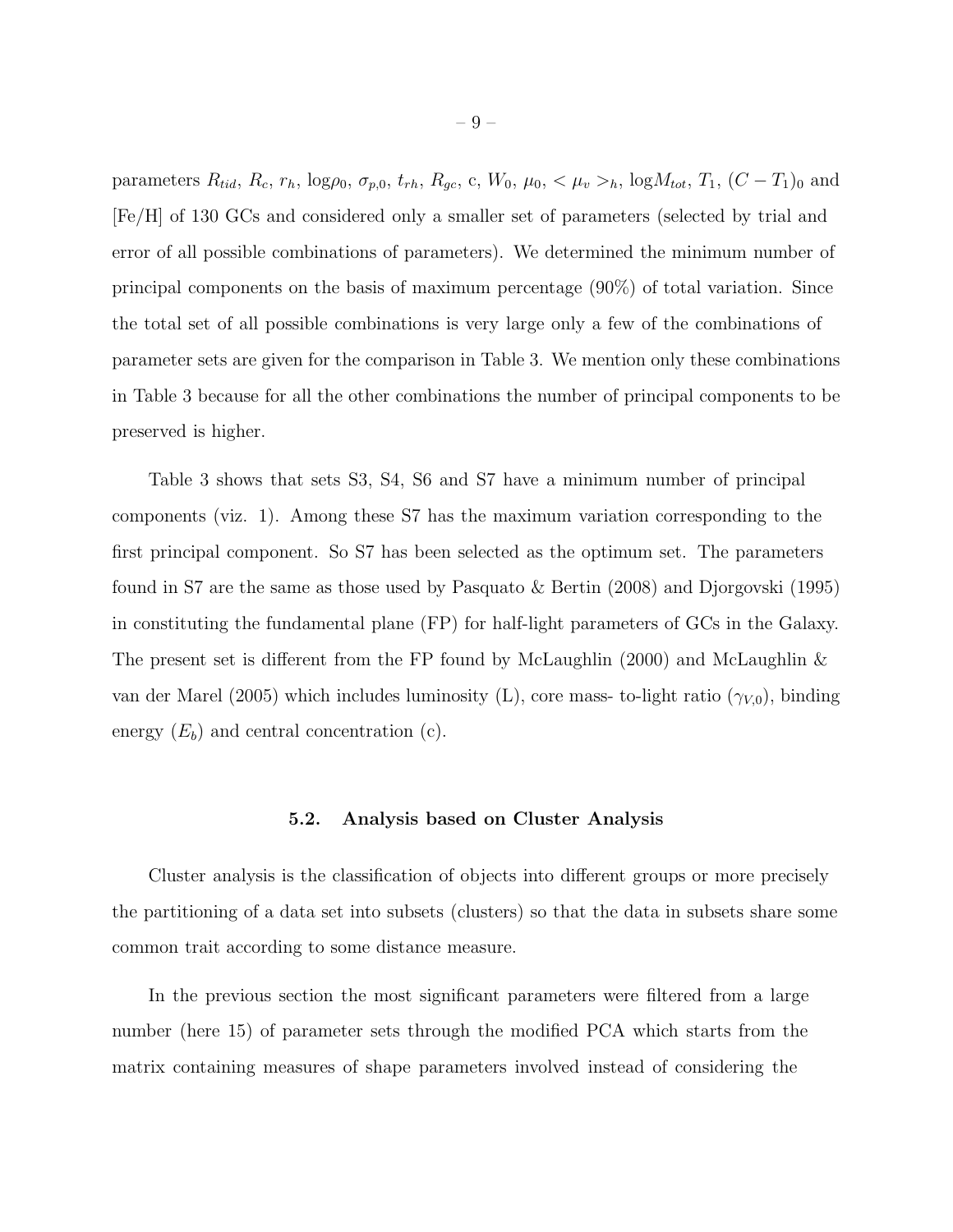parameters $R_{tid}$, $R_c$, $r_h$, $\log\rho_0$, $\sigma_{p,0}$, $t_{rh}$, $R_{gc}$, c, $W_0$, $\mu_0$, $<\mu_v>_h$, $\log M_{tot}$, $T_1$, $(C-T_1)_0$ and [Fe/H] of 130 GCs and considered only a smaller set of parameters (selected by trial and error of all possible combinations of parameters). We determined the minimum number of principal components on the basis of maximum percentage (90%) of total variation. Since the total set of all possible combinations is very large only a few of the combinations of parameter sets are given for the comparison in Table 3. We mention only these combinations in Table 3 because for all the other combinations the number of principal components to be preserved is higher.

Table 3 shows that sets S3, S4, S6 and S7 have a minimum number of principal components (viz. 1). Among these S7 has the maximum variation corresponding to the first principal component. So S7 has been selected as the optimum set. The parameters found in S7 are the same as those used by Pasquato & Bertin (2008) and Djorgovski (1995) in constituting the fundamental plane (FP) for half-light parameters of GCs in the Galaxy. The present set is different from the FP found by McLaughlin (2000) and McLaughlin & van der Marel (2005) which includes luminosity (L), core mass- to-light ratio ($\gamma_{V,0}$), binding energy ($E_b$) and central concentration (c).

### 5.2. Analysis based on Cluster Analysis

Cluster analysis is the classification of objects into different groups or more precisely the partitioning of a data set into subsets (clusters) so that the data in subsets share some common trait according to some distance measure.

In the previous section the most significant parameters were filtered from a large number (here 15) of parameter sets through the modified PCA which starts from the matrix containing measures of shape parameters involved instead of considering the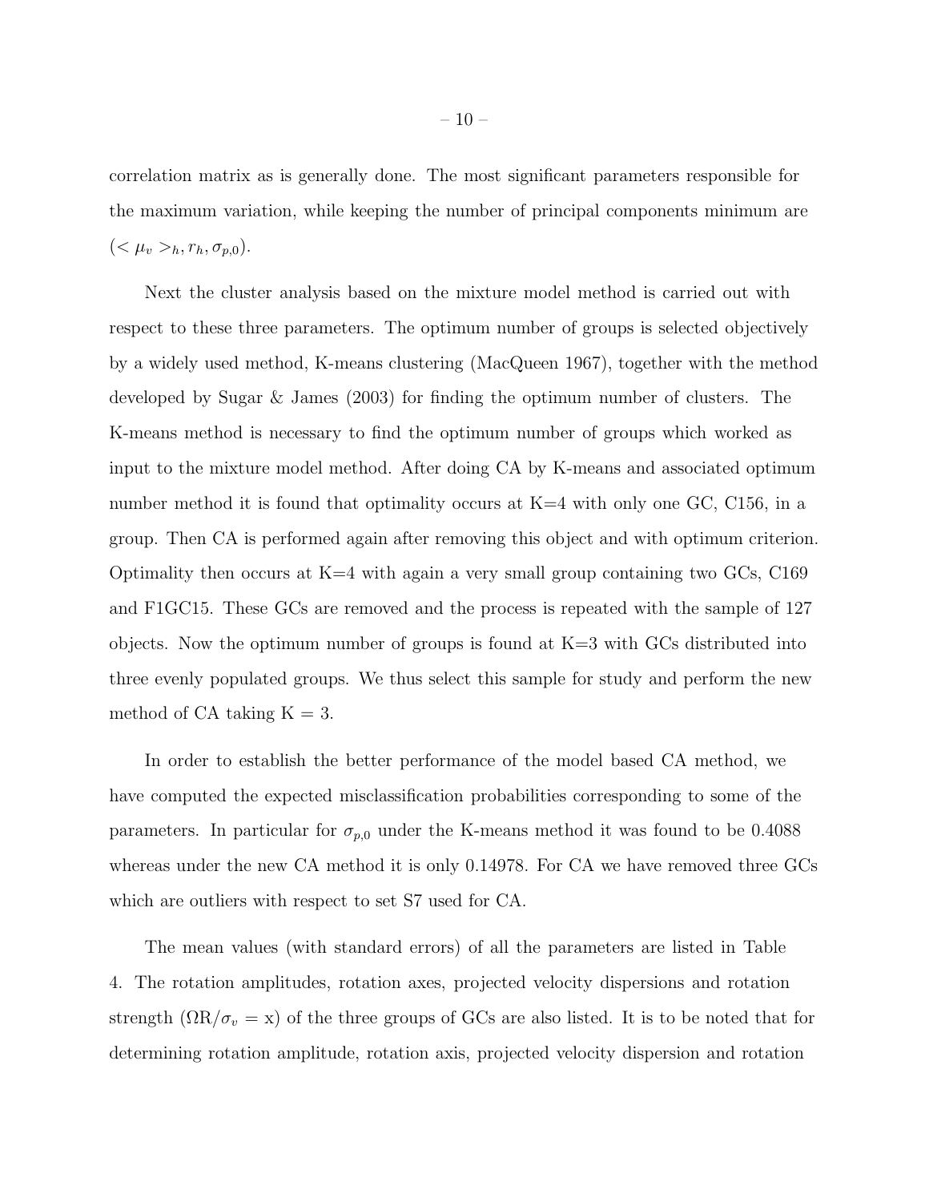correlation matrix as is generally done. The most significant parameters responsible for the maximum variation, while keeping the number of principal components minimum are $(<\mu_v>_h, r_h, \sigma_{p,0})$.

Next the cluster analysis based on the mixture model method is carried out with respect to these three parameters. The optimum number of groups is selected objectively by a widely used method, K-means clustering (MacQueen 1967), together with the method developed by Sugar & James (2003) for finding the optimum number of clusters. The K-means method is necessary to find the optimum number of groups which worked as input to the mixture model method. After doing CA by K-means and associated optimum number method it is found that optimality occurs at K=4 with only one GC, C156, in a group. Then CA is performed again after removing this object and with optimum criterion. Optimality then occurs at K=4 with again a very small group containing two GCs, C169 and F1GC15. These GCs are removed and the process is repeated with the sample of 127 objects. Now the optimum number of groups is found at K=3 with GCs distributed into three evenly populated groups. We thus select this sample for study and perform the new method of CA taking K = 3.

In order to establish the better performance of the model based CA method, we have computed the expected misclassification probabilities corresponding to some of the parameters. In particular for $\sigma_{p,0}$ under the K-means method it was found to be 0.4088 whereas under the new CA method it is only 0.14978. For CA we have removed three GCs which are outliers with respect to set S7 used for CA.

The mean values (with standard errors) of all the parameters are listed in Table 4. The rotation amplitudes, rotation axes, projected velocity dispersions and rotation strength ($\Omega R/\sigma_v = x$) of the three groups of GCs are also listed. It is to be noted that for determining rotation amplitude, rotation axis, projected velocity dispersion and rotation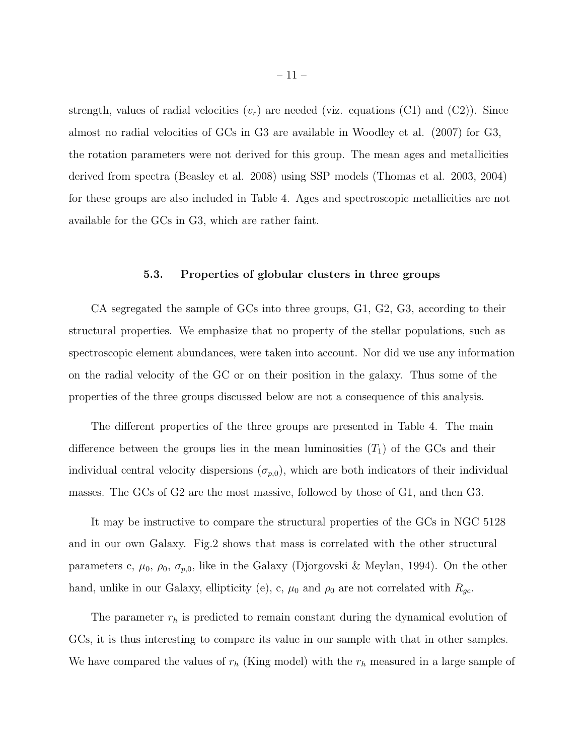strength, values of radial velocities ($v_r$) are needed (viz. equations (C1) and (C2)). Since almost no radial velocities of GCs in G3 are available in Woodley et al. (2007) for G3, the rotation parameters were not derived for this group. The mean ages and metallicities derived from spectra (Beasley et al. 2008) using SSP models (Thomas et al. 2003, 2004) for these groups are also included in Table 4. Ages and spectroscopic metallicities are not available for the GCs in G3, which are rather faint.

### 5.3. Properties of globular clusters in three groups

CA segregated the sample of GCs into three groups, G1, G2, G3, according to their structural properties. We emphasize that no property of the stellar populations, such as spectroscopic element abundances, were taken into account. Nor did we use any information on the radial velocity of the GC or on their position in the galaxy. Thus some of the properties of the three groups discussed below are not a consequence of this analysis.

The different properties of the three groups are presented in Table 4. The main difference between the groups lies in the mean luminosities ($T_1$) of the GCs and their individual central velocity dispersions ($\sigma_{p,0}$), which are both indicators of their individual masses. The GCs of G2 are the most massive, followed by those of G1, and then G3.

It may be instructive to compare the structural properties of the GCs in NGC 5128 and in our own Galaxy. Fig.2 shows that mass is correlated with the other structural parameters c, $\mu_0$, $\rho_0$, $\sigma_{p,0}$, like in the Galaxy (Djorgovski & Meylan, 1994). On the other hand, unlike in our Galaxy, ellipticity (e), c, $\mu_0$ and $\rho_0$ are not correlated with $R_{gc}$.

The parameter $r_h$ is predicted to remain constant during the dynamical evolution of GCs, it is thus interesting to compare its value in our sample with that in other samples. We have compared the values of $r_h$ (King model) with the $r_h$ measured in a large sample of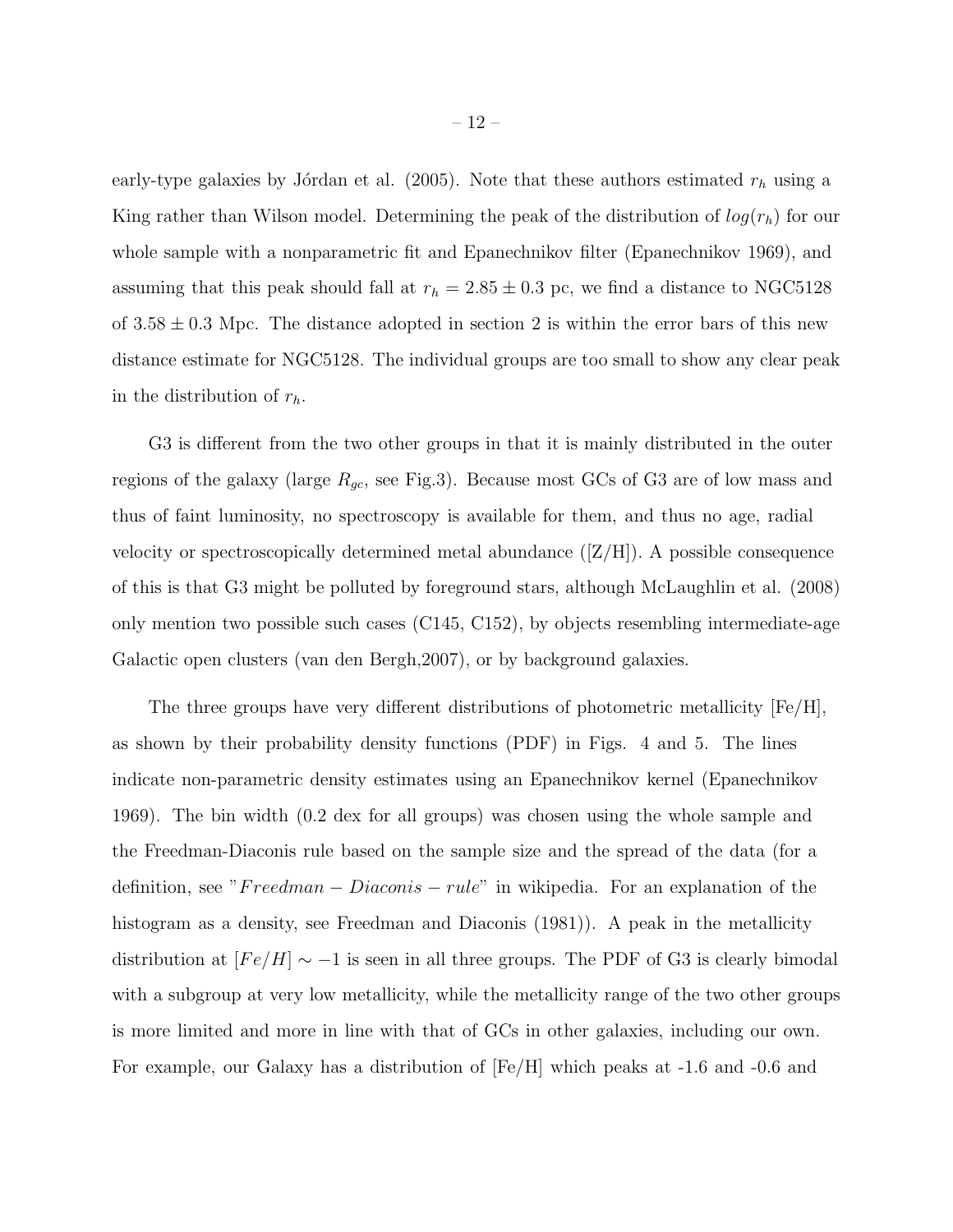early-type galaxies by Jórdan et al. (2005). Note that these authors estimated $r_h$ using a King rather than Wilson model. Determining the peak of the distribution of $log(r_h)$ for our whole sample with a nonparametric fit and Epanechnikov filter (Epanechnikov 1969), and assuming that this peak should fall at $r_h = 2.85 \pm 0.3$ pc, we find a distance to NGC5128 of $3.58 \pm 0.3$ Mpc. The distance adopted in section 2 is within the error bars of this new distance estimate for NGC5128. The individual groups are too small to show any clear peak in the distribution of $r_h$.

G3 is different from the two other groups in that it is mainly distributed in the outer regions of the galaxy (large $R_{gc}$, see Fig.3). Because most GCs of G3 are of low mass and thus of faint luminosity, no spectroscopy is available for them, and thus no age, radial velocity or spectroscopically determined metal abundance ([Z/H]). A possible consequence of this is that G3 might be polluted by foreground stars, although McLaughlin et al. (2008) only mention two possible such cases (C145, C152), by objects resembling intermediate-age Galactic open clusters (van den Bergh,2007), or by background galaxies.

The three groups have very different distributions of photometric metallicity [Fe/H], as shown by their probability density functions (PDF) in Figs. 4 and 5. The lines indicate non-parametric density estimates using an Epanechnikov kernel (Epanechnikov 1969). The bin width (0.2 dex for all groups) was chosen using the whole sample and the Freedman-Diaconis rule based on the sample size and the spread of the data (for a definition, see "$Freedman - Diaconis - rule$" in wikipedia. For an explanation of the histogram as a density, see Freedman and Diaconis (1981)). A peak in the metallicity distribution at $[Fe/H] \sim -1$ is seen in all three groups. The PDF of G3 is clearly bimodal with a subgroup at very low metallicity, while the metallicity range of the two other groups is more limited and more in line with that of GCs in other galaxies, including our own. For example, our Galaxy has a distribution of [Fe/H] which peaks at -1.6 and -0.6 and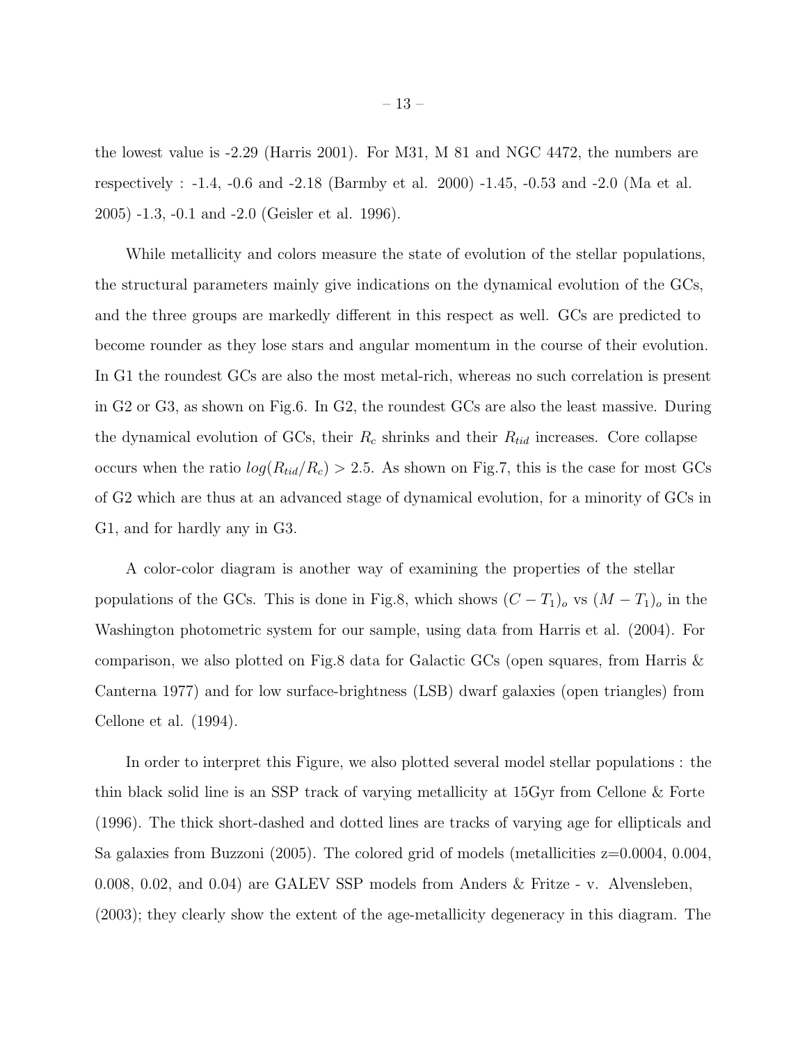the lowest value is -2.29 (Harris 2001). For M31, M 81 and NGC 4472, the numbers are respectively : -1.4, -0.6 and -2.18 (Barmby et al. 2000) -1.45, -0.53 and -2.0 (Ma et al. 2005) -1.3, -0.1 and -2.0 (Geisler et al. 1996).

While metallicity and colors measure the state of evolution of the stellar populations, the structural parameters mainly give indications on the dynamical evolution of the GCs, and the three groups are markedly different in this respect as well. GCs are predicted to become rounder as they lose stars and angular momentum in the course of their evolution. In G1 the roundest GCs are also the most metal-rich, whereas no such correlation is present in G2 or G3, as shown on Fig.6. In G2, the roundest GCs are also the least massive. During the dynamical evolution of GCs, their $R_c$ shrinks and their $R_{tid}$ increases. Core collapse occurs when the ratio $log(R_{tid}/R_c) > 2.5$. As shown on Fig.7, this is the case for most GCs of G2 which are thus at an advanced stage of dynamical evolution, for a minority of GCs in G1, and for hardly any in G3.

A color-color diagram is another way of examining the properties of the stellar populations of the GCs. This is done in Fig.8, which shows $(C - T_1)_o$ vs $(M - T_1)_o$ in the Washington photometric system for our sample, using data from Harris et al. (2004). For comparison, we also plotted on Fig.8 data for Galactic GCs (open squares, from Harris & Canterna 1977) and for low surface-brightness (LSB) dwarf galaxies (open triangles) from Cellone et al. (1994).

In order to interpret this Figure, we also plotted several model stellar populations : the thin black solid line is an SSP track of varying metallicity at 15Gyr from Cellone & Forte (1996). The thick short-dashed and dotted lines are tracks of varying age for ellipticals and Sa galaxies from Buzzoni (2005). The colored grid of models (metallicities z=0.0004, 0.004, 0.008, 0.02, and 0.04) are GALEV SSP models from Anders & Fritze - v. Alvensleben, (2003); they clearly show the extent of the age-metallicity degeneracy in this diagram. The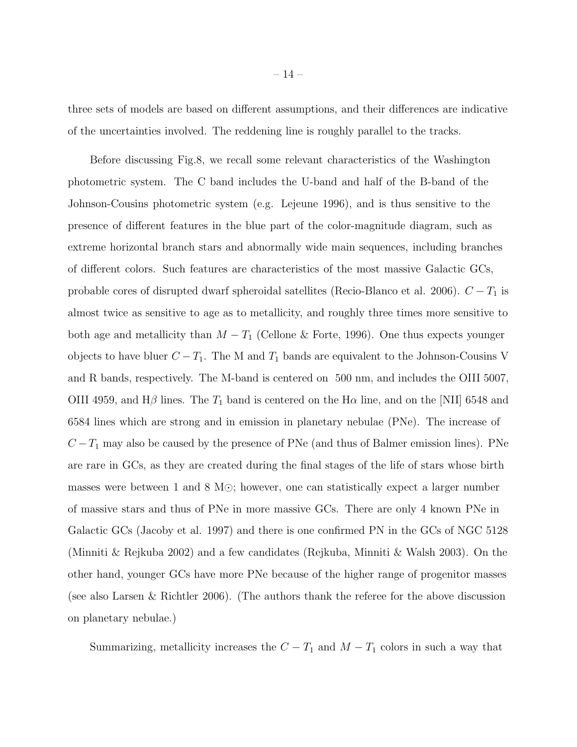three sets of models are based on different assumptions, and their differences are indicative of the uncertainties involved. The reddening line is roughly parallel to the tracks.

Before discussing Fig.8, we recall some relevant characteristics of the Washington photometric system. The C band includes the U-band and half of the B-band of the Johnson-Cousins photometric system (e.g. Lejeune 1996), and is thus sensitive to the presence of different features in the blue part of the color-magnitude diagram, such as extreme horizontal branch stars and abnormally wide main sequences, including branches of different colors. Such features are characteristics of the most massive Galactic GCs, probable cores of disrupted dwarf spheroidal satellites (Recio-Blanco et al. 2006). $C - T_1$ is almost twice as sensitive to age as to metallicity, and roughly three times more sensitive to both age and metallicity than $M - T_1$ (Cellone & Forte, 1996). One thus expects younger objects to have bluer $C - T_1$. The M and $T_1$ bands are equivalent to the Johnson-Cousins V and R bands, respectively. The M-band is centered on 500 nm, and includes the OIII 5007, OIII 4959, and H$\beta$ lines. The $T_1$ band is centered on the H$\alpha$ line, and on the [NII] 6548 and 6584 lines which are strong and in emission in planetary nebulae (PNe). The increase of $C - T_1$ may also be caused by the presence of PNe (and thus of Balmer emission lines). PNe are rare in GCs, as they are created during the final stages of the life of stars whose birth masses were between 1 and 8 M$\odot$; however, one can statistically expect a larger number of massive stars and thus of PNe in more massive GCs. There are only 4 known PNe in Galactic GCs (Jacoby et al. 1997) and there is one confirmed PN in the GCs of NGC 5128 (Minniti & Rejkuba 2002) and a few candidates (Rejkuba, Minniti & Walsh 2003). On the other hand, younger GCs have more PNe because of the higher range of progenitor masses (see also Larsen & Richtler 2006). (The authors thank the referee for the above discussion on planetary nebulae.)

Summarizing, metallicity increases the $C - T_1$ and $M - T_1$ colors in such a way that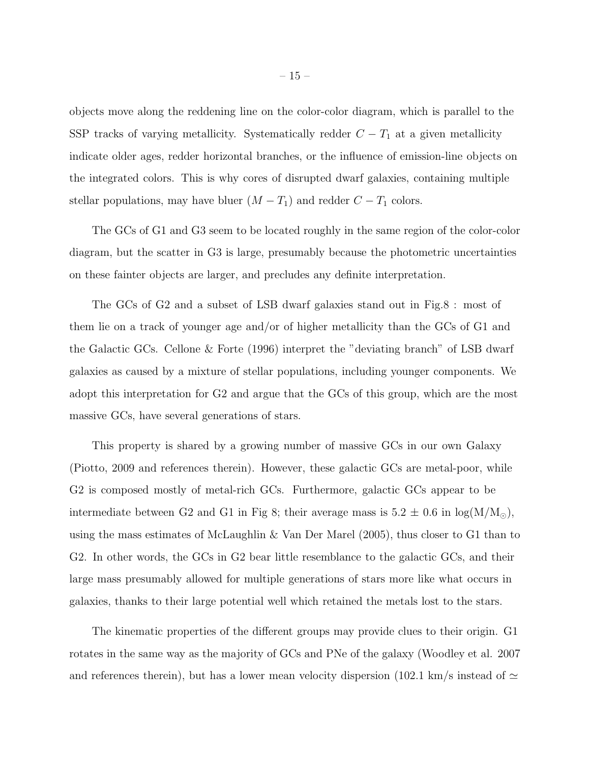objects move along the reddening line on the color-color diagram, which is parallel to the SSP tracks of varying metallicity. Systematically redder $C - T_1$ at a given metallicity indicate older ages, redder horizontal branches, or the influence of emission-line objects on the integrated colors. This is why cores of disrupted dwarf galaxies, containing multiple stellar populations, may have bluer $(M - T_1)$ and redder $C - T_1$ colors.

The GCs of G1 and G3 seem to be located roughly in the same region of the color-color diagram, but the scatter in G3 is large, presumably because the photometric uncertainties on these fainter objects are larger, and precludes any definite interpretation.

The GCs of G2 and a subset of LSB dwarf galaxies stand out in Fig.8 : most of them lie on a track of younger age and/or of higher metallicity than the GCs of G1 and the Galactic GCs. Cellone & Forte (1996) interpret the "deviating branch" of LSB dwarf galaxies as caused by a mixture of stellar populations, including younger components. We adopt this interpretation for G2 and argue that the GCs of this group, which are the most massive GCs, have several generations of stars.

This property is shared by a growing number of massive GCs in our own Galaxy (Piotto, 2009 and references therein). However, these galactic GCs are metal-poor, while G2 is composed mostly of metal-rich GCs. Furthermore, galactic GCs appear to be intermediate between G2 and G1 in Fig 8; their average mass is $5.2 \pm 0.6$ in $\log(\mathrm{M/M_{\odot}})$, using the mass estimates of McLaughlin & Van Der Marel (2005), thus closer to G1 than to G2. In other words, the GCs in G2 bear little resemblance to the galactic GCs, and their large mass presumably allowed for multiple generations of stars more like what occurs in galaxies, thanks to their large potential well which retained the metals lost to the stars.

The kinematic properties of the different groups may provide clues to their origin. G1 rotates in the same way as the majority of GCs and PNe of the galaxy (Woodley et al. 2007 and references therein), but has a lower mean velocity dispersion (102.1 km/s instead of $\simeq$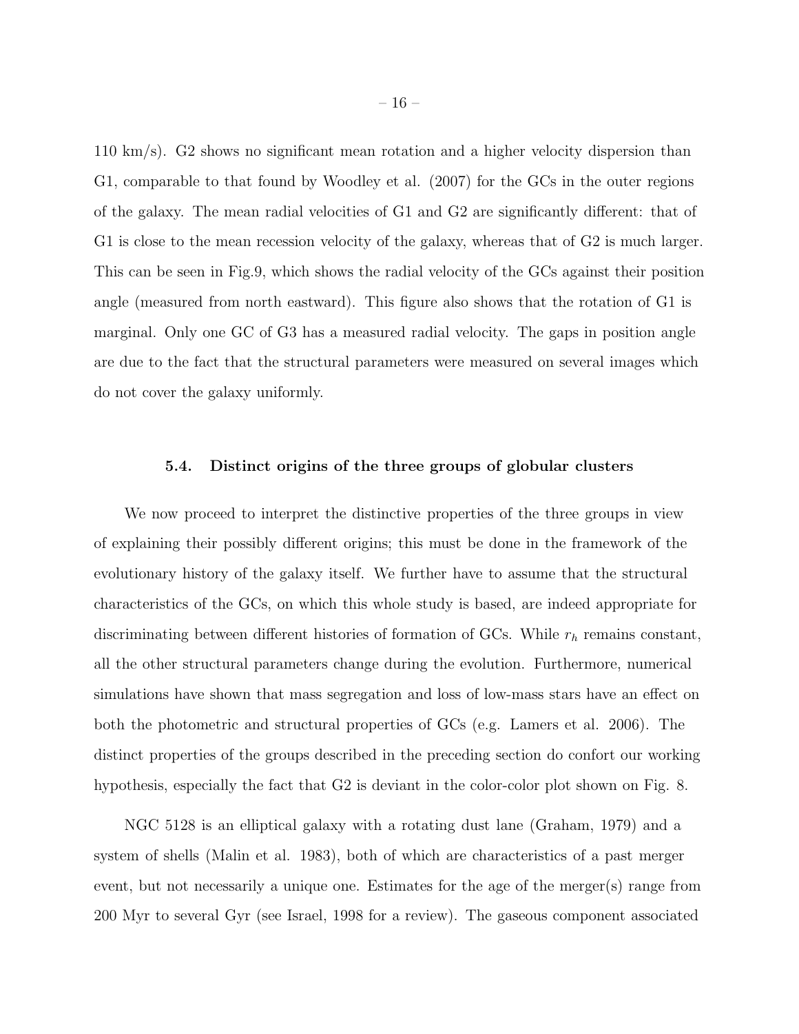110 km/s). G2 shows no significant mean rotation and a higher velocity dispersion than G1, comparable to that found by Woodley et al. (2007) for the GCs in the outer regions of the galaxy. The mean radial velocities of G1 and G2 are significantly different: that of G1 is close to the mean recession velocity of the galaxy, whereas that of G2 is much larger. This can be seen in Fig.9, which shows the radial velocity of the GCs against their position angle (measured from north eastward). This figure also shows that the rotation of G1 is marginal. Only one GC of G3 has a measured radial velocity. The gaps in position angle are due to the fact that the structural parameters were measured on several images which do not cover the galaxy uniformly.

### 5.4. Distinct origins of the three groups of globular clusters

We now proceed to interpret the distinctive properties of the three groups in view of explaining their possibly different origins; this must be done in the framework of the evolutionary history of the galaxy itself. We further have to assume that the structural characteristics of the GCs, on which this whole study is based, are indeed appropriate for discriminating between different histories of formation of GCs. While $r_h$ remains constant, all the other structural parameters change during the evolution. Furthermore, numerical simulations have shown that mass segregation and loss of low-mass stars have an effect on both the photometric and structural properties of GCs (e.g. Lamers et al. 2006). The distinct properties of the groups described in the preceding section do confort our working hypothesis, especially the fact that G2 is deviant in the color-color plot shown on Fig. 8.

NGC 5128 is an elliptical galaxy with a rotating dust lane (Graham, 1979) and a system of shells (Malin et al. 1983), both of which are characteristics of a past merger event, but not necessarily a unique one. Estimates for the age of the merger(s) range from 200 Myr to several Gyr (see Israel, 1998 for a review). The gaseous component associated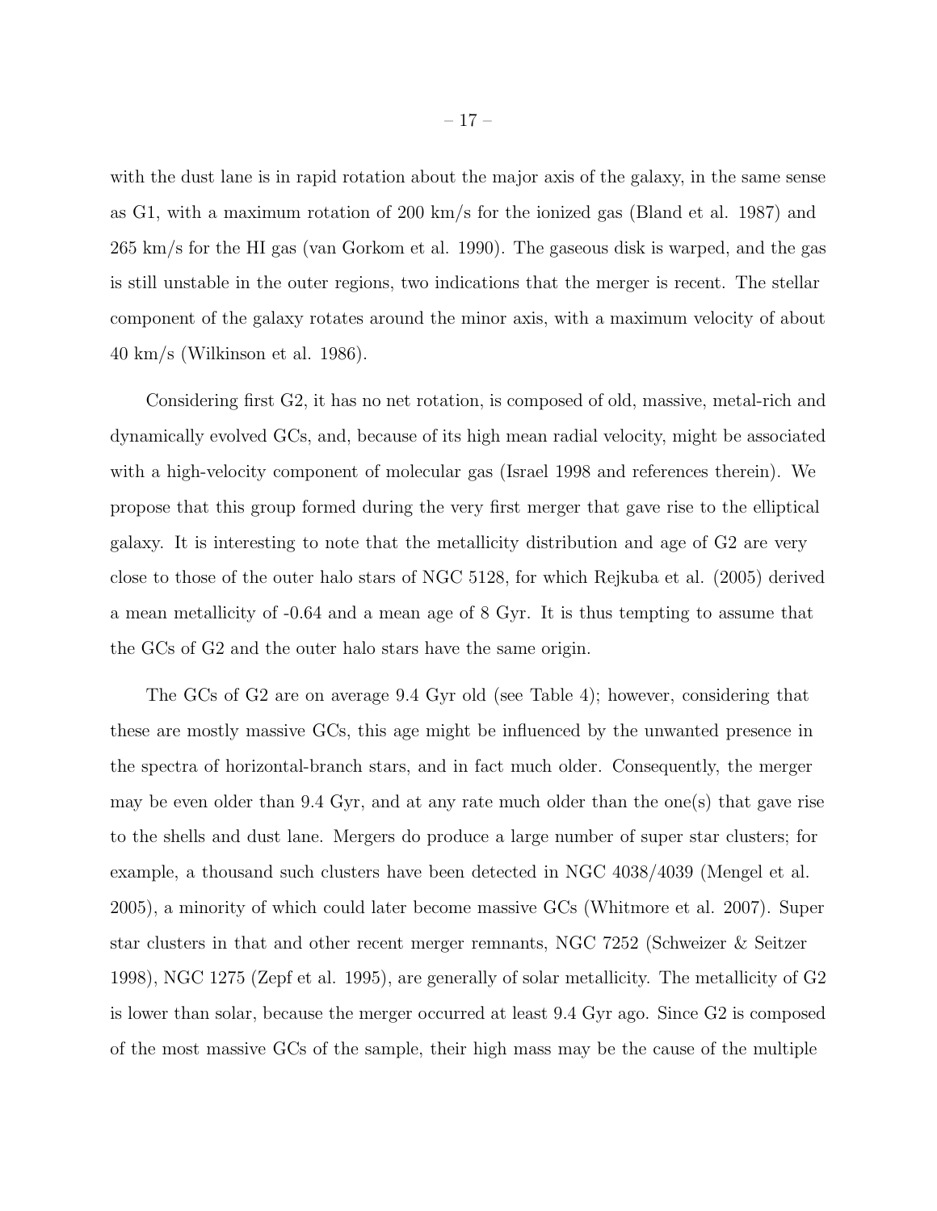with the dust lane is in rapid rotation about the major axis of the galaxy, in the same sense as G1, with a maximum rotation of 200 km/s for the ionized gas (Bland et al. 1987) and 265 km/s for the HI gas (van Gorkom et al. 1990). The gaseous disk is warped, and the gas is still unstable in the outer regions, two indications that the merger is recent. The stellar component of the galaxy rotates around the minor axis, with a maximum velocity of about 40 km/s (Wilkinson et al. 1986).

Considering first G2, it has no net rotation, is composed of old, massive, metal-rich and dynamically evolved GCs, and, because of its high mean radial velocity, might be associated with a high-velocity component of molecular gas (Israel 1998 and references therein). We propose that this group formed during the very first merger that gave rise to the elliptical galaxy. It is interesting to note that the metallicity distribution and age of G2 are very close to those of the outer halo stars of NGC 5128, for which Rejkuba et al. (2005) derived a mean metallicity of -0.64 and a mean age of 8 Gyr. It is thus tempting to assume that the GCs of G2 and the outer halo stars have the same origin.

The GCs of G2 are on average 9.4 Gyr old (see Table 4); however, considering that these are mostly massive GCs, this age might be influenced by the unwanted presence in the spectra of horizontal-branch stars, and in fact much older. Consequently, the merger may be even older than 9.4 Gyr, and at any rate much older than the one(s) that gave rise to the shells and dust lane. Mergers do produce a large number of super star clusters; for example, a thousand such clusters have been detected in NGC 4038/4039 (Mengel et al. 2005), a minority of which could later become massive GCs (Whitmore et al. 2007). Super star clusters in that and other recent merger remnants, NGC 7252 (Schweizer & Seitzer 1998), NGC 1275 (Zepf et al. 1995), are generally of solar metallicity. The metallicity of G2 is lower than solar, because the merger occurred at least 9.4 Gyr ago. Since G2 is composed of the most massive GCs of the sample, their high mass may be the cause of the multiple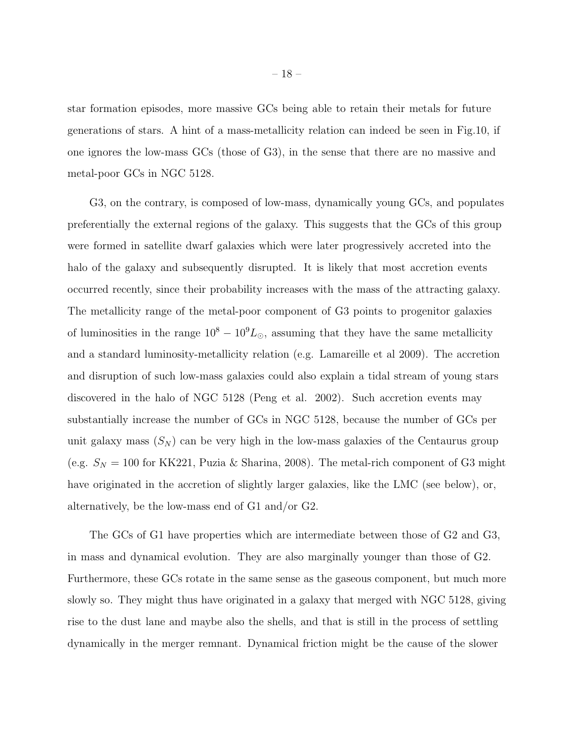star formation episodes, more massive GCs being able to retain their metals for future generations of stars. A hint of a mass-metallicity relation can indeed be seen in Fig.10, if one ignores the low-mass GCs (those of G3), in the sense that there are no massive and metal-poor GCs in NGC 5128.

G3, on the contrary, is composed of low-mass, dynamically young GCs, and populates preferentially the external regions of the galaxy. This suggests that the GCs of this group were formed in satellite dwarf galaxies which were later progressively accreted into the halo of the galaxy and subsequently disrupted. It is likely that most accretion events occurred recently, since their probability increases with the mass of the attracting galaxy. The metallicity range of the metal-poor component of G3 points to progenitor galaxies of luminosities in the range $10^8 - 10^9 L_\odot$, assuming that they have the same metallicity and a standard luminosity-metallicity relation (e.g. Lamareille et al 2009). The accretion and disruption of such low-mass galaxies could also explain a tidal stream of young stars discovered in the halo of NGC 5128 (Peng et al. 2002). Such accretion events may substantially increase the number of GCs in NGC 5128, because the number of GCs per unit galaxy mass ($S_N$) can be very high in the low-mass galaxies of the Centaurus group (e.g. $S_N = 100$ for KK221, Puzia & Sharina, 2008). The metal-rich component of G3 might have originated in the accretion of slightly larger galaxies, like the LMC (see below), or, alternatively, be the low-mass end of G1 and/or G2.

The GCs of G1 have properties which are intermediate between those of G2 and G3, in mass and dynamical evolution. They are also marginally younger than those of G2. Furthermore, these GCs rotate in the same sense as the gaseous component, but much more slowly so. They might thus have originated in a galaxy that merged with NGC 5128, giving rise to the dust lane and maybe also the shells, and that is still in the process of settling dynamically in the merger remnant. Dynamical friction might be the cause of the slower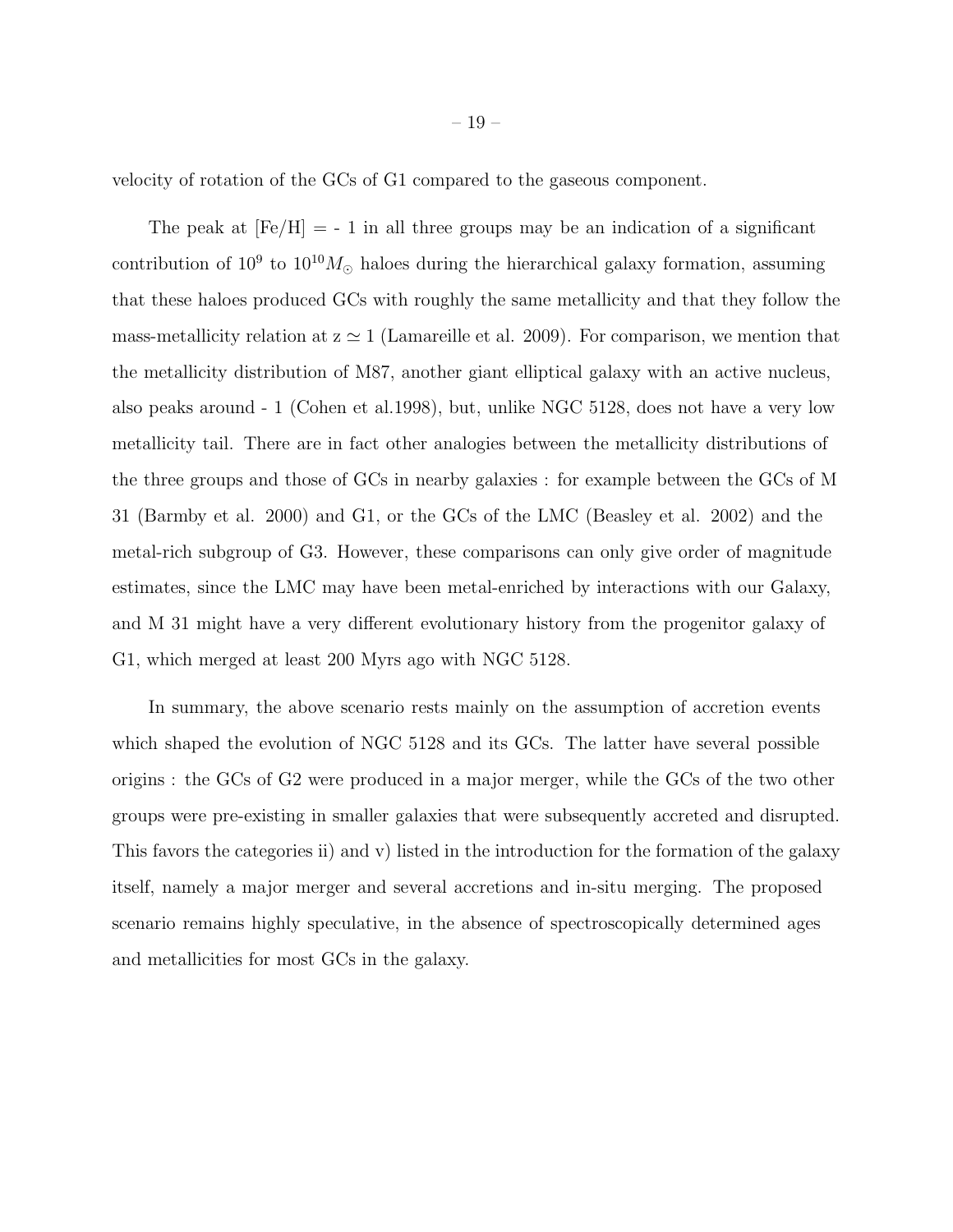velocity of rotation of the GCs of G1 compared to the gaseous component.

The peak at [Fe/H] = - 1 in all three groups may be an indication of a significant contribution of $10^9$ to $10^{10} M_\odot$ haloes during the hierarchical galaxy formation, assuming that these haloes produced GCs with roughly the same metallicity and that they follow the mass-metallicity relation at z $\simeq$ 1 (Lamareille et al. 2009). For comparison, we mention that the metallicity distribution of M87, another giant elliptical galaxy with an active nucleus, also peaks around - 1 (Cohen et al.1998), but, unlike NGC 5128, does not have a very low metallicity tail. There are in fact other analogies between the metallicity distributions of the three groups and those of GCs in nearby galaxies : for example between the GCs of M 31 (Barmby et al. 2000) and G1, or the GCs of the LMC (Beasley et al. 2002) and the metal-rich subgroup of G3. However, these comparisons can only give order of magnitude estimates, since the LMC may have been metal-enriched by interactions with our Galaxy, and M 31 might have a very different evolutionary history from the progenitor galaxy of G1, which merged at least 200 Myrs ago with NGC 5128.

In summary, the above scenario rests mainly on the assumption of accretion events which shaped the evolution of NGC 5128 and its GCs. The latter have several possible origins : the GCs of G2 were produced in a major merger, while the GCs of the two other groups were pre-existing in smaller galaxies that were subsequently accreted and disrupted. This favors the categories ii) and v) listed in the introduction for the formation of the galaxy itself, namely a major merger and several accretions and in-situ merging. The proposed scenario remains highly speculative, in the absence of spectroscopically determined ages and metallicities for most GCs in the galaxy.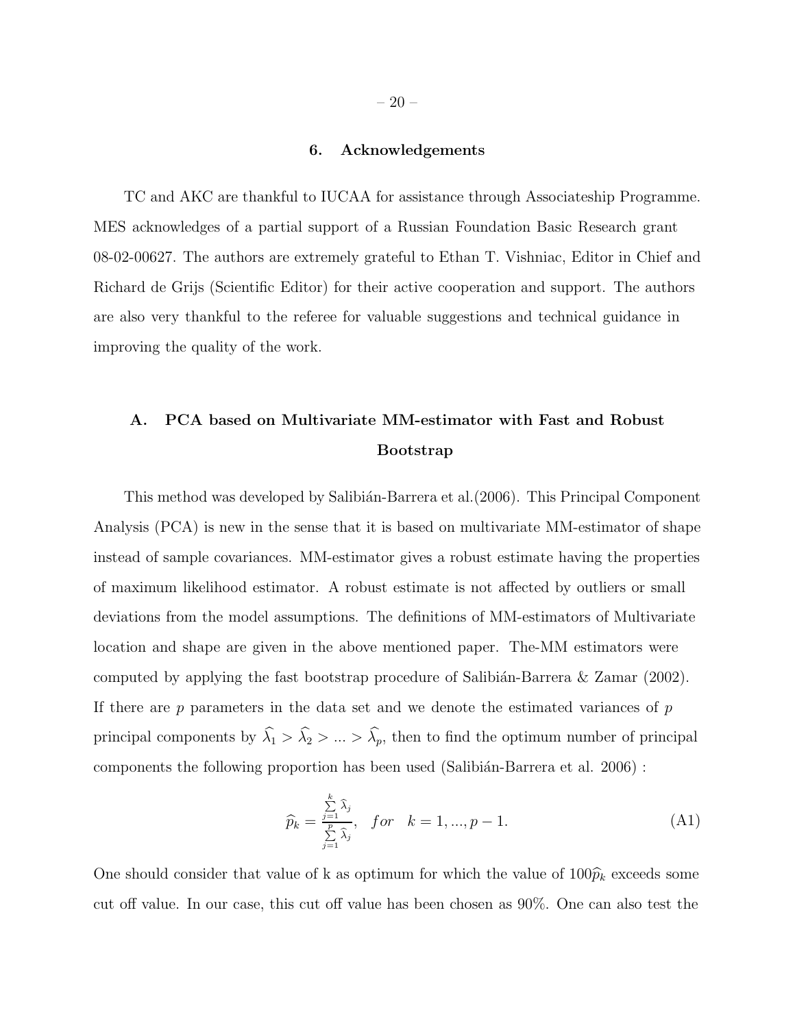## 6. Acknowledgements

TC and AKC are thankful to IUCAA for assistance through Associateship Programme. MES acknowledges of a partial support of a Russian Foundation Basic Research grant 08-02-00627. The authors are extremely grateful to Ethan T. Vishniac, Editor in Chief and Richard de Grijs (Scientific Editor) for their active cooperation and support. The authors are also very thankful to the referee for valuable suggestions and technical guidance in improving the quality of the work.

## A. PCA based on Multivariate MM-estimator with Fast and Robust Bootstrap

This method was developed by Salibián-Barrera et al.(2006). This Principal Component Analysis (PCA) is new in the sense that it is based on multivariate MM-estimator of shape instead of sample covariances. MM-estimator gives a robust estimate having the properties of maximum likelihood estimator. A robust estimate is not affected by outliers or small deviations from the model assumptions. The definitions of MM-estimators of Multivariate location and shape are given in the above mentioned paper. The-MM estimators were computed by applying the fast bootstrap procedure of Salibián-Barrera & Zamar (2002). If there are $p$ parameters in the data set and we denote the estimated variances of $p$ principal components by $\widehat{\lambda}_1 > \widehat{\lambda}_2 > ... > \widehat{\lambda}_p$, then to find the optimum number of principal components the following proportion has been used (Salibián-Barrera et al. 2006) :

$$\widehat{p}_k = \frac{\sum_{j=1}^{k} \widehat{\lambda}_j}{\sum_{j=1}^{p} \widehat{\lambda}_j}, \quad for \quad k = 1, ..., p-1. \tag{A1}$$

One should consider that value of k as optimum for which the value of $100\widehat{p}_k$ exceeds some cut off value. In our case, this cut off value has been chosen as 90%. One can also test the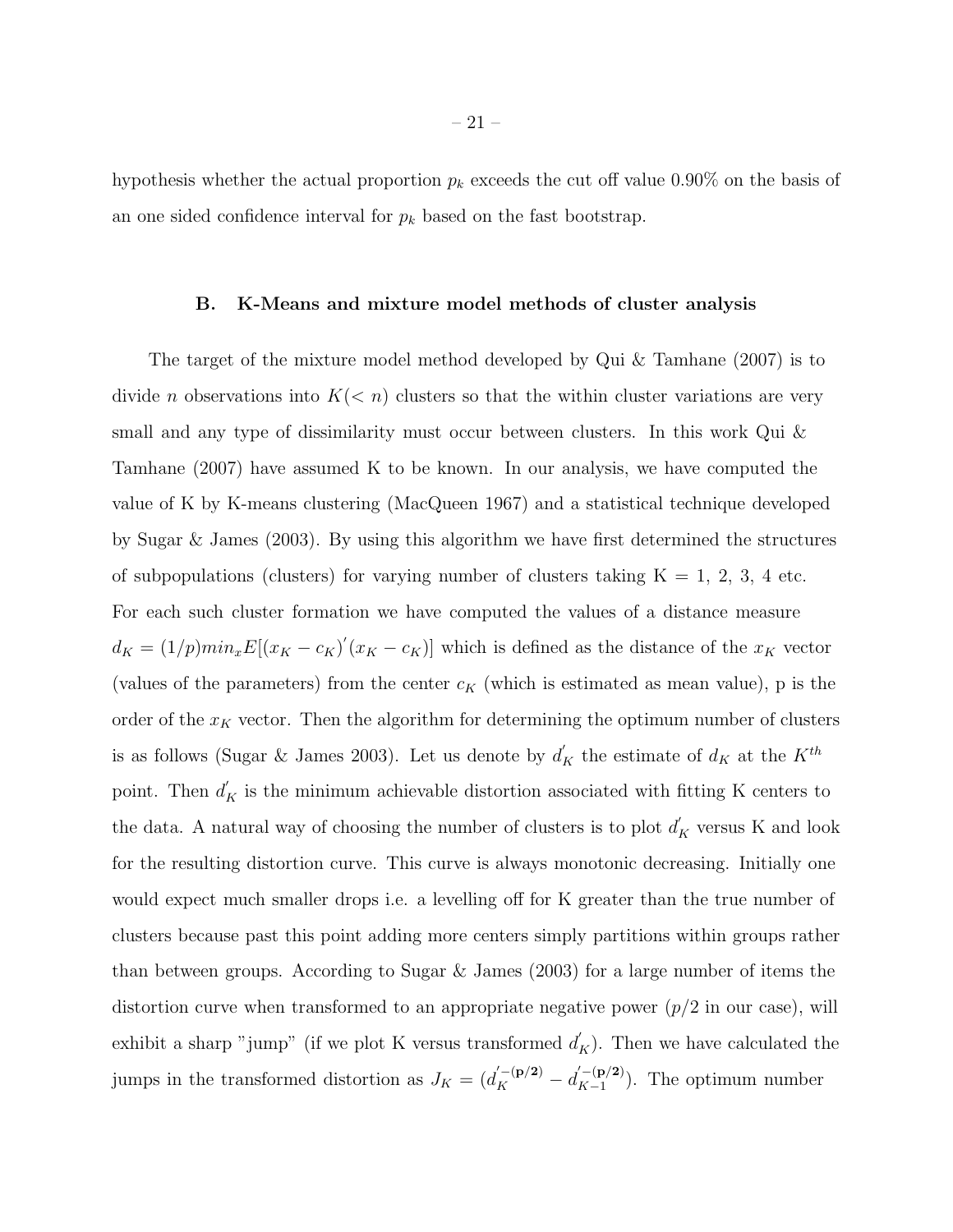hypothesis whether the actual proportion $p_k$ exceeds the cut off value 0.90% on the basis of an one sided confidence interval for $p_k$ based on the fast bootstrap.

### B. K-Means and mixture model methods of cluster analysis

The target of the mixture model method developed by Qui & Tamhane (2007) is to divide $n$ observations into $K(< n)$ clusters so that the within cluster variations are very small and any type of dissimilarity must occur between clusters. In this work Qui & Tamhane (2007) have assumed K to be known. In our analysis, we have computed the value of K by K-means clustering (MacQueen 1967) and a statistical technique developed by Sugar & James (2003). By using this algorithm we have first determined the structures of subpopulations (clusters) for varying number of clusters taking K = 1, 2, 3, 4 etc. For each such cluster formation we have computed the values of a distance measure $d_K = (1/p)min_x E[(x_K - c_K)'(x_K - c_K)]$ which is defined as the distance of the $x_K$ vector (values of the parameters) from the center $c_K$ (which is estimated as mean value), p is the order of the $x_K$ vector. Then the algorithm for determining the optimum number of clusters is as follows (Sugar & James 2003). Let us denote by $d_K^{'}$ the estimate of $d_K$ at the $K^{th}$ point. Then $d_K^{'}$ is the minimum achievable distortion associated with fitting K centers to the data. A natural way of choosing the number of clusters is to plot $d_K^{'}$ versus K and look for the resulting distortion curve. This curve is always monotonic decreasing. Initially one would expect much smaller drops i.e. a levelling off for K greater than the true number of clusters because past this point adding more centers simply partitions within groups rather than between groups. According to Sugar & James (2003) for a large number of items the distortion curve when transformed to an appropriate negative power ($p/2$ in our case), will exhibit a sharp "jump" (if we plot K versus transformed $d_K^{'}$). Then we have calculated the jumps in the transformed distortion as $J_K = (d_K^{'-(\mathbf{p/2})} - d_{K-1}^{'-(\mathbf{p/2})})$. The optimum number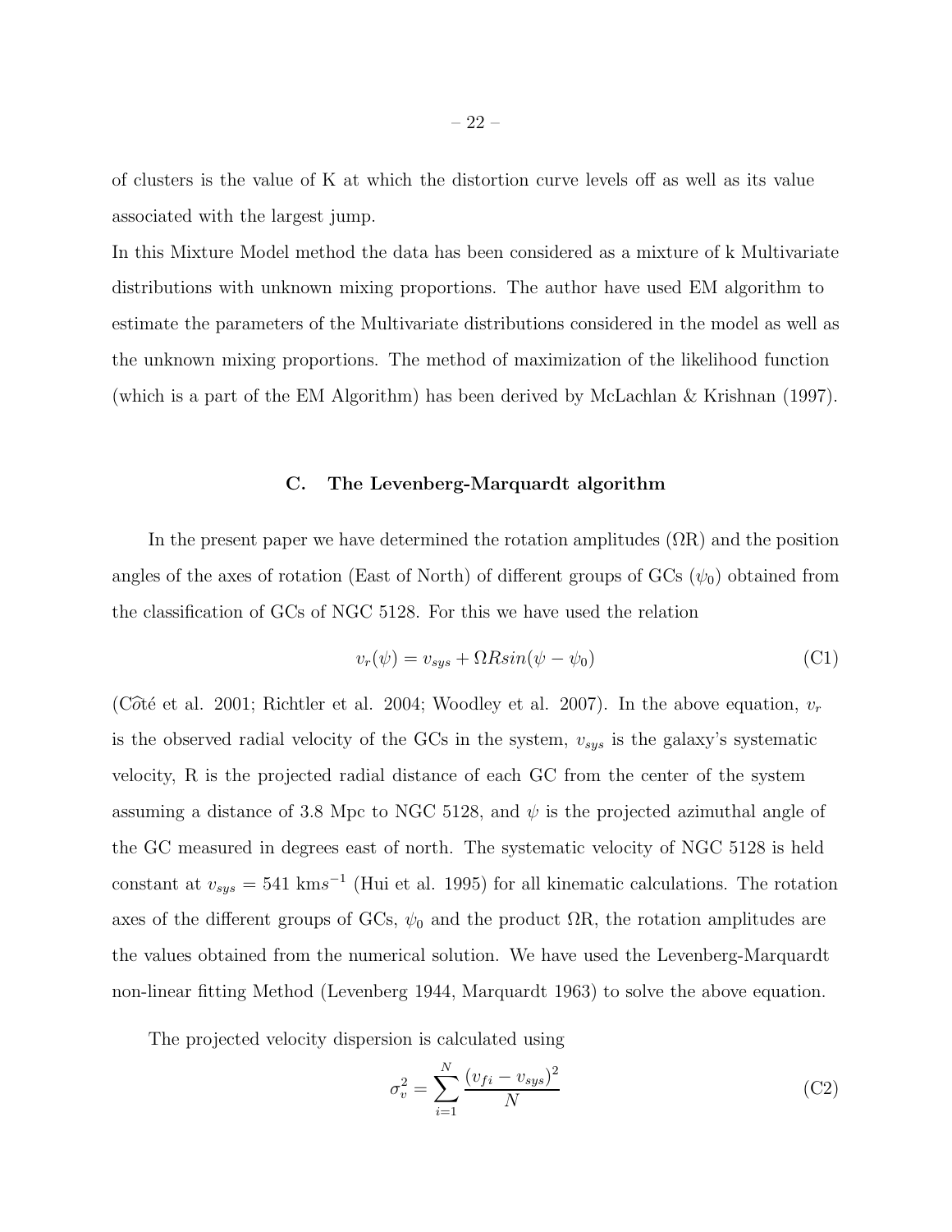of clusters is the value of K at which the distortion curve levels off as well as its value associated with the largest jump.

In this Mixture Model method the data has been considered as a mixture of k Multivariate distributions with unknown mixing proportions. The author have used EM algorithm to estimate the parameters of the Multivariate distributions considered in the model as well as the unknown mixing proportions. The method of maximization of the likelihood function (which is a part of the EM Algorithm) has been derived by McLachlan & Krishnan (1997).

## C. The Levenberg-Marquardt algorithm

In the present paper we have determined the rotation amplitudes (ΩR) and the position angles of the axes of rotation (East of North) of different groups of GCs ($\psi_0$) obtained from the classification of GCs of NGC 5128. For this we have used the relation

$$v_r(\psi) = v_{sys} + \Omega R sin(\psi - \psi_0) \tag{C1}$$

(Côté et al. 2001; Richtler et al. 2004; Woodley et al. 2007). In the above equation, $v_r$ is the observed radial velocity of the GCs in the system, $v_{sys}$ is the galaxy's systematic velocity, R is the projected radial distance of each GC from the center of the system assuming a distance of 3.8 Mpc to NGC 5128, and $\psi$ is the projected azimuthal angle of the GC measured in degrees east of north. The systematic velocity of NGC 5128 is held constant at $v_{sys} = 541$ kms$^{-1}$ (Hui et al. 1995) for all kinematic calculations. The rotation axes of the different groups of GCs, $\psi_0$ and the product ΩR, the rotation amplitudes are the values obtained from the numerical solution. We have used the Levenberg-Marquardt non-linear fitting Method (Levenberg 1944, Marquardt 1963) to solve the above equation.

The projected velocity dispersion is calculated using

$$\sigma_v^2 = \sum_{i=1}^{N} \frac{(v_{fi} - v_{sys})^2}{N} \tag{C2}$$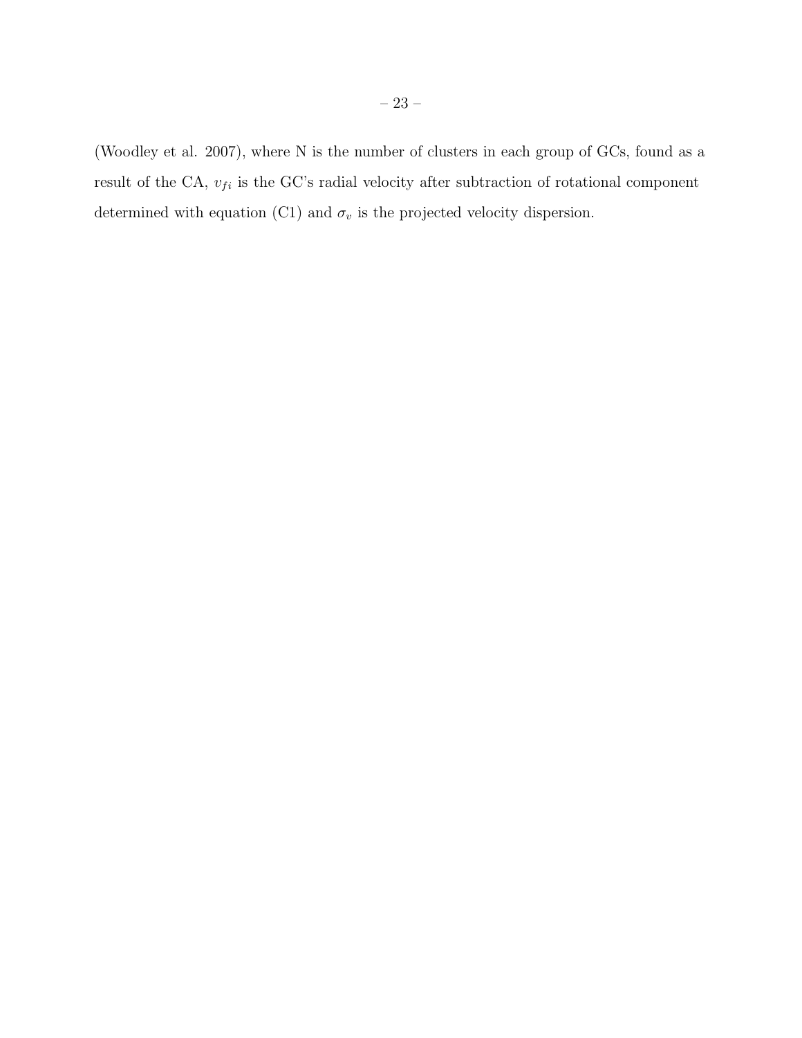(Woodley et al. 2007), where N is the number of clusters in each group of GCs, found as a result of the CA, $v_{fi}$ is the GC's radial velocity after subtraction of rotational component determined with equation (C1) and $\sigma_v$ is the projected velocity dispersion.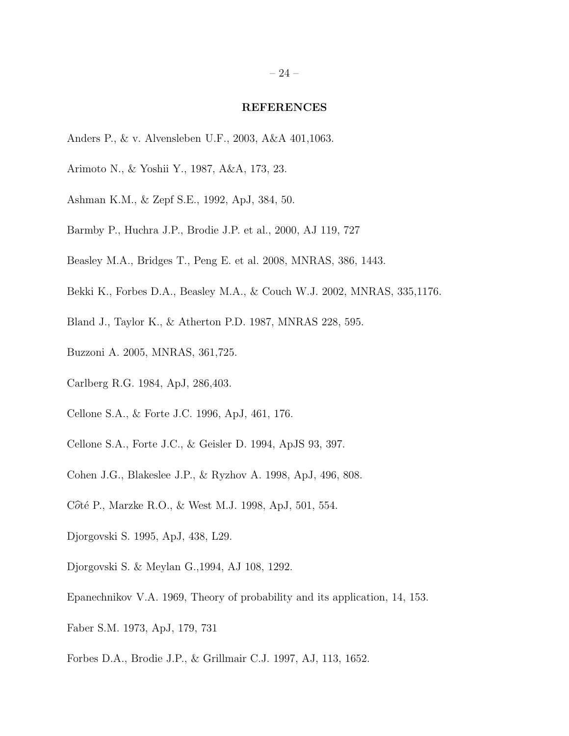## REFERENCES

Anders P., & v. Alvensleben U.F., 2003, A&A 401,1063.

Arimoto N., & Yoshii Y., 1987, A&A, 173, 23.

Ashman K.M., & Zepf S.E., 1992, ApJ, 384, 50.

Barmby P., Huchra J.P., Brodie J.P. et al., 2000, AJ 119, 727

Beasley M.A., Bridges T., Peng E. et al. 2008, MNRAS, 386, 1443.

Bekki K., Forbes D.A., Beasley M.A., & Couch W.J. 2002, MNRAS, 335,1176.

Bland J., Taylor K., & Atherton P.D. 1987, MNRAS 228, 595.

Buzzoni A. 2005, MNRAS, 361,725.

Carlberg R.G. 1984, ApJ, 286,403.

Cellone S.A., & Forte J.C. 1996, ApJ, 461, 176.

Cellone S.A., Forte J.C., & Geisler D. 1994, ApJS 93, 397.

Cohen J.G., Blakeslee J.P., & Ryzhov A. 1998, ApJ, 496, 808.

Cô̂té P., Marzke R.O., & West M.J. 1998, ApJ, 501, 554.

Djorgovski S. 1995, ApJ, 438, L29.

Djorgovski S. & Meylan G.,1994, AJ 108, 1292.

Epanechnikov V.A. 1969, Theory of probability and its application, 14, 153.

Faber S.M. 1973, ApJ, 179, 731

Forbes D.A., Brodie J.P., & Grillmair C.J. 1997, AJ, 113, 1652.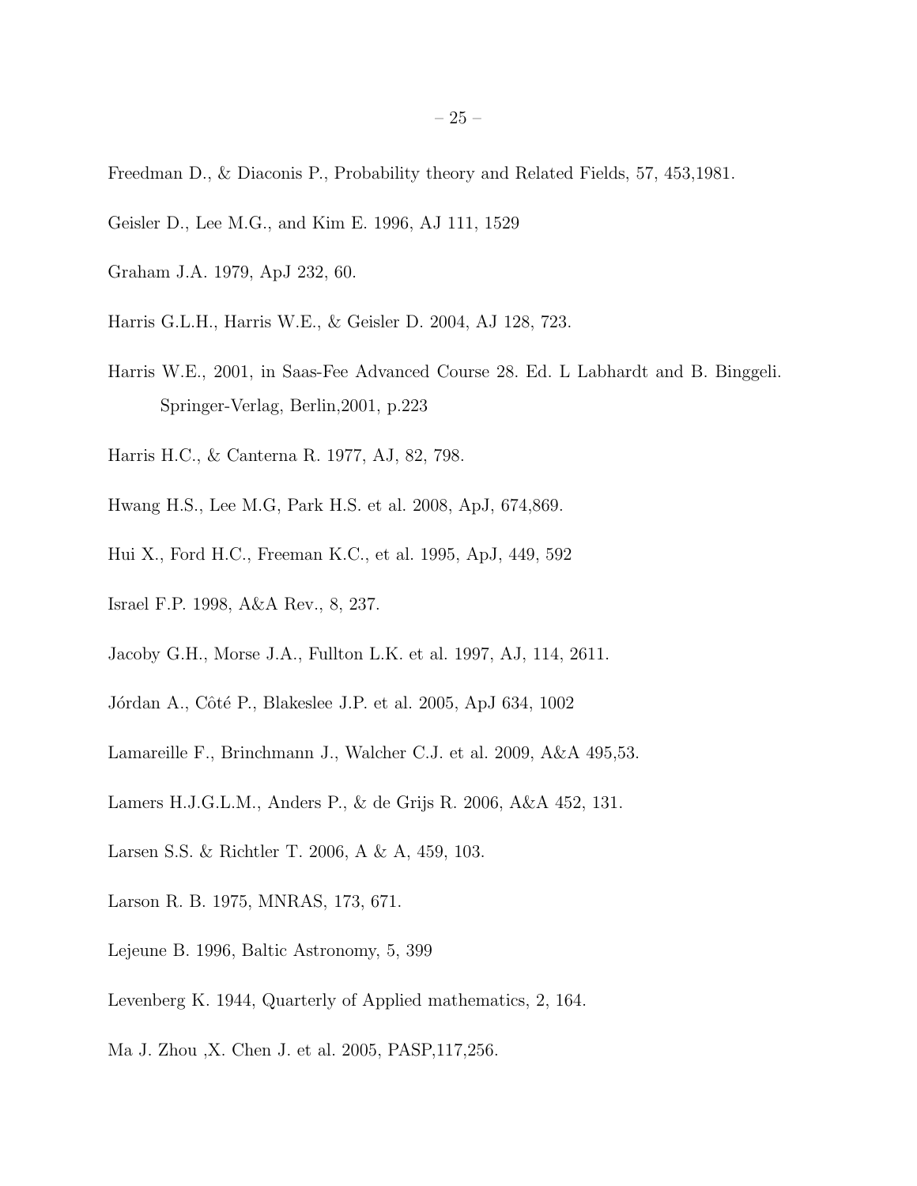Freedman D., & Diaconis P., Probability theory and Related Fields, 57, 453,1981.

Geisler D., Lee M.G., and Kim E. 1996, AJ 111, 1529

Graham J.A. 1979, ApJ 232, 60.

Harris G.L.H., Harris W.E., & Geisler D. 2004, AJ 128, 723.

Harris W.E., 2001, in Saas-Fee Advanced Course 28. Ed. L Labhardt and B. Binggeli. Springer-Verlag, Berlin,2001, p.223

Harris H.C., & Canterna R. 1977, AJ, 82, 798.

Hwang H.S., Lee M.G, Park H.S. et al. 2008, ApJ, 674,869.

Hui X., Ford H.C., Freeman K.C., et al. 1995, ApJ, 449, 592

Israel F.P. 1998, A&A Rev., 8, 237.

Jacoby G.H., Morse J.A., Fullton L.K. et al. 1997, AJ, 114, 2611.

Jórdan A., Côté P., Blakeslee J.P. et al. 2005, ApJ 634, 1002

Lamareille F., Brinchmann J., Walcher C.J. et al. 2009, A&A 495,53.

Lamers H.J.G.L.M., Anders P., & de Grijs R. 2006, A&A 452, 131.

Larsen S.S. & Richtler T. 2006, A & A, 459, 103.

Larson R. B. 1975, MNRAS, 173, 671.

Lejeune B. 1996, Baltic Astronomy, 5, 399

Levenberg K. 1944, Quarterly of Applied mathematics, 2, 164.

Ma J. Zhou ,X. Chen J. et al. 2005, PASP,117,256.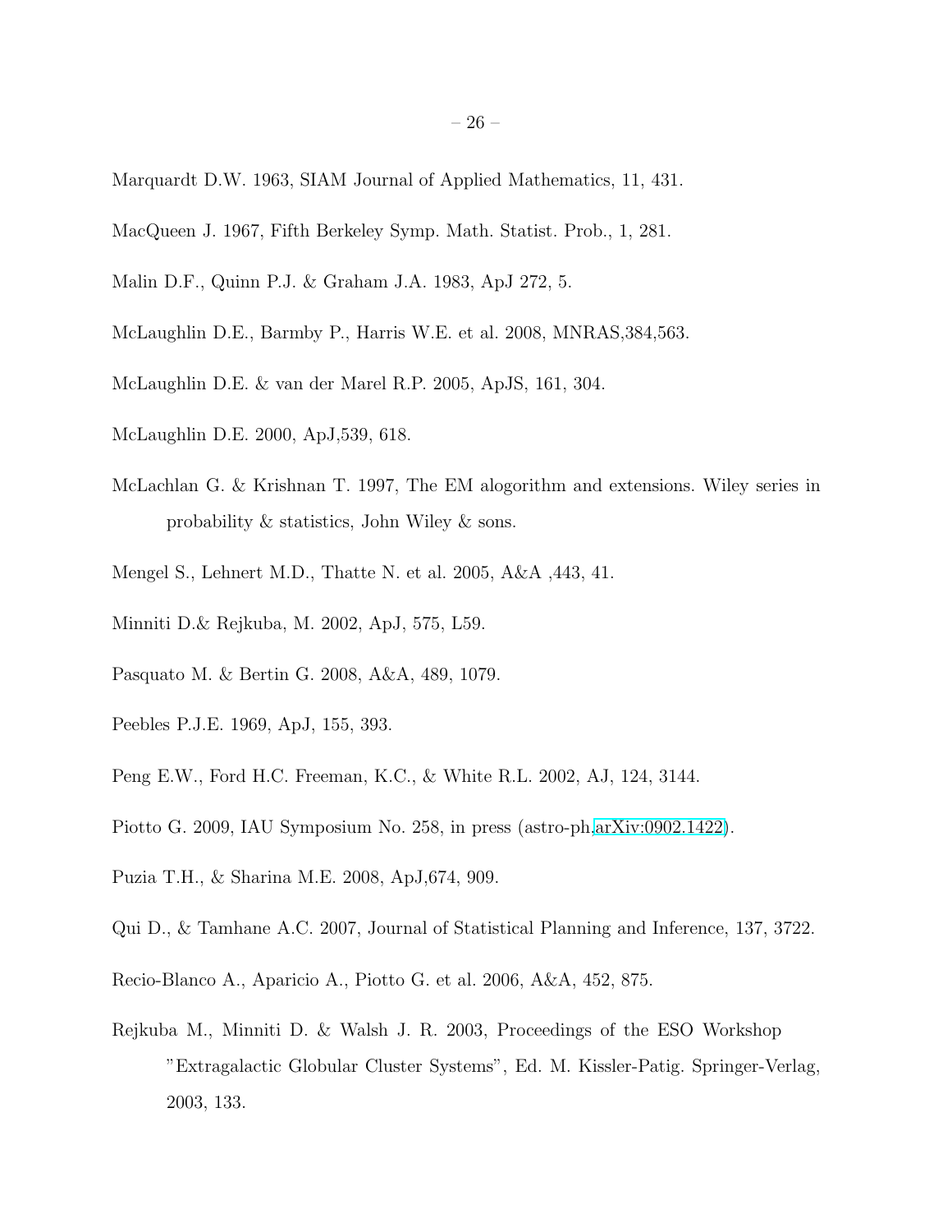Marquardt D.W. 1963, SIAM Journal of Applied Mathematics, 11, 431.

MacQueen J. 1967, Fifth Berkeley Symp. Math. Statist. Prob., 1, 281.

Malin D.F., Quinn P.J. & Graham J.A. 1983, ApJ 272, 5.

McLaughlin D.E., Barmby P., Harris W.E. et al. 2008, MNRAS,384,563.

McLaughlin D.E. & van der Marel R.P. 2005, ApJS, 161, 304.

McLaughlin D.E. 2000, ApJ,539, 618.

McLachlan G. & Krishnan T. 1997, The EM alogorithm and extensions. Wiley series in probability & statistics, John Wiley & sons.

Mengel S., Lehnert M.D., Thatte N. et al. 2005, A&A ,443, 41.

Minniti D.& Rejkuba, M. 2002, ApJ, 575, L59.

Pasquato M. & Bertin G. 2008, A&A, 489, 1079.

Peebles P.J.E. 1969, ApJ, 155, 393.

Peng E.W., Ford H.C. Freeman, K.C., & White R.L. 2002, AJ, 124, 3144.

Piotto G. 2009, IAU Symposium No. 258, in press (astro-ph.arXiv:0902.1422).

Puzia T.H., & Sharina M.E. 2008, ApJ,674, 909.

Qui D., & Tamhane A.C. 2007, Journal of Statistical Planning and Inference, 137, 3722.

Recio-Blanco A., Aparicio A., Piotto G. et al. 2006, A&A, 452, 875.

Rejkuba M., Minniti D. & Walsh J. R. 2003, Proceedings of the ESO Workshop "Extragalactic Globular Cluster Systems", Ed. M. Kissler-Patig. Springer-Verlag, 2003, 133.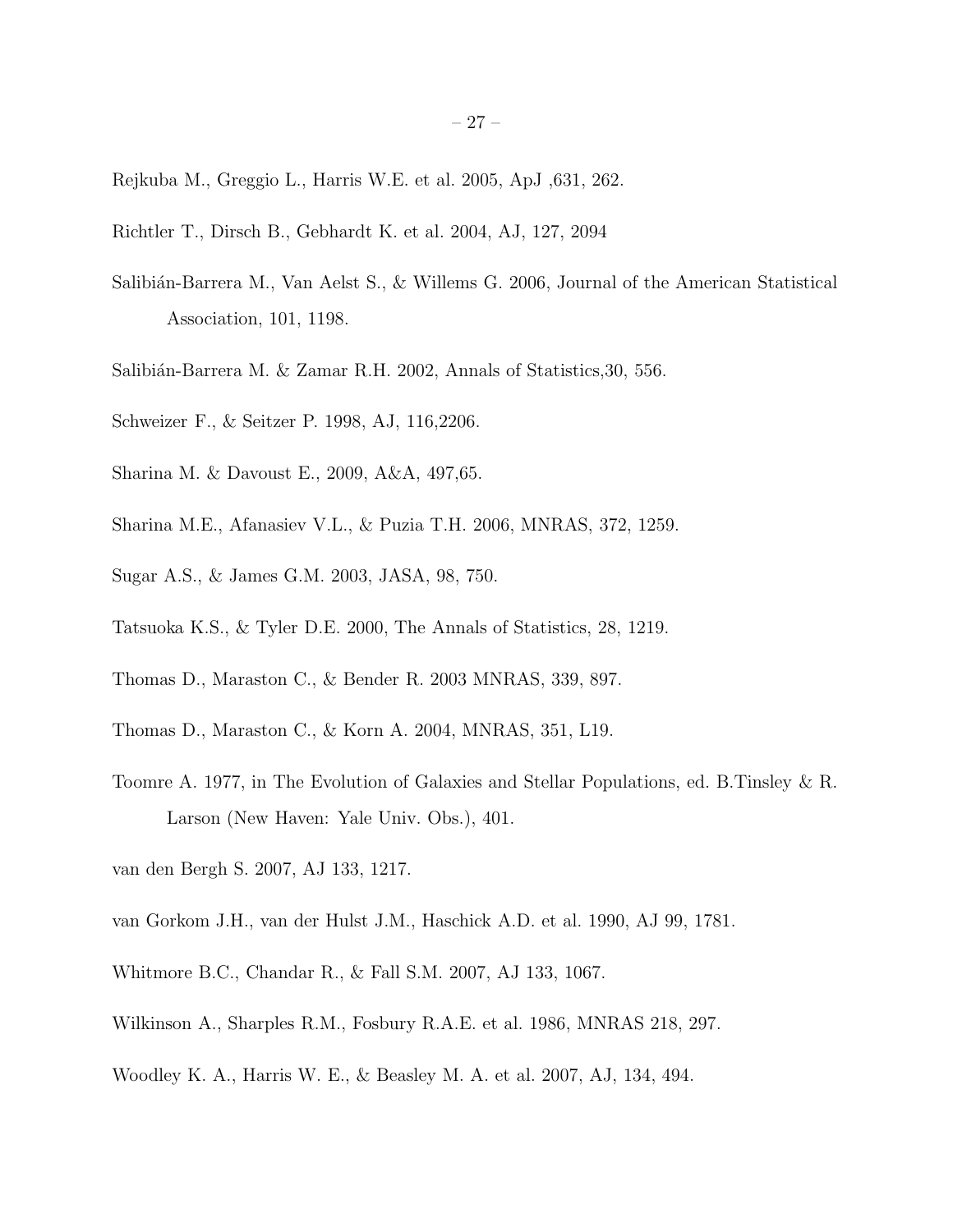Rejkuba M., Greggio L., Harris W.E. et al. 2005, ApJ ,631, 262.

Richtler T., Dirsch B., Gebhardt K. et al. 2004, AJ, 127, 2094

Salibián-Barrera M., Van Aelst S., & Willems G. 2006, Journal of the American Statistical Association, 101, 1198.

Salibián-Barrera M. & Zamar R.H. 2002, Annals of Statistics,30, 556.

Schweizer F., & Seitzer P. 1998, AJ, 116,2206.

Sharina M. & Davoust E., 2009, A&A, 497,65.

Sharina M.E., Afanasiev V.L., & Puzia T.H. 2006, MNRAS, 372, 1259.

Sugar A.S., & James G.M. 2003, JASA, 98, 750.

Tatsuoka K.S., & Tyler D.E. 2000, The Annals of Statistics, 28, 1219.

Thomas D., Maraston C., & Bender R. 2003 MNRAS, 339, 897.

Thomas D., Maraston C., & Korn A. 2004, MNRAS, 351, L19.

Toomre A. 1977, in The Evolution of Galaxies and Stellar Populations, ed. B.Tinsley & R. Larson (New Haven: Yale Univ. Obs.), 401.

van den Bergh S. 2007, AJ 133, 1217.

van Gorkom J.H., van der Hulst J.M., Haschick A.D. et al. 1990, AJ 99, 1781.

Whitmore B.C., Chandar R., & Fall S.M. 2007, AJ 133, 1067.

Wilkinson A., Sharples R.M., Fosbury R.A.E. et al. 1986, MNRAS 218, 297.

Woodley K. A., Harris W. E., & Beasley M. A. et al. 2007, AJ, 134, 494.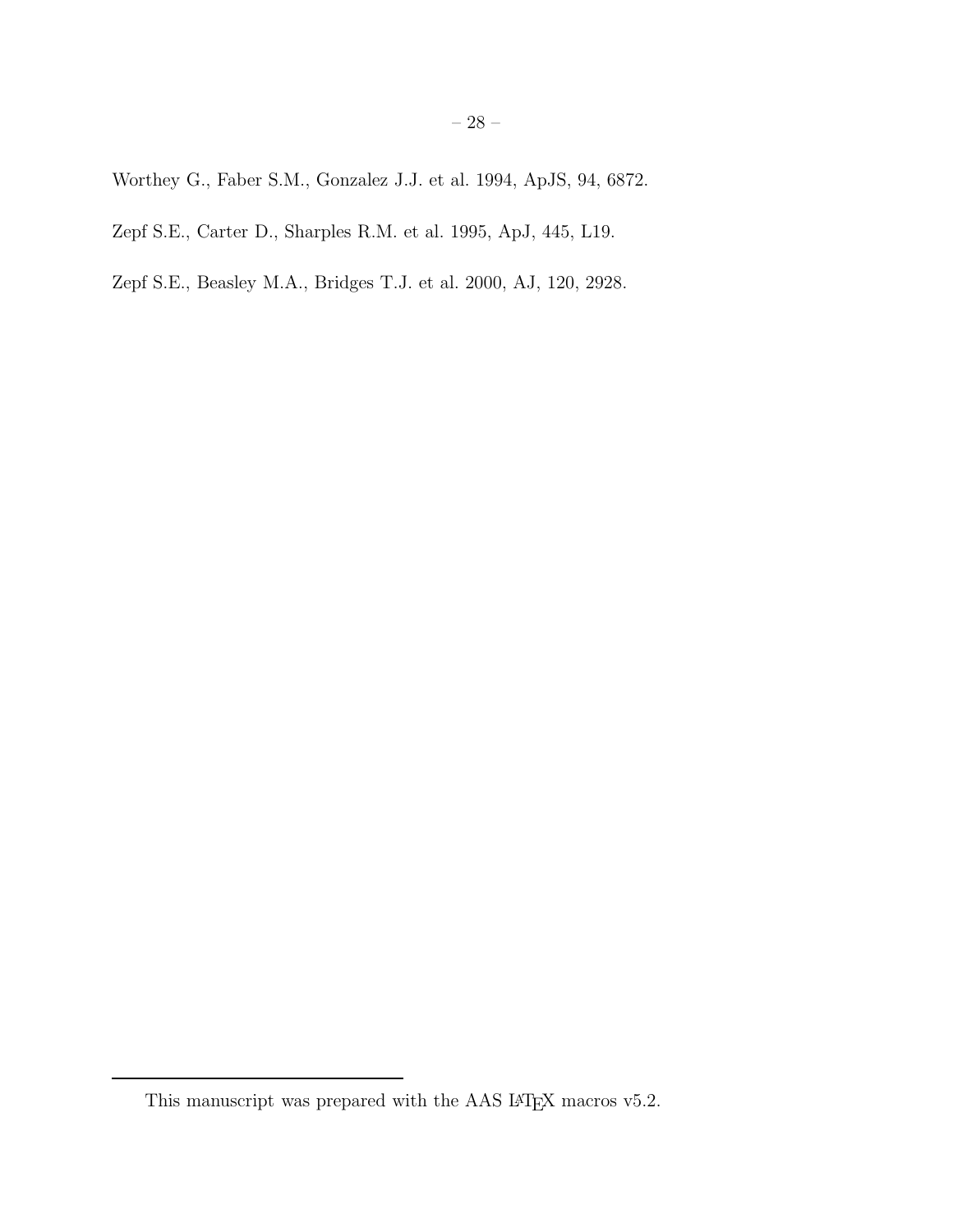Worthey G., Faber S.M., Gonzalez J.J. et al. 1994, ApJS, 94, 6872.

Zepf S.E., Carter D., Sharples R.M. et al. 1995, ApJ, 445, L19.

Zepf S.E., Beasley M.A., Bridges T.J. et al. 2000, AJ, 120, 2928.

This manuscript was prepared with the AAS LATEX macros v5.2.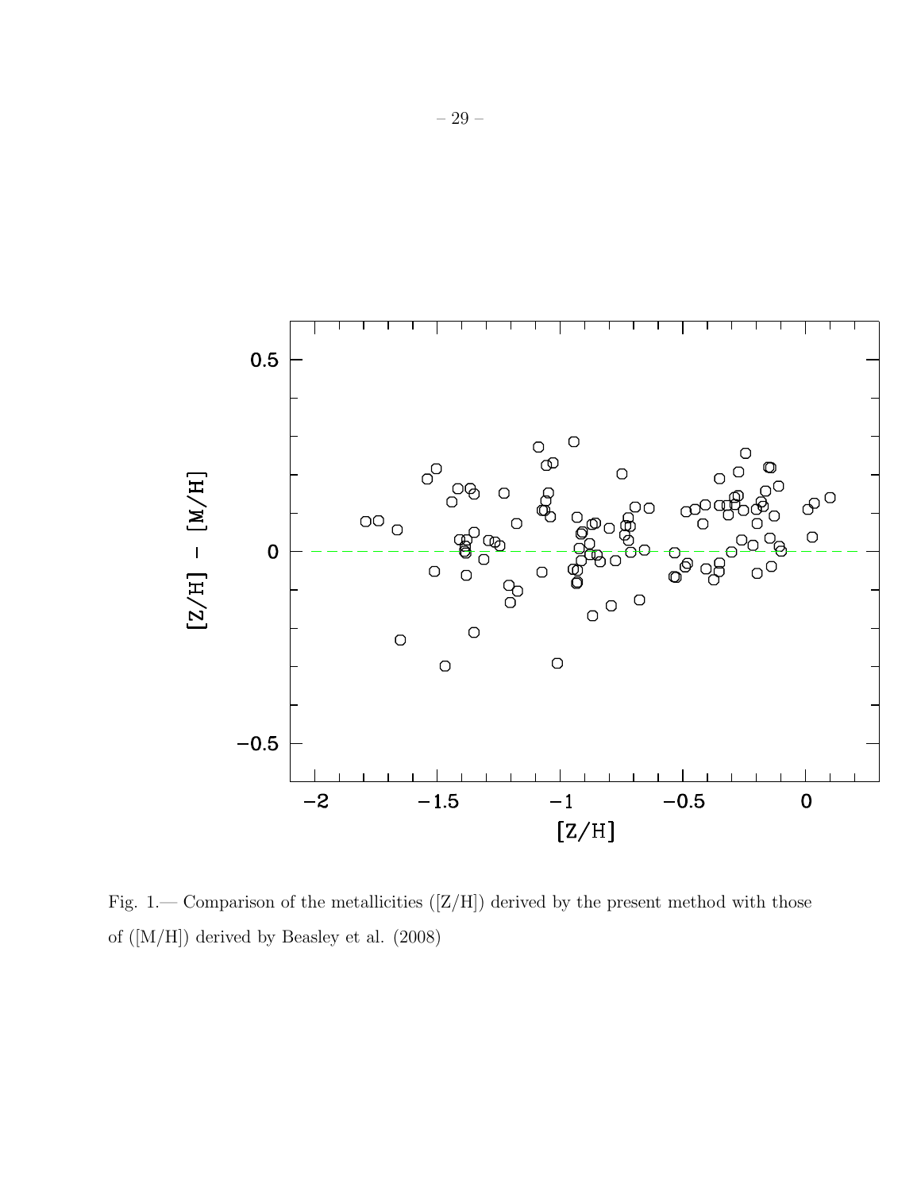Fig. 1.— Comparison of the metallicities ([Z/H]) derived by the present method with those of ([M/H]) derived by Beasley et al. (2008)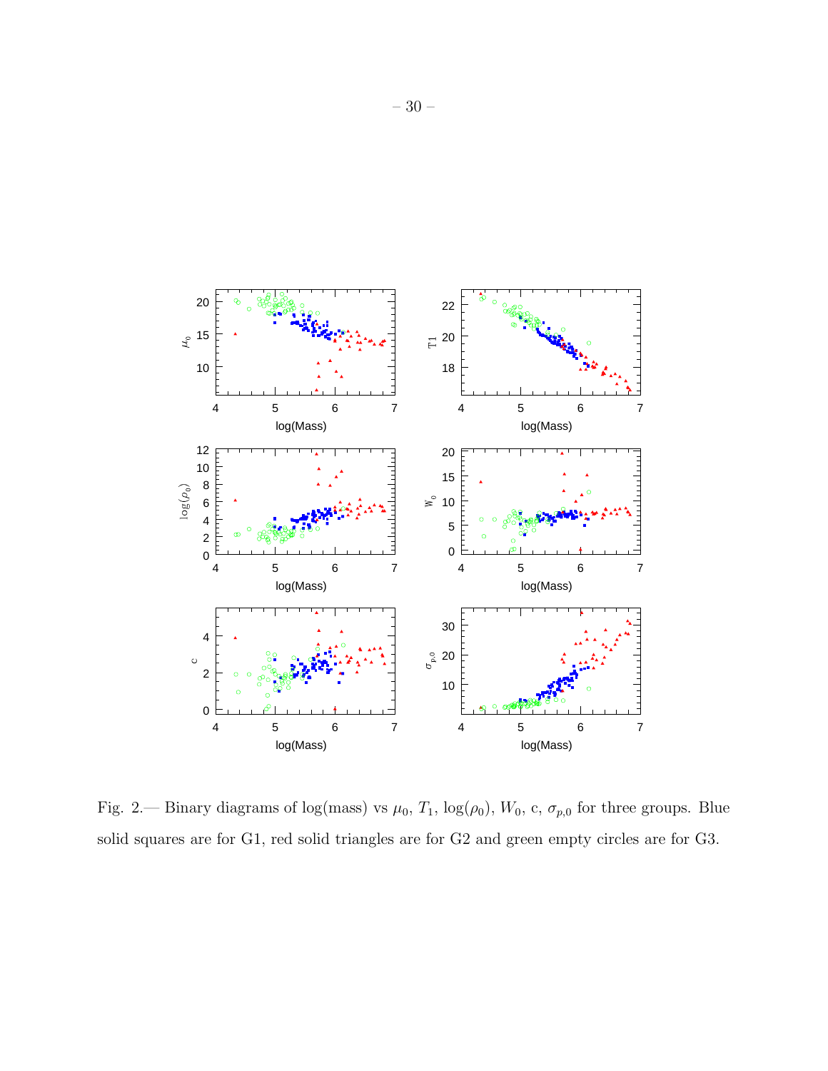Fig. 2.— Binary diagrams of log(mass) vs $\mu_0$, $T_1$, $\log(\rho_0)$, $W_0$, c, $\sigma_{p,0}$ for three groups. Blue solid squares are for G1, red solid triangles are for G2 and green empty circles are for G3.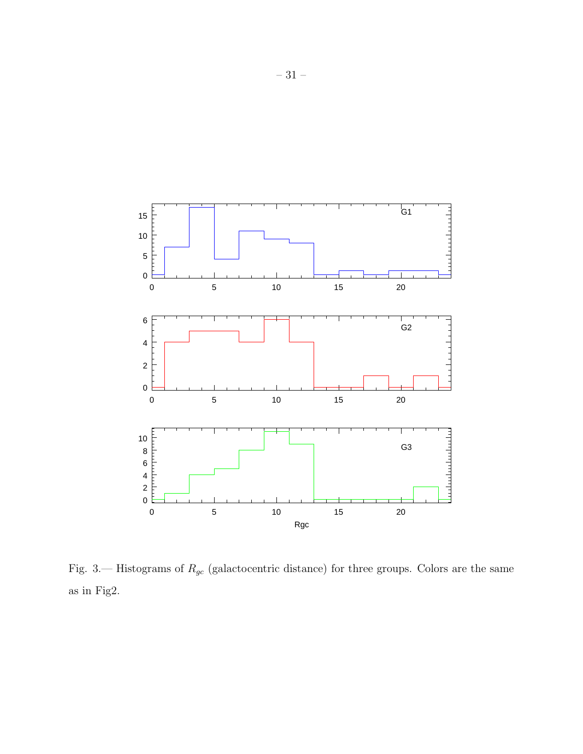Fig. 3.— Histograms of $R_{gc}$ (galactocentric distance) for three groups. Colors are the same as in Fig2.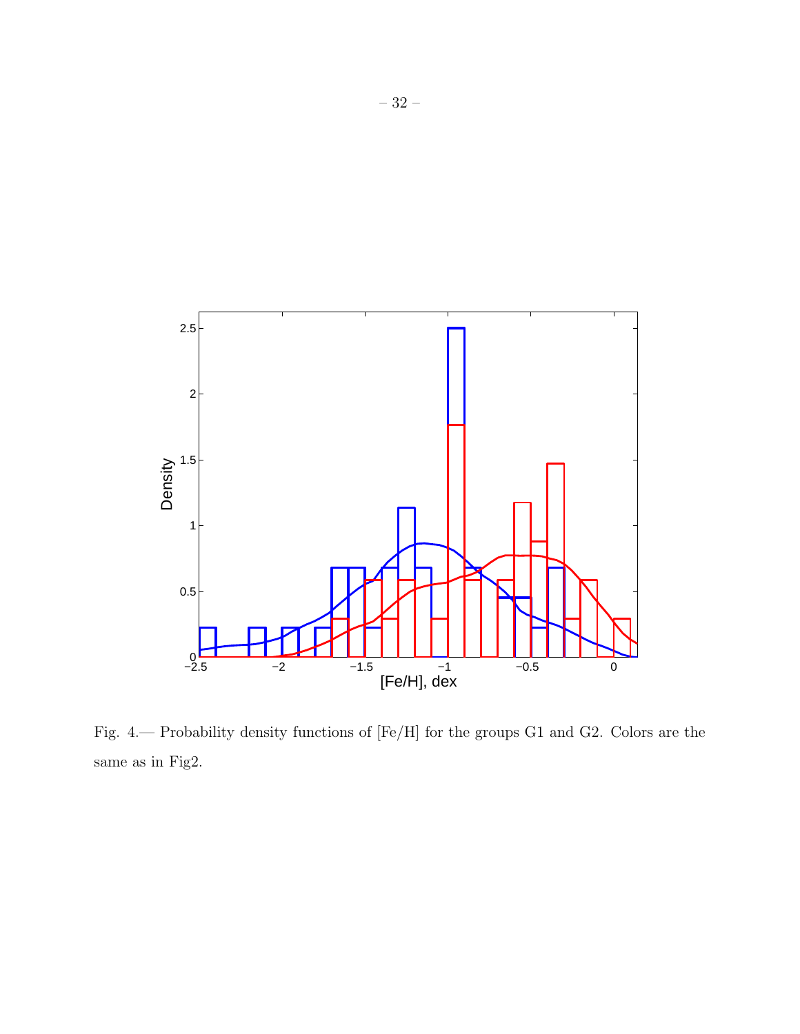Fig. 4.— Probability density functions of [Fe/H] for the groups G1 and G2. Colors are the same as in Fig2.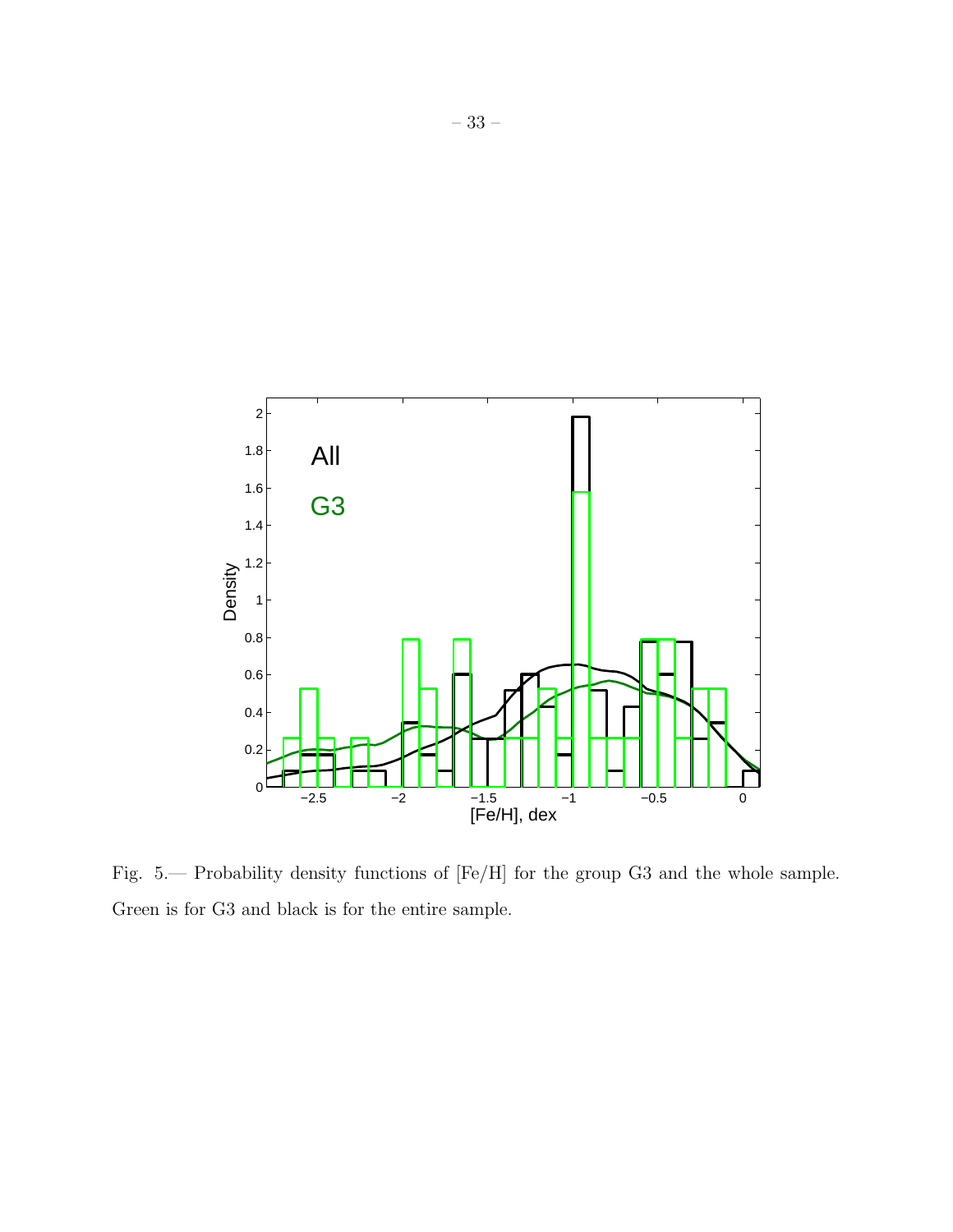Fig. 5.— Probability density functions of [Fe/H] for the group G3 and the whole sample. Green is for G3 and black is for the entire sample.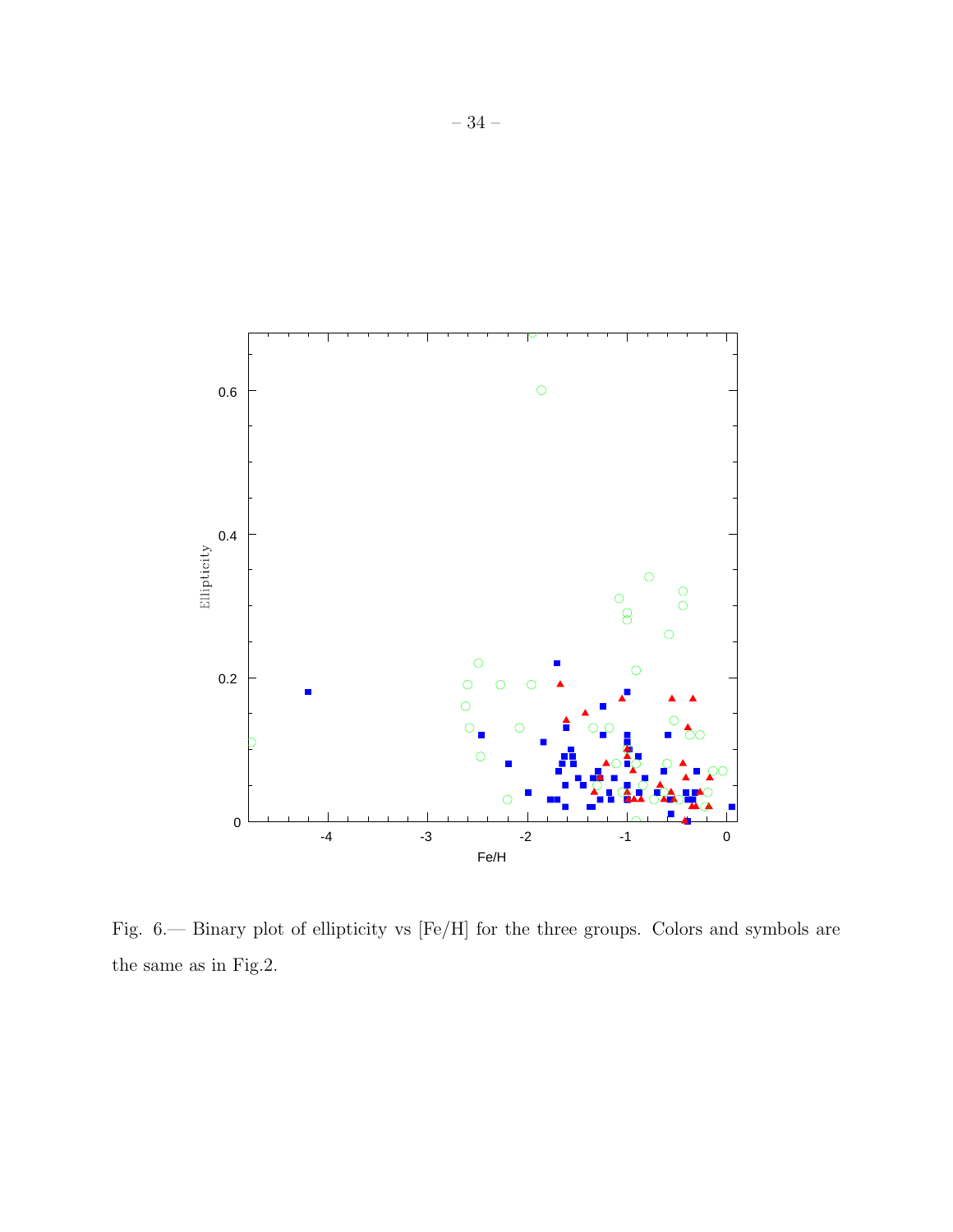Fig. 6.— Binary plot of ellipticity vs [Fe/H] for the three groups. Colors and symbols are the same as in Fig.2.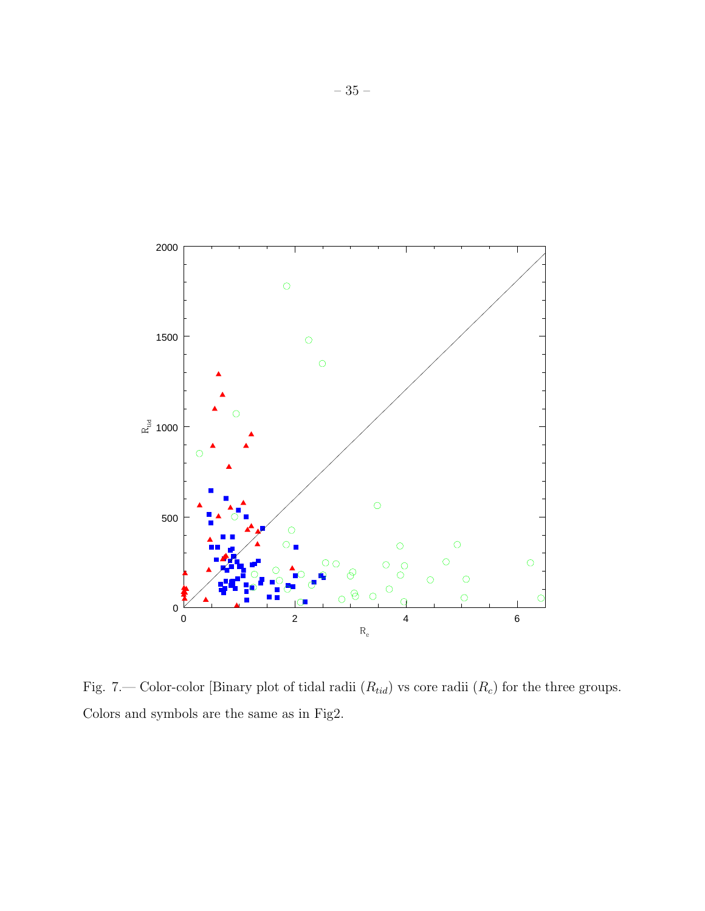Fig. 7.— Color-color [Binary plot of tidal radii ($R_{tid}$) vs core radii ($R_c$) for the three groups. Colors and symbols are the same as in Fig2.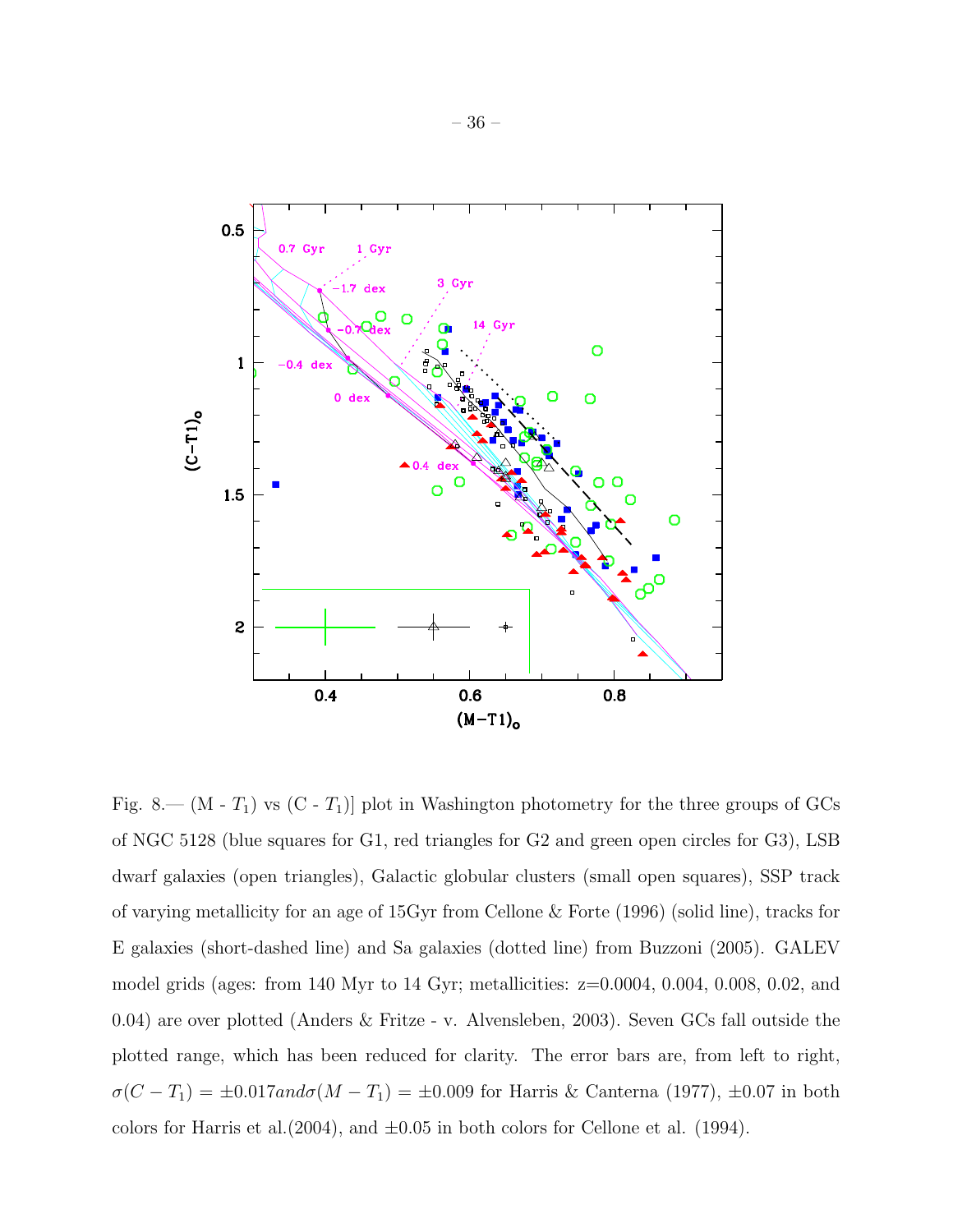Fig. 8.— (M - $T_1$) vs (C - $T_1$)] plot in Washington photometry for the three groups of GCs of NGC 5128 (blue squares for G1, red triangles for G2 and green open circles for G3), LSB dwarf galaxies (open triangles), Galactic globular clusters (small open squares), SSP track of varying metallicity for an age of 15Gyr from Cellone & Forte (1996) (solid line), tracks for E galaxies (short-dashed line) and Sa galaxies (dotted line) from Buzzoni (2005). GALEV model grids (ages: from 140 Myr to 14 Gyr; metallicities: z=0.0004, 0.004, 0.008, 0.02, and 0.04) are over plotted (Anders & Fritze - v. Alvensleben, 2003). Seven GCs fall outside the plotted range, which has been reduced for clarity. The error bars are, from left to right, $\sigma(C - T_1) = \pm 0.017 and \sigma(M - T_1) = \pm 0.009$ for Harris & Canterna (1977), $\pm 0.07$ in both colors for Harris et al.(2004), and $\pm 0.05$ in both colors for Cellone et al. (1994).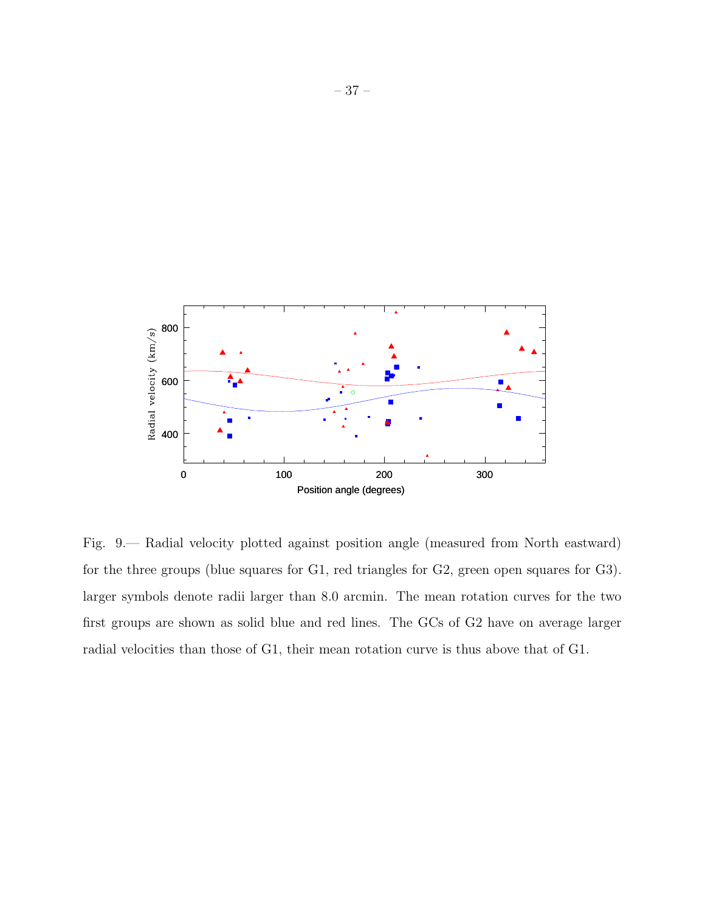Fig. 9.— Radial velocity plotted against position angle (measured from North eastward) for the three groups (blue squares for G1, red triangles for G2, green open squares for G3). larger symbols denote radii larger than 8.0 arcmin. The mean rotation curves for the two first groups are shown as solid blue and red lines. The GCs of G2 have on average larger radial velocities than those of G1, their mean rotation curve is thus above that of G1.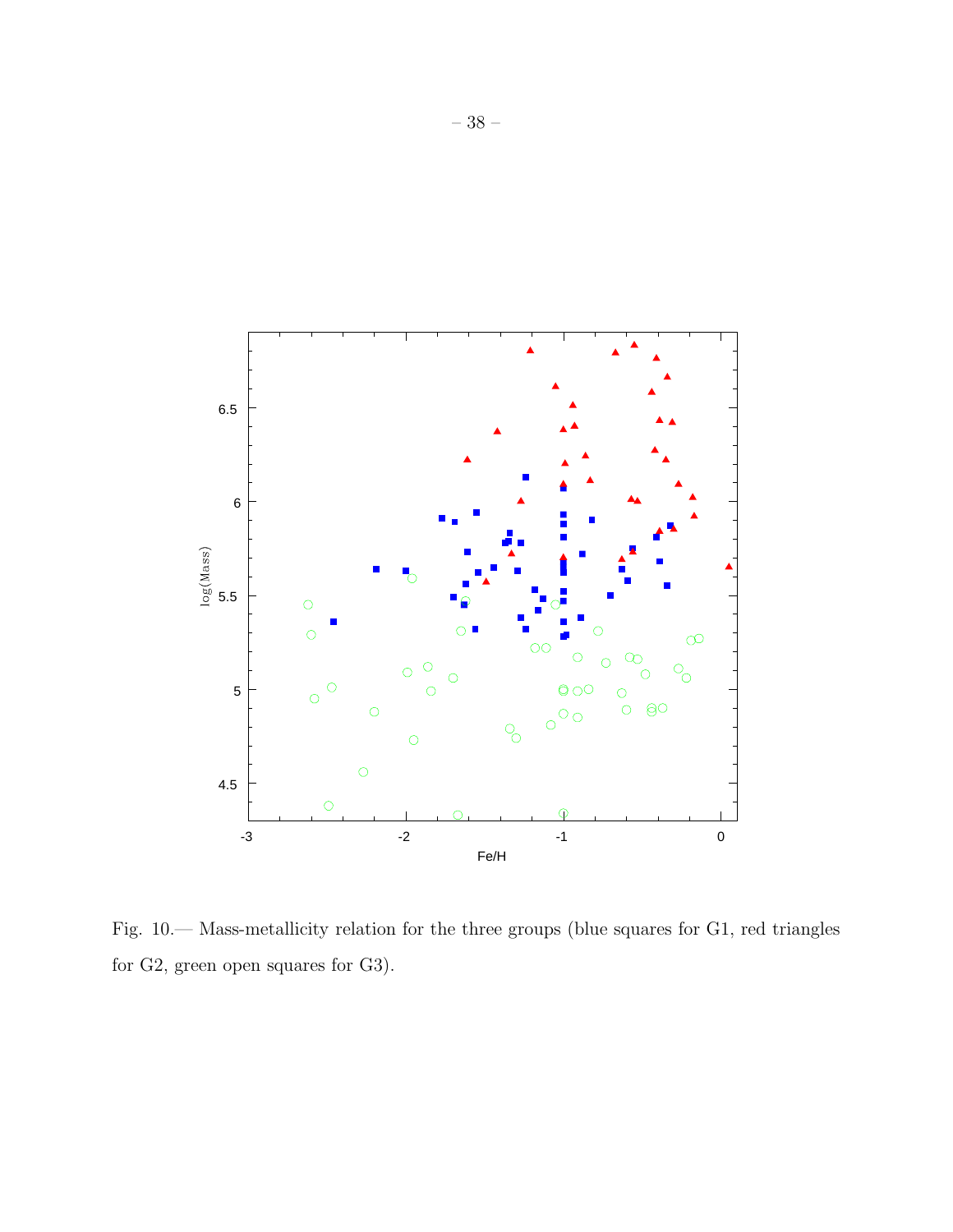Fig. 10.— Mass-metallicity relation for the three groups (blue squares for G1, red triangles for G2, green open squares for G3).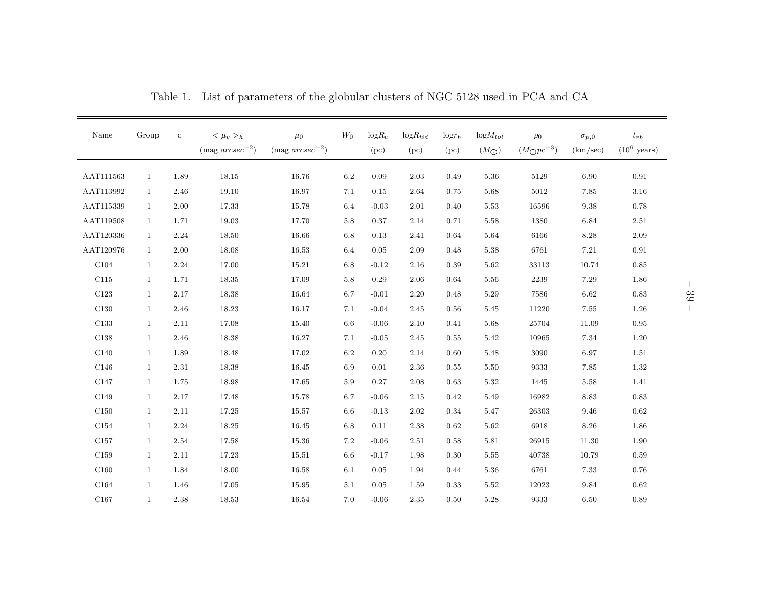Table 1. List of parameters of the globular clusters of NGC 5128 used in PCA and CA

| Name | Group | c | $<\mu_v>_h$ (mag $arcsec^{-2}$) | $\mu_0$ (mag $arcsec^{-2}$) | $W_0$ | log$R_c$ (pc) | log$R_{tid}$ (pc) | log$r_h$ (pc) | log$M_{tot}$ ($M_\odot$) | $\rho_0$ ($M_\odot pc^{-3}$) | $\sigma_{p,0}$ (km/sec) | $t_{rh}$ ($10^9$ years) |
|---|---|---|---|---|---|---|---|---|---|---|---|---|
| AAT111563 | 1 | 1.89 | 18.15 | 16.76 | 6.2 | 0.09 | 2.03 | 0.49 | 5.36 | 5129 | 6.90 | 0.91 |
| AAT113992 | 1 | 2.46 | 19.10 | 16.97 | 7.1 | 0.15 | 2.64 | 0.75 | 5.68 | 5012 | 7.85 | 3.16 |
| AAT115339 | 1 | 2.00 | 17.33 | 15.78 | 6.4 | -0.03 | 2.01 | 0.40 | 5.53 | 16596 | 9.38 | 0.78 |
| AAT119508 | 1 | 1.71 | 19.03 | 17.70 | 5.8 | 0.37 | 2.14 | 0.71 | 5.58 | 1380 | 6.84 | 2.51 |
| AAT120336 | 1 | 2.24 | 18.50 | 16.66 | 6.8 | 0.13 | 2.41 | 0.64 | 5.64 | 6166 | 8.28 | 2.09 |
| AAT120976 | 1 | 2.00 | 18.08 | 16.53 | 6.4 | 0.05 | 2.09 | 0.48 | 5.38 | 6761 | 7.21 | 0.91 |
| C104 | 1 | 2.24 | 17.00 | 15.21 | 6.8 | -0.12 | 2.16 | 0.39 | 5.62 | 33113 | 10.74 | 0.85 |
| C115 | 1 | 1.71 | 18.35 | 17.09 | 5.8 | 0.29 | 2.06 | 0.64 | 5.56 | 2239 | 7.29 | 1.86 |
| C123 | 1 | 2.17 | 18.38 | 16.64 | 6.7 | -0.01 | 2.20 | 0.48 | 5.29 | 7586 | 6.62 | 0.83 |
| C130 | 1 | 2.46 | 18.23 | 16.17 | 7.1 | -0.04 | 2.45 | 0.56 | 5.45 | 11220 | 7.55 | 1.26 |
| C133 | 1 | 2.11 | 17.08 | 15.40 | 6.6 | -0.06 | 2.10 | 0.41 | 5.68 | 25704 | 11.09 | 0.95 |
| C138 | 1 | 2.46 | 18.38 | 16.27 | 7.1 | -0.05 | 2.45 | 0.55 | 5.42 | 10965 | 7.34 | 1.20 |
| C140 | 1 | 1.89 | 18.48 | 17.02 | 6.2 | 0.20 | 2.14 | 0.60 | 5.48 | 3090 | 6.97 | 1.51 |
| C146 | 1 | 2.31 | 18.38 | 16.45 | 6.9 | 0.01 | 2.36 | 0.55 | 5.50 | 9333 | 7.85 | 1.32 |
| C147 | 1 | 1.75 | 18.98 | 17.65 | 5.9 | 0.27 | 2.08 | 0.63 | 5.32 | 1445 | 5.58 | 1.41 |
| C149 | 1 | 2.17 | 17.48 | 15.78 | 6.7 | -0.06 | 2.15 | 0.42 | 5.49 | 16982 | 8.83 | 0.83 |
| C150 | 1 | 2.11 | 17.25 | 15.57 | 6.6 | -0.13 | 2.02 | 0.34 | 5.47 | 26303 | 9.46 | 0.62 |
| C154 | 1 | 2.24 | 18.25 | 16.45 | 6.8 | 0.11 | 2.38 | 0.62 | 5.62 | 6918 | 8.26 | 1.86 |
| C157 | 1 | 2.54 | 17.58 | 15.36 | 7.2 | -0.06 | 2.51 | 0.58 | 5.81 | 26915 | 11.30 | 1.90 |
| C159 | 1 | 2.11 | 17.23 | 15.51 | 6.6 | -0.17 | 1.98 | 0.30 | 5.55 | 40738 | 10.79 | 0.59 |
| C160 | 1 | 1.84 | 18.00 | 16.58 | 6.1 | 0.05 | 1.94 | 0.44 | 5.36 | 6761 | 7.33 | 0.76 |
| C164 | 1 | 1.46 | 17.05 | 15.95 | 5.1 | 0.05 | 1.59 | 0.33 | 5.52 | 12023 | 9.84 | 0.62 |
| C167 | 1 | 2.38 | 18.53 | 16.54 | 7.0 | -0.06 | 2.35 | 0.50 | 5.28 | 9333 | 6.50 | 0.89 |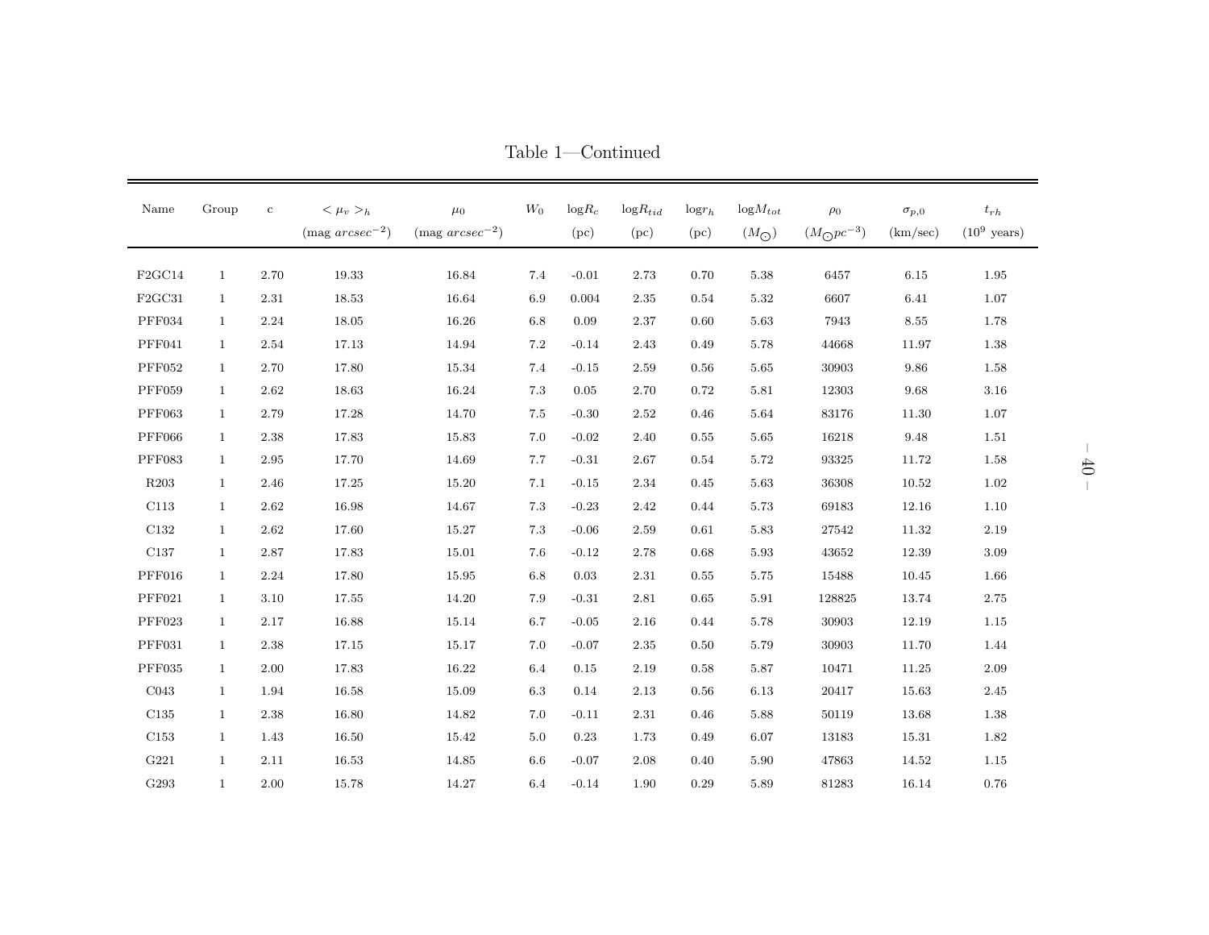Table 1—Continued

| Name | Group | c | $<\mu_v>_h$ (mag $arcsec^{-2}$) | $\mu_0$ (mag $arcsec^{-2}$) | $W_0$ | log$R_c$ (pc) | log$R_{tid}$ (pc) | log$r_h$ (pc) | log$M_{tot}$ ($M_\odot$) | $\rho_0$ ($M_\odot pc^{-3}$) | $\sigma_{p,0}$ (km/sec) | $t_{rh}$ ($10^9$ years) |
|---|---|---|---|---|---|---|---|---|---|---|---|---|
| F2GC14 | 1 | 2.70 | 19.33 | 16.84 | 7.4 | -0.01 | 2.73 | 0.70 | 5.38 | 6457 | 6.15 | 1.95 |
| F2GC31 | 1 | 2.31 | 18.53 | 16.64 | 6.9 | 0.004 | 2.35 | 0.54 | 5.32 | 6607 | 6.41 | 1.07 |
| PFF034 | 1 | 2.24 | 18.05 | 16.26 | 6.8 | 0.09 | 2.37 | 0.60 | 5.63 | 7943 | 8.55 | 1.78 |
| PFF041 | 1 | 2.54 | 17.13 | 14.94 | 7.2 | -0.14 | 2.43 | 0.49 | 5.78 | 44668 | 11.97 | 1.38 |
| PFF052 | 1 | 2.70 | 17.80 | 15.34 | 7.4 | -0.15 | 2.59 | 0.56 | 5.65 | 30903 | 9.86 | 1.58 |
| PFF059 | 1 | 2.62 | 18.63 | 16.24 | 7.3 | 0.05 | 2.70 | 0.72 | 5.81 | 12303 | 9.68 | 3.16 |
| PFF063 | 1 | 2.79 | 17.28 | 14.70 | 7.5 | -0.30 | 2.52 | 0.46 | 5.64 | 83176 | 11.30 | 1.07 |
| PFF066 | 1 | 2.38 | 17.83 | 15.83 | 7.0 | -0.02 | 2.40 | 0.55 | 5.65 | 16218 | 9.48 | 1.51 |
| PFF083 | 1 | 2.95 | 17.70 | 14.69 | 7.7 | -0.31 | 2.67 | 0.54 | 5.72 | 93325 | 11.72 | 1.58 |
| R203 | 1 | 2.46 | 17.25 | 15.20 | 7.1 | -0.15 | 2.34 | 0.45 | 5.63 | 36308 | 10.52 | 1.02 |
| C113 | 1 | 2.62 | 16.98 | 14.67 | 7.3 | -0.23 | 2.42 | 0.44 | 5.73 | 69183 | 12.16 | 1.10 |
| C132 | 1 | 2.62 | 17.60 | 15.27 | 7.3 | -0.06 | 2.59 | 0.61 | 5.83 | 27542 | 11.32 | 2.19 |
| C137 | 1 | 2.87 | 17.83 | 15.01 | 7.6 | -0.12 | 2.78 | 0.68 | 5.93 | 43652 | 12.39 | 3.09 |
| PFF016 | 1 | 2.24 | 17.80 | 15.95 | 6.8 | 0.03 | 2.31 | 0.55 | 5.75 | 15488 | 10.45 | 1.66 |
| PFF021 | 1 | 3.10 | 17.55 | 14.20 | 7.9 | -0.31 | 2.81 | 0.65 | 5.91 | 128825 | 13.74 | 2.75 |
| PFF023 | 1 | 2.17 | 16.88 | 15.14 | 6.7 | -0.05 | 2.16 | 0.44 | 5.78 | 30903 | 12.19 | 1.15 |
| PFF031 | 1 | 2.38 | 17.15 | 15.17 | 7.0 | -0.07 | 2.35 | 0.50 | 5.79 | 30903 | 11.70 | 1.44 |
| PFF035 | 1 | 2.00 | 17.83 | 16.22 | 6.4 | 0.15 | 2.19 | 0.58 | 5.87 | 10471 | 11.25 | 2.09 |
| C043 | 1 | 1.94 | 16.58 | 15.09 | 6.3 | 0.14 | 2.13 | 0.56 | 6.13 | 20417 | 15.63 | 2.45 |
| C135 | 1 | 2.38 | 16.80 | 14.82 | 7.0 | -0.11 | 2.31 | 0.46 | 5.88 | 50119 | 13.68 | 1.38 |
| C153 | 1 | 1.43 | 16.50 | 15.42 | 5.0 | 0.23 | 1.73 | 0.49 | 6.07 | 13183 | 15.31 | 1.82 |
| G221 | 1 | 2.11 | 16.53 | 14.85 | 6.6 | -0.07 | 2.08 | 0.40 | 5.90 | 47863 | 14.52 | 1.15 |
| G293 | 1 | 2.00 | 15.78 | 14.27 | 6.4 | -0.14 | 1.90 | 0.29 | 5.89 | 81283 | 16.14 | 0.76 |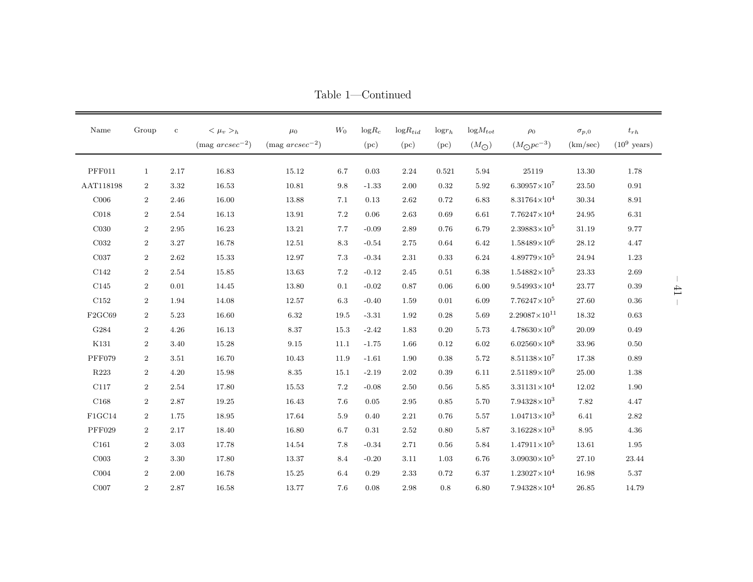Table 1—Continued

| Name | Group | c | $< \mu_v >_h$ (mag $arcsec^{-2}$) | $\mu_0$ (mag $arcsec^{-2}$) | $W_0$ | log$R_c$ (pc) | log$R_{tid}$ (pc) | log$r_h$ (pc) | log$M_{tot}$ ($M_\odot$) | $\rho_0$ ($M_\odot pc^{-3}$) | $\sigma_{p,0}$ (km/sec) | $t_{rh}$ ($10^9$ years) |
|---|---|---|---|---|---|---|---|---|---|---|---|---|
| PFF011 | 1 | 2.17 | 16.83 | 15.12 | 6.7 | 0.03 | 2.24 | 0.521 | 5.94 | 25119 | 13.30 | 1.78 |
| AAT118198 | 2 | 3.32 | 16.53 | 10.81 | 9.8 | -1.33 | 2.00 | 0.32 | 5.92 | $6.30957\times10^{7}$ | 23.50 | 0.91 |
| C006 | 2 | 2.46 | 16.00 | 13.88 | 7.1 | 0.13 | 2.62 | 0.72 | 6.83 | $8.31764\times10^{4}$ | 30.34 | 8.91 |
| C018 | 2 | 2.54 | 16.13 | 13.91 | 7.2 | 0.06 | 2.63 | 0.69 | 6.61 | $7.76247\times10^{4}$ | 24.95 | 6.31 |
| C030 | 2 | 2.95 | 16.23 | 13.21 | 7.7 | -0.09 | 2.89 | 0.76 | 6.79 | $2.39883\times10^{5}$ | 31.19 | 9.77 |
| C032 | 2 | 3.27 | 16.78 | 12.51 | 8.3 | -0.54 | 2.75 | 0.64 | 6.42 | $1.58489\times10^{6}$ | 28.12 | 4.47 |
| C037 | 2 | 2.62 | 15.33 | 12.97 | 7.3 | -0.34 | 2.31 | 0.33 | 6.24 | $4.89779\times10^{5}$ | 24.94 | 1.23 |
| C142 | 2 | 2.54 | 15.85 | 13.63 | 7.2 | -0.12 | 2.45 | 0.51 | 6.38 | $1.54882\times10^{5}$ | 23.33 | 2.69 |
| C145 | 2 | 0.01 | 14.45 | 13.80 | 0.1 | -0.02 | 0.87 | 0.06 | 6.00 | $9.54993\times10^{4}$ | 23.77 | 0.39 |
| C152 | 2 | 1.94 | 14.08 | 12.57 | 6.3 | -0.40 | 1.59 | 0.01 | 6.09 | $7.76247\times10^{5}$ | 27.60 | 0.36 |
| F2GC69 | 2 | 5.23 | 16.60 | 6.32 | 19.5 | -3.31 | 1.92 | 0.28 | 5.69 | $2.29087\times10^{11}$ | 18.32 | 0.63 |
| G284 | 2 | 4.26 | 16.13 | 8.37 | 15.3 | -2.42 | 1.83 | 0.20 | 5.73 | $4.78630\times10^{9}$ | 20.09 | 0.49 |
| K131 | 2 | 3.40 | 15.28 | 9.15 | 11.1 | -1.75 | 1.66 | 0.12 | 6.02 | $6.02560\times10^{8}$ | 33.96 | 0.50 |
| PFF079 | 2 | 3.51 | 16.70 | 10.43 | 11.9 | -1.61 | 1.90 | 0.38 | 5.72 | $8.51138\times10^{7}$ | 17.38 | 0.89 |
| R223 | 2 | 4.20 | 15.98 | 8.35 | 15.1 | -2.19 | 2.02 | 0.39 | 6.11 | $2.51189\times10^{9}$ | 25.00 | 1.38 |
| C117 | 2 | 2.54 | 17.80 | 15.53 | 7.2 | -0.08 | 2.50 | 0.56 | 5.85 | $3.31131\times10^{4}$ | 12.02 | 1.90 |
| C168 | 2 | 2.87 | 19.25 | 16.43 | 7.6 | 0.05 | 2.95 | 0.85 | 5.70 | $7.94328\times10^{3}$ | 7.82 | 4.47 |
| F1GC14 | 2 | 1.75 | 18.95 | 17.64 | 5.9 | 0.40 | 2.21 | 0.76 | 5.57 | $1.04713\times10^{3}$ | 6.41 | 2.82 |
| PFF029 | 2 | 2.17 | 18.40 | 16.80 | 6.7 | 0.31 | 2.52 | 0.80 | 5.87 | $3.16228\times10^{3}$ | 8.95 | 4.36 |
| C161 | 2 | 3.03 | 17.78 | 14.54 | 7.8 | -0.34 | 2.71 | 0.56 | 5.84 | $1.47911\times10^{5}$ | 13.61 | 1.95 |
| C003 | 2 | 3.30 | 17.80 | 13.37 | 8.4 | -0.20 | 3.11 | 1.03 | 6.76 | $3.09030\times10^{5}$ | 27.10 | 23.44 |
| C004 | 2 | 2.00 | 16.78 | 15.25 | 6.4 | 0.29 | 2.33 | 0.72 | 6.37 | $1.23027\times10^{4}$ | 16.98 | 5.37 |
| C007 | 2 | 2.87 | 16.58 | 13.77 | 7.6 | 0.08 | 2.98 | 0.8 | 6.80 | $7.94328\times10^{4}$ | 26.85 | 14.79 |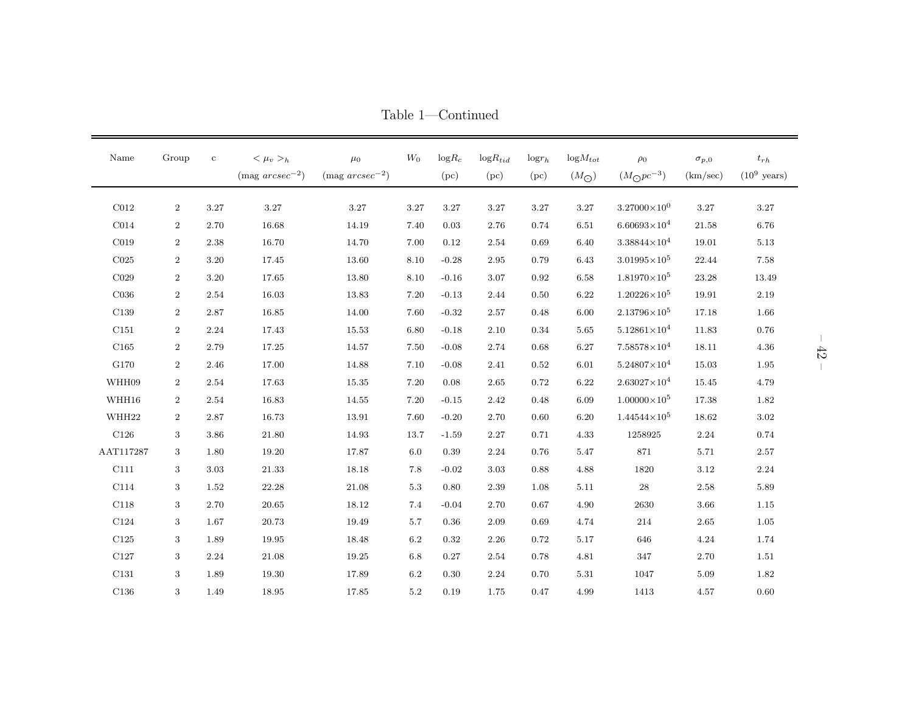Table 1—Continued

| Name | Group | c | $<\mu_v>_h$ (mag $arcsec^{-2}$) | $\mu_0$ (mag $arcsec^{-2}$) | $W_0$ | log$R_c$ (pc) | log$R_{tid}$ (pc) | log$r_h$ (pc) | log$M_{tot}$ ($M_{\odot}$) | $\rho_0$ ($M_{\odot} pc^{-3}$) | $\sigma_{p,0}$ (km/sec) | $t_{rh}$ ($10^9$ years) |
|---|---|---|---|---|---|---|---|---|---|---|---|---|
| C012 | 2 | 3.27 | 3.27 | 3.27 | 3.27 | 3.27 | 3.27 | 3.27 | 3.27 | $3.27000\times10^{0}$ | 3.27 | 3.27 |
| C014 | 2 | 2.70 | 16.68 | 14.19 | 7.40 | 0.03 | 2.76 | 0.74 | 6.51 | $6.60693\times10^{4}$ | 21.58 | 6.76 |
| C019 | 2 | 2.38 | 16.70 | 14.70 | 7.00 | 0.12 | 2.54 | 0.69 | 6.40 | $3.38844\times10^{4}$ | 19.01 | 5.13 |
| C025 | 2 | 3.20 | 17.45 | 13.60 | 8.10 | -0.28 | 2.95 | 0.79 | 6.43 | $3.01995\times10^{5}$ | 22.44 | 7.58 |
| C029 | 2 | 3.20 | 17.65 | 13.80 | 8.10 | -0.16 | 3.07 | 0.92 | 6.58 | $1.81970\times10^{5}$ | 23.28 | 13.49 |
| C036 | 2 | 2.54 | 16.03 | 13.83 | 7.20 | -0.13 | 2.44 | 0.50 | 6.22 | $1.20226\times10^{5}$ | 19.91 | 2.19 |
| C139 | 2 | 2.87 | 16.85 | 14.00 | 7.60 | -0.32 | 2.57 | 0.48 | 6.00 | $2.13796\times10^{5}$ | 17.18 | 1.66 |
| C151 | 2 | 2.24 | 17.43 | 15.53 | 6.80 | -0.18 | 2.10 | 0.34 | 5.65 | $5.12861\times10^{4}$ | 11.83 | 0.76 |
| C165 | 2 | 2.79 | 17.25 | 14.57 | 7.50 | -0.08 | 2.74 | 0.68 | 6.27 | $7.58578\times10^{4}$ | 18.11 | 4.36 |
| G170 | 2 | 2.46 | 17.00 | 14.88 | 7.10 | -0.08 | 2.41 | 0.52 | 6.01 | $5.24807\times10^{4}$ | 15.03 | 1.95 |
| WHH09 | 2 | 2.54 | 17.63 | 15.35 | 7.20 | 0.08 | 2.65 | 0.72 | 6.22 | $2.63027\times10^{4}$ | 15.45 | 4.79 |
| WHH16 | 2 | 2.54 | 16.83 | 14.55 | 7.20 | -0.15 | 2.42 | 0.48 | 6.09 | $1.00000\times10^{5}$ | 17.38 | 1.82 |
| WHH22 | 2 | 2.87 | 16.73 | 13.91 | 7.60 | -0.20 | 2.70 | 0.60 | 6.20 | $1.44544\times10^{5}$ | 18.62 | 3.02 |
| C126 | 3 | 3.86 | 21.80 | 14.93 | 13.7 | -1.59 | 2.27 | 0.71 | 4.33 | 1258925 | 2.24 | 0.74 |
| AAT117287 | 3 | 1.80 | 19.20 | 17.87 | 6.0 | 0.39 | 2.24 | 0.76 | 5.47 | 871 | 5.71 | 2.57 |
| C111 | 3 | 3.03 | 21.33 | 18.18 | 7.8 | -0.02 | 3.03 | 0.88 | 4.88 | 1820 | 3.12 | 2.24 |
| C114 | 3 | 1.52 | 22.28 | 21.08 | 5.3 | 0.80 | 2.39 | 1.08 | 5.11 | 28 | 2.58 | 5.89 |
| C118 | 3 | 2.70 | 20.65 | 18.12 | 7.4 | -0.04 | 2.70 | 0.67 | 4.90 | 2630 | 3.66 | 1.15 |
| C124 | 3 | 1.67 | 20.73 | 19.49 | 5.7 | 0.36 | 2.09 | 0.69 | 4.74 | 214 | 2.65 | 1.05 |
| C125 | 3 | 1.89 | 19.95 | 18.48 | 6.2 | 0.32 | 2.26 | 0.72 | 5.17 | 646 | 4.24 | 1.74 |
| C127 | 3 | 2.24 | 21.08 | 19.25 | 6.8 | 0.27 | 2.54 | 0.78 | 4.81 | 347 | 2.70 | 1.51 |
| C131 | 3 | 1.89 | 19.30 | 17.89 | 6.2 | 0.30 | 2.24 | 0.70 | 5.31 | 1047 | 5.09 | 1.82 |
| C136 | 3 | 1.49 | 18.95 | 17.85 | 5.2 | 0.19 | 1.75 | 0.47 | 4.99 | 1413 | 4.57 | 0.60 |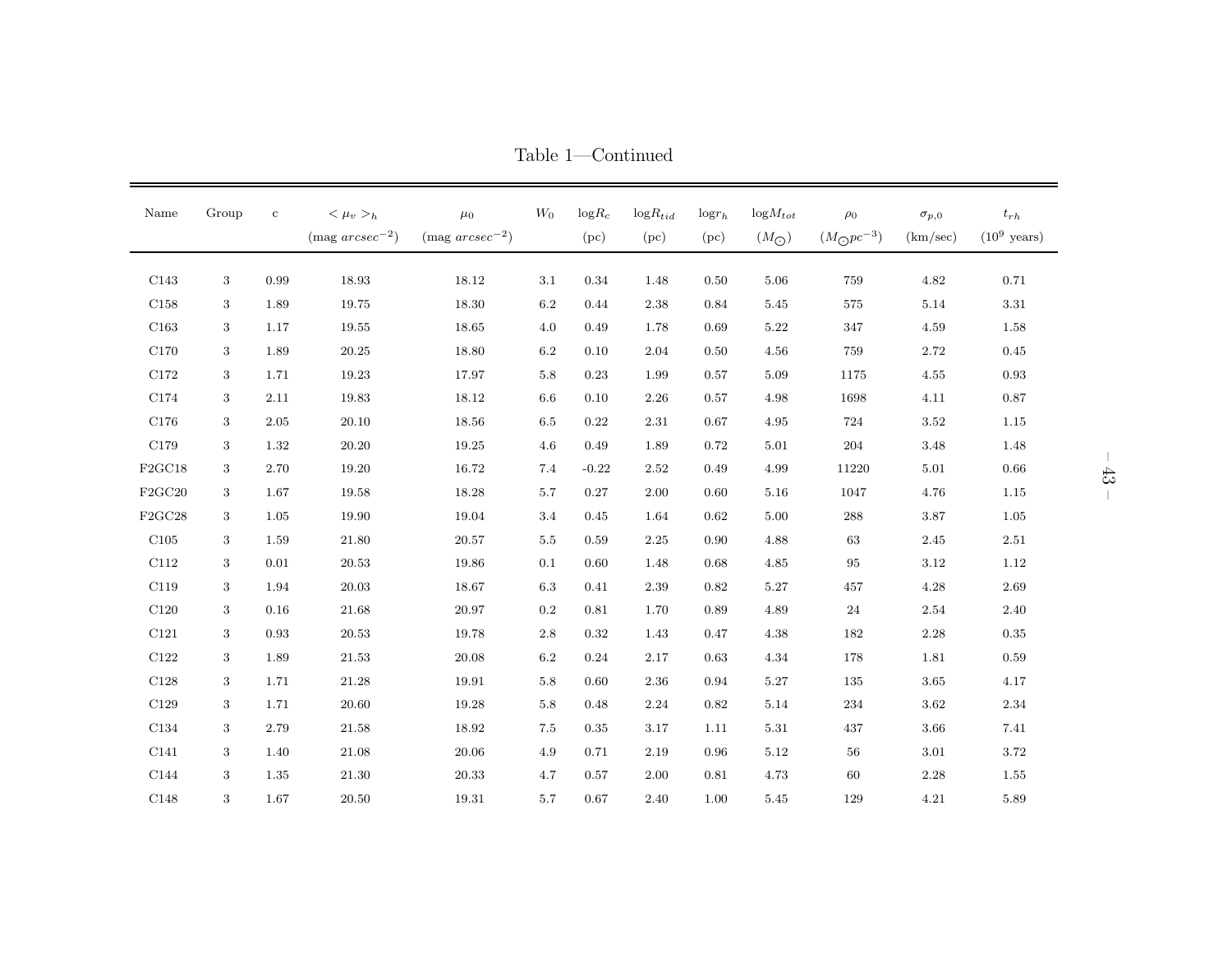Table 1—Continued

| Name | Group | c | $<\mu_v>_h$ (mag $arcsec^{-2}$) | $\mu_0$ (mag $arcsec^{-2}$) | $W_0$ | log$R_c$ (pc) | log$R_{tid}$ (pc) | log$r_h$ (pc) | log$M_{tot}$ ($M_\odot$) | $\rho_0$ ($M_\odot pc^{-3}$) | $\sigma_{p,0}$ (km/sec) | $t_{rh}$ ($10^9$ years) |
|---|---|---|---|---|---|---|---|---|---|---|---|---|
| C143 | 3 | 0.99 | 18.93 | 18.12 | 3.1 | 0.34 | 1.48 | 0.50 | 5.06 | 759 | 4.82 | 0.71 |
| C158 | 3 | 1.89 | 19.75 | 18.30 | 6.2 | 0.44 | 2.38 | 0.84 | 5.45 | 575 | 5.14 | 3.31 |
| C163 | 3 | 1.17 | 19.55 | 18.65 | 4.0 | 0.49 | 1.78 | 0.69 | 5.22 | 347 | 4.59 | 1.58 |
| C170 | 3 | 1.89 | 20.25 | 18.80 | 6.2 | 0.10 | 2.04 | 0.50 | 4.56 | 759 | 2.72 | 0.45 |
| C172 | 3 | 1.71 | 19.23 | 17.97 | 5.8 | 0.23 | 1.99 | 0.57 | 5.09 | 1175 | 4.55 | 0.93 |
| C174 | 3 | 2.11 | 19.83 | 18.12 | 6.6 | 0.10 | 2.26 | 0.57 | 4.98 | 1698 | 4.11 | 0.87 |
| C176 | 3 | 2.05 | 20.10 | 18.56 | 6.5 | 0.22 | 2.31 | 0.67 | 4.95 | 724 | 3.52 | 1.15 |
| C179 | 3 | 1.32 | 20.20 | 19.25 | 4.6 | 0.49 | 1.89 | 0.72 | 5.01 | 204 | 3.48 | 1.48 |
| F2GC18 | 3 | 2.70 | 19.20 | 16.72 | 7.4 | -0.22 | 2.52 | 0.49 | 4.99 | 11220 | 5.01 | 0.66 |
| F2GC20 | 3 | 1.67 | 19.58 | 18.28 | 5.7 | 0.27 | 2.00 | 0.60 | 5.16 | 1047 | 4.76 | 1.15 |
| F2GC28 | 3 | 1.05 | 19.90 | 19.04 | 3.4 | 0.45 | 1.64 | 0.62 | 5.00 | 288 | 3.87 | 1.05 |
| C105 | 3 | 1.59 | 21.80 | 20.57 | 5.5 | 0.59 | 2.25 | 0.90 | 4.88 | 63 | 2.45 | 2.51 |
| C112 | 3 | 0.01 | 20.53 | 19.86 | 0.1 | 0.60 | 1.48 | 0.68 | 4.85 | 95 | 3.12 | 1.12 |
| C119 | 3 | 1.94 | 20.03 | 18.67 | 6.3 | 0.41 | 2.39 | 0.82 | 5.27 | 457 | 4.28 | 2.69 |
| C120 | 3 | 0.16 | 21.68 | 20.97 | 0.2 | 0.81 | 1.70 | 0.89 | 4.89 | 24 | 2.54 | 2.40 |
| C121 | 3 | 0.93 | 20.53 | 19.78 | 2.8 | 0.32 | 1.43 | 0.47 | 4.38 | 182 | 2.28 | 0.35 |
| C122 | 3 | 1.89 | 21.53 | 20.08 | 6.2 | 0.24 | 2.17 | 0.63 | 4.34 | 178 | 1.81 | 0.59 |
| C128 | 3 | 1.71 | 21.28 | 19.91 | 5.8 | 0.60 | 2.36 | 0.94 | 5.27 | 135 | 3.65 | 4.17 |
| C129 | 3 | 1.71 | 20.60 | 19.28 | 5.8 | 0.48 | 2.24 | 0.82 | 5.14 | 234 | 3.62 | 2.34 |
| C134 | 3 | 2.79 | 21.58 | 18.92 | 7.5 | 0.35 | 3.17 | 1.11 | 5.31 | 437 | 3.66 | 7.41 |
| C141 | 3 | 1.40 | 21.08 | 20.06 | 4.9 | 0.71 | 2.19 | 0.96 | 5.12 | 56 | 3.01 | 3.72 |
| C144 | 3 | 1.35 | 21.30 | 20.33 | 4.7 | 0.57 | 2.00 | 0.81 | 4.73 | 60 | 2.28 | 1.55 |
| C148 | 3 | 1.67 | 20.50 | 19.31 | 5.7 | 0.67 | 2.40 | 1.00 | 5.45 | 129 | 4.21 | 5.89 |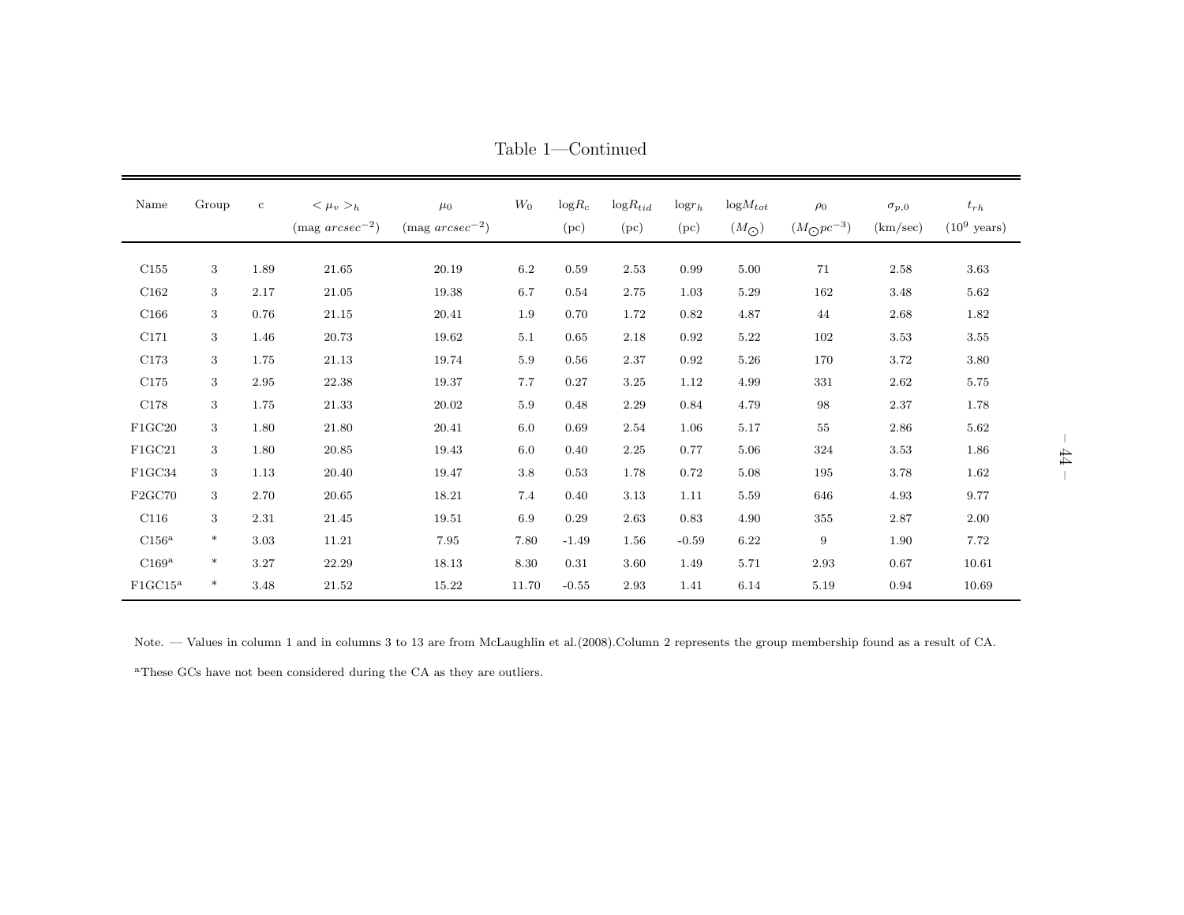Table 1—Continued

| Name | Group | c | $<\mu_v>_h$ (mag $arcsec^{-2}$) | $\mu_0$ (mag $arcsec^{-2}$) | $W_0$ | log$R_c$ (pc) | log$R_{tid}$ (pc) | log$r_h$ (pc) | log$M_{tot}$ ($M_\odot$) | $\rho_0$ ($M_\odot pc^{-3}$) | $\sigma_{p,0}$ (km/sec) | $t_{rh}$ ($10^9$ years) |
|---|---|---|---|---|---|---|---|---|---|---|---|---|
| C155 | 3 | 1.89 | 21.65 | 20.19 | 6.2 | 0.59 | 2.53 | 0.99 | 5.00 | 71 | 2.58 | 3.63 |
| C162 | 3 | 2.17 | 21.05 | 19.38 | 6.7 | 0.54 | 2.75 | 1.03 | 5.29 | 162 | 3.48 | 5.62 |
| C166 | 3 | 0.76 | 21.15 | 20.41 | 1.9 | 0.70 | 1.72 | 0.82 | 4.87 | 44 | 2.68 | 1.82 |
| C171 | 3 | 1.46 | 20.73 | 19.62 | 5.1 | 0.65 | 2.18 | 0.92 | 5.22 | 102 | 3.53 | 3.55 |
| C173 | 3 | 1.75 | 21.13 | 19.74 | 5.9 | 0.56 | 2.37 | 0.92 | 5.26 | 170 | 3.72 | 3.80 |
| C175 | 3 | 2.95 | 22.38 | 19.37 | 7.7 | 0.27 | 3.25 | 1.12 | 4.99 | 331 | 2.62 | 5.75 |
| C178 | 3 | 1.75 | 21.33 | 20.02 | 5.9 | 0.48 | 2.29 | 0.84 | 4.79 | 98 | 2.37 | 1.78 |
| F1GC20 | 3 | 1.80 | 21.80 | 20.41 | 6.0 | 0.69 | 2.54 | 1.06 | 5.17 | 55 | 2.86 | 5.62 |
| F1GC21 | 3 | 1.80 | 20.85 | 19.43 | 6.0 | 0.40 | 2.25 | 0.77 | 5.06 | 324 | 3.53 | 1.86 |
| F1GC34 | 3 | 1.13 | 20.40 | 19.47 | 3.8 | 0.53 | 1.78 | 0.72 | 5.08 | 195 | 3.78 | 1.62 |
| F2GC70 | 3 | 2.70 | 20.65 | 18.21 | 7.4 | 0.40 | 3.13 | 1.11 | 5.59 | 646 | 4.93 | 9.77 |
| C116 | 3 | 2.31 | 21.45 | 19.51 | 6.9 | 0.29 | 2.63 | 0.83 | 4.90 | 355 | 2.87 | 2.00 |
| C156[a] | * | 3.03 | 11.21 | 7.95 | 7.80 | -1.49 | 1.56 | -0.59 | 6.22 | 9 | 1.90 | 7.72 |
| C169[a] | * | 3.27 | 22.29 | 18.13 | 8.30 | 0.31 | 3.60 | 1.49 | 5.71 | 2.93 | 0.67 | 10.61 |
| F1GC15[a] | * | 3.48 | 21.52 | 15.22 | 11.70 | -0.55 | 2.93 | 1.41 | 6.14 | 5.19 | 0.94 | 10.69 |

Note. — Values in column 1 and in columns 3 to 13 are from McLaughlin et al.(2008).Column 2 represents the group membership found as a result of CA.

[a]These GCs have not been considered during the CA as they are outliers.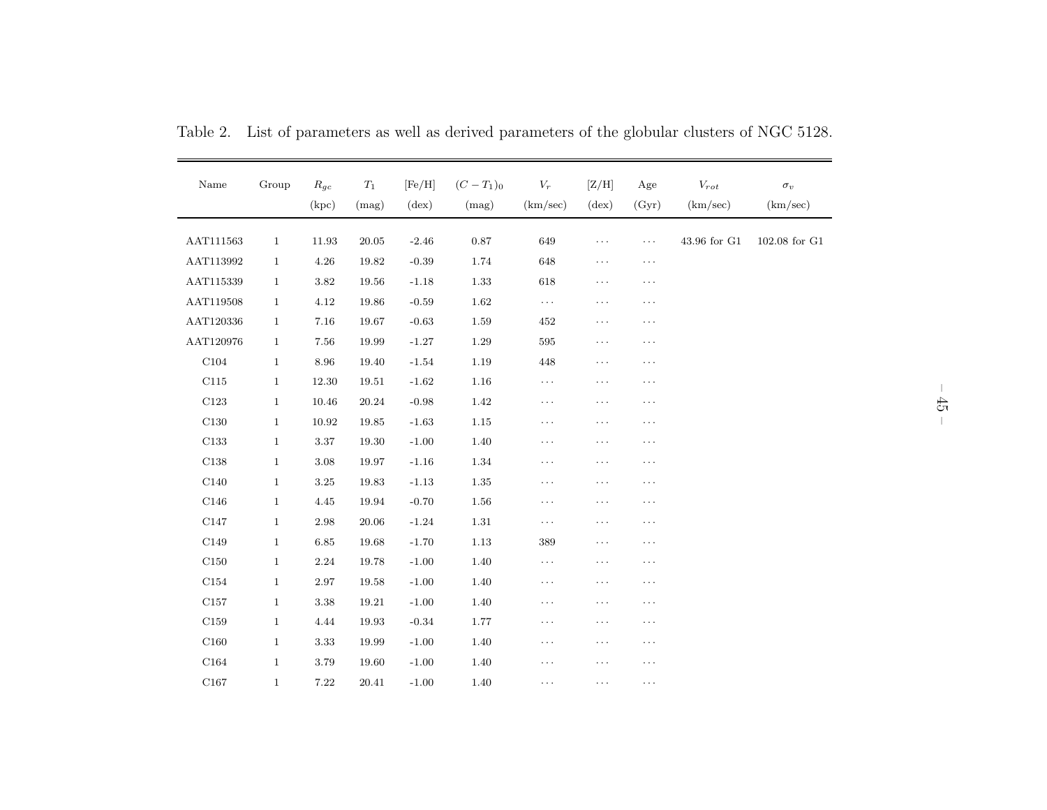Table 2. List of parameters as well as derived parameters of the globular clusters of NGC 5128.

| Name | Group | $R_{gc}$ (kpc) | $T_1$ (mag) | [Fe/H] (dex) | $(C-T_1)_0$ (mag) | $V_r$ (km/sec) | [Z/H] (dex) | Age (Gyr) | $V_{rot}$ (km/sec) | $\sigma_v$ (km/sec) |
|---|---|---|---|---|---|---|---|---|---|---|
| AAT111563 | 1 | 11.93 | 20.05 | -2.46 | 0.87 | 649 | ··· | ··· | 43.96 for G1 | 102.08 for G1 |
| AAT113992 | 1 | 4.26 | 19.82 | -0.39 | 1.74 | 648 | ··· | ··· | | |
| AAT115339 | 1 | 3.82 | 19.56 | -1.18 | 1.33 | 618 | ··· | ··· | | |
| AAT119508 | 1 | 4.12 | 19.86 | -0.59 | 1.62 | ··· | ··· | ··· | | |
| AAT120336 | 1 | 7.16 | 19.67 | -0.63 | 1.59 | 452 | ··· | ··· | | |
| AAT120976 | 1 | 7.56 | 19.99 | -1.27 | 1.29 | 595 | ··· | ··· | | |
| C104 | 1 | 8.96 | 19.40 | -1.54 | 1.19 | 448 | ··· | ··· | | |
| C115 | 1 | 12.30 | 19.51 | -1.62 | 1.16 | ··· | ··· | ··· | | |
| C123 | 1 | 10.46 | 20.24 | -0.98 | 1.42 | ··· | ··· | ··· | | |
| C130 | 1 | 10.92 | 19.85 | -1.63 | 1.15 | ··· | ··· | ··· | | |
| C133 | 1 | 3.37 | 19.30 | -1.00 | 1.40 | ··· | ··· | ··· | | |
| C138 | 1 | 3.08 | 19.97 | -1.16 | 1.34 | ··· | ··· | ··· | | |
| C140 | 1 | 3.25 | 19.83 | -1.13 | 1.35 | ··· | ··· | ··· | | |
| C146 | 1 | 4.45 | 19.94 | -0.70 | 1.56 | ··· | ··· | ··· | | |
| C147 | 1 | 2.98 | 20.06 | -1.24 | 1.31 | ··· | ··· | ··· | | |
| C149 | 1 | 6.85 | 19.68 | -1.70 | 1.13 | 389 | ··· | ··· | | |
| C150 | 1 | 2.24 | 19.78 | -1.00 | 1.40 | ··· | ··· | ··· | | |
| C154 | 1 | 2.97 | 19.58 | -1.00 | 1.40 | ··· | ··· | ··· | | |
| C157 | 1 | 3.38 | 19.21 | -1.00 | 1.40 | ··· | ··· | ··· | | |
| C159 | 1 | 4.44 | 19.93 | -0.34 | 1.77 | ··· | ··· | ··· | | |
| C160 | 1 | 3.33 | 19.99 | -1.00 | 1.40 | ··· | ··· | ··· | | |
| C164 | 1 | 3.79 | 19.60 | -1.00 | 1.40 | ··· | ··· | ··· | | |
| C167 | 1 | 7.22 | 20.41 | -1.00 | 1.40 | ··· | ··· | ··· | | |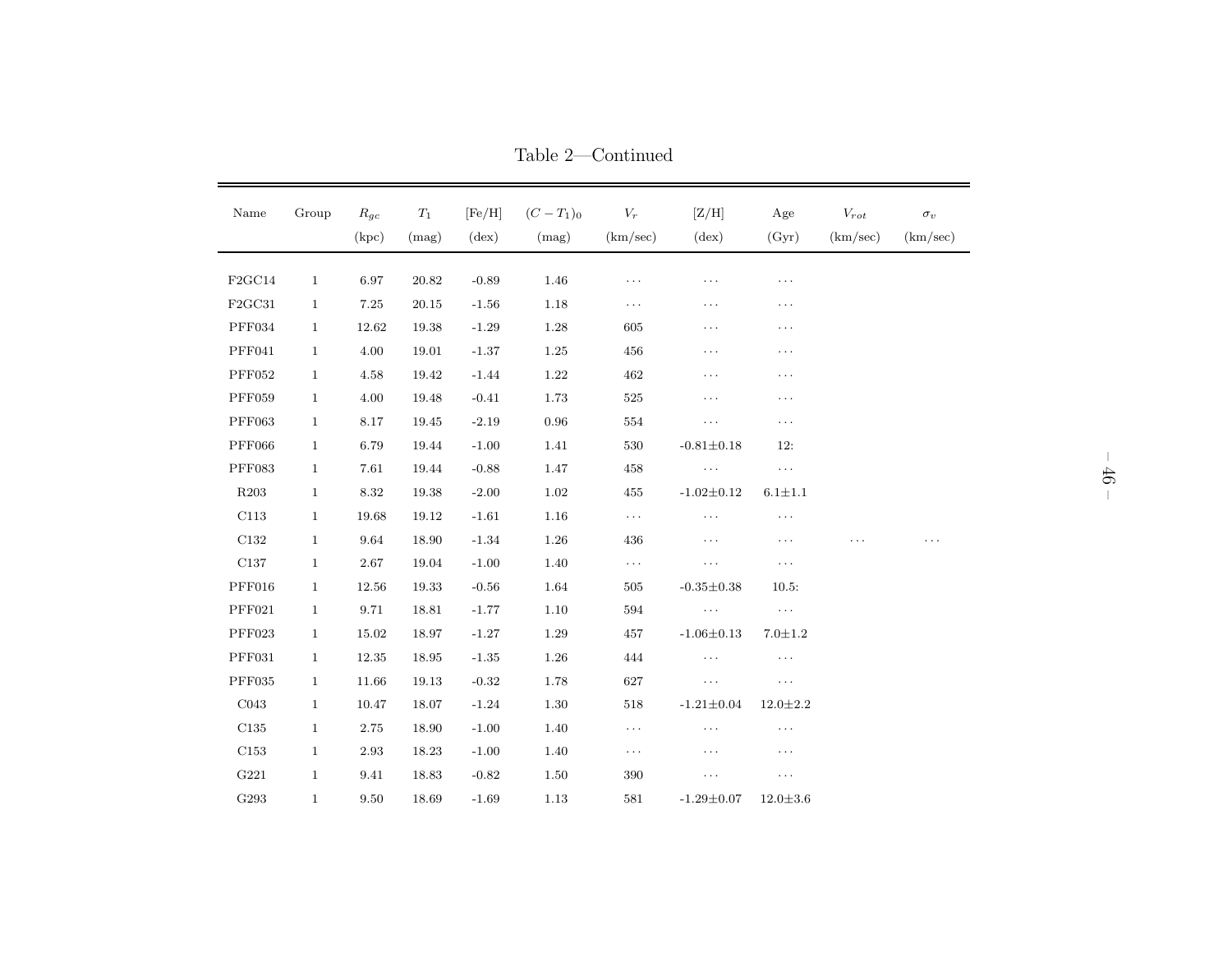Table 2—Continued

| Name | Group | $R_{gc}$ (kpc) | $T_1$ (mag) | [Fe/H] (dex) | $(C-T_1)_0$ (mag) | $V_r$ (km/sec) | [Z/H] (dex) | Age (Gyr) | $V_{rot}$ (km/sec) | $\sigma_v$ (km/sec) |
|---|---|---|---|---|---|---|---|---|---|---|
| F2GC14 | 1 | 6.97 | 20.82 | -0.89 | 1.46 | ··· | ··· | ··· | | |
| F2GC31 | 1 | 7.25 | 20.15 | -1.56 | 1.18 | ··· | ··· | ··· | | |
| PFF034 | 1 | 12.62 | 19.38 | -1.29 | 1.28 | 605 | ··· | ··· | | |
| PFF041 | 1 | 4.00 | 19.01 | -1.37 | 1.25 | 456 | ··· | ··· | | |
| PFF052 | 1 | 4.58 | 19.42 | -1.44 | 1.22 | 462 | ··· | ··· | | |
| PFF059 | 1 | 4.00 | 19.48 | -0.41 | 1.73 | 525 | ··· | ··· | | |
| PFF063 | 1 | 8.17 | 19.45 | -2.19 | 0.96 | 554 | ··· | ··· | | |
| PFF066 | 1 | 6.79 | 19.44 | -1.00 | 1.41 | 530 | -0.81±0.18 | 12: | | |
| PFF083 | 1 | 7.61 | 19.44 | -0.88 | 1.47 | 458 | ··· | ··· | | |
| R203 | 1 | 8.32 | 19.38 | -2.00 | 1.02 | 455 | -1.02±0.12 | 6.1±1.1 | | |
| C113 | 1 | 19.68 | 19.12 | -1.61 | 1.16 | ··· | ··· | ··· | | |
| C132 | 1 | 9.64 | 18.90 | -1.34 | 1.26 | 436 | ··· | ··· | ··· | ··· |
| C137 | 1 | 2.67 | 19.04 | -1.00 | 1.40 | ··· | ··· | ··· | | |
| PFF016 | 1 | 12.56 | 19.33 | -0.56 | 1.64 | 505 | -0.35±0.38 | 10.5: | | |
| PFF021 | 1 | 9.71 | 18.81 | -1.77 | 1.10 | 594 | ··· | ··· | | |
| PFF023 | 1 | 15.02 | 18.97 | -1.27 | 1.29 | 457 | -1.06±0.13 | 7.0±1.2 | | |
| PFF031 | 1 | 12.35 | 18.95 | -1.35 | 1.26 | 444 | ··· | ··· | | |
| PFF035 | 1 | 11.66 | 19.13 | -0.32 | 1.78 | 627 | ··· | ··· | | |
| C043 | 1 | 10.47 | 18.07 | -1.24 | 1.30 | 518 | -1.21±0.04 | 12.0±2.2 | | |
| C135 | 1 | 2.75 | 18.90 | -1.00 | 1.40 | ··· | ··· | ··· | | |
| C153 | 1 | 2.93 | 18.23 | -1.00 | 1.40 | ··· | ··· | ··· | | |
| G221 | 1 | 9.41 | 18.83 | -0.82 | 1.50 | 390 | ··· | ··· | | |
| G293 | 1 | 9.50 | 18.69 | -1.69 | 1.13 | 581 | -1.29±0.07 | 12.0±3.6 | | |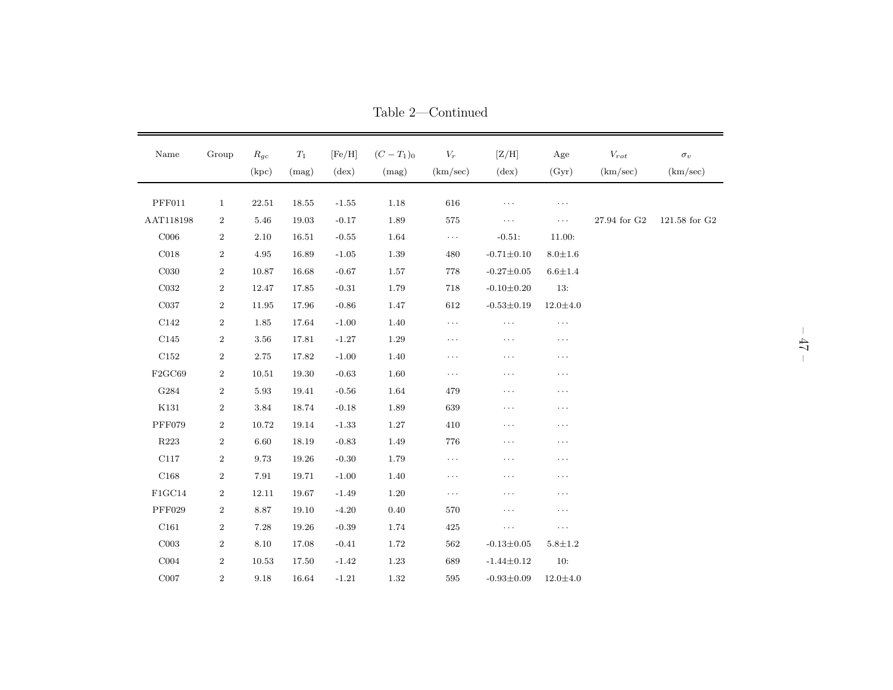Table 2—Continued

| Name | Group | $R_{gc}$ (kpc) | $T_1$ (mag) | [Fe/H] (dex) | $(C-T_1)_0$ (mag) | $V_r$ (km/sec) | [Z/H] (dex) | Age (Gyr) | $V_{rot}$ (km/sec) | $\sigma_v$ (km/sec) |
|---|---|---|---|---|---|---|---|---|---|---|
| PFF011 | 1 | 22.51 | 18.55 | -1.55 | 1.18 | 616 | ··· | ··· | | |
| AAT118198 | 2 | 5.46 | 19.03 | -0.17 | 1.89 | 575 | ··· | ··· | 27.94 for G2 | 121.58 for G2 |
| C006 | 2 | 2.10 | 16.51 | -0.55 | 1.64 | ··· | -0.51: | 11.00: | | |
| C018 | 2 | 4.95 | 16.89 | -1.05 | 1.39 | 480 | -0.71±0.10 | 8.0±1.6 | | |
| C030 | 2 | 10.87 | 16.68 | -0.67 | 1.57 | 778 | -0.27±0.05 | 6.6±1.4 | | |
| C032 | 2 | 12.47 | 17.85 | -0.31 | 1.79 | 718 | -0.10±0.20 | 13: | | |
| C037 | 2 | 11.95 | 17.96 | -0.86 | 1.47 | 612 | -0.53±0.19 | 12.0±4.0 | | |
| C142 | 2 | 1.85 | 17.64 | -1.00 | 1.40 | ··· | ··· | ··· | | |
| C145 | 2 | 3.56 | 17.81 | -1.27 | 1.29 | ··· | ··· | ··· | | |
| C152 | 2 | 2.75 | 17.82 | -1.00 | 1.40 | ··· | ··· | ··· | | |
| F2GC69 | 2 | 10.51 | 19.30 | -0.63 | 1.60 | ··· | ··· | ··· | | |
| G284 | 2 | 5.93 | 19.41 | -0.56 | 1.64 | 479 | ··· | ··· | | |
| K131 | 2 | 3.84 | 18.74 | -0.18 | 1.89 | 639 | ··· | ··· | | |
| PFF079 | 2 | 10.72 | 19.14 | -1.33 | 1.27 | 410 | ··· | ··· | | |
| R223 | 2 | 6.60 | 18.19 | -0.83 | 1.49 | 776 | ··· | ··· | | |
| C117 | 2 | 9.73 | 19.26 | -0.30 | 1.79 | ··· | ··· | ··· | | |
| C168 | 2 | 7.91 | 19.71 | -1.00 | 1.40 | ··· | ··· | ··· | | |
| F1GC14 | 2 | 12.11 | 19.67 | -1.49 | 1.20 | ··· | ··· | ··· | | |
| PFF029 | 2 | 8.87 | 19.10 | -4.20 | 0.40 | 570 | ··· | ··· | | |
| C161 | 2 | 7.28 | 19.26 | -0.39 | 1.74 | 425 | ··· | ··· | | |
| C003 | 2 | 8.10 | 17.08 | -0.41 | 1.72 | 562 | -0.13±0.05 | 5.8±1.2 | | |
| C004 | 2 | 10.53 | 17.50 | -1.42 | 1.23 | 689 | -1.44±0.12 | 10: | | |
| C007 | 2 | 9.18 | 16.64 | -1.21 | 1.32 | 595 | -0.93±0.09 | 12.0±4.0 | | |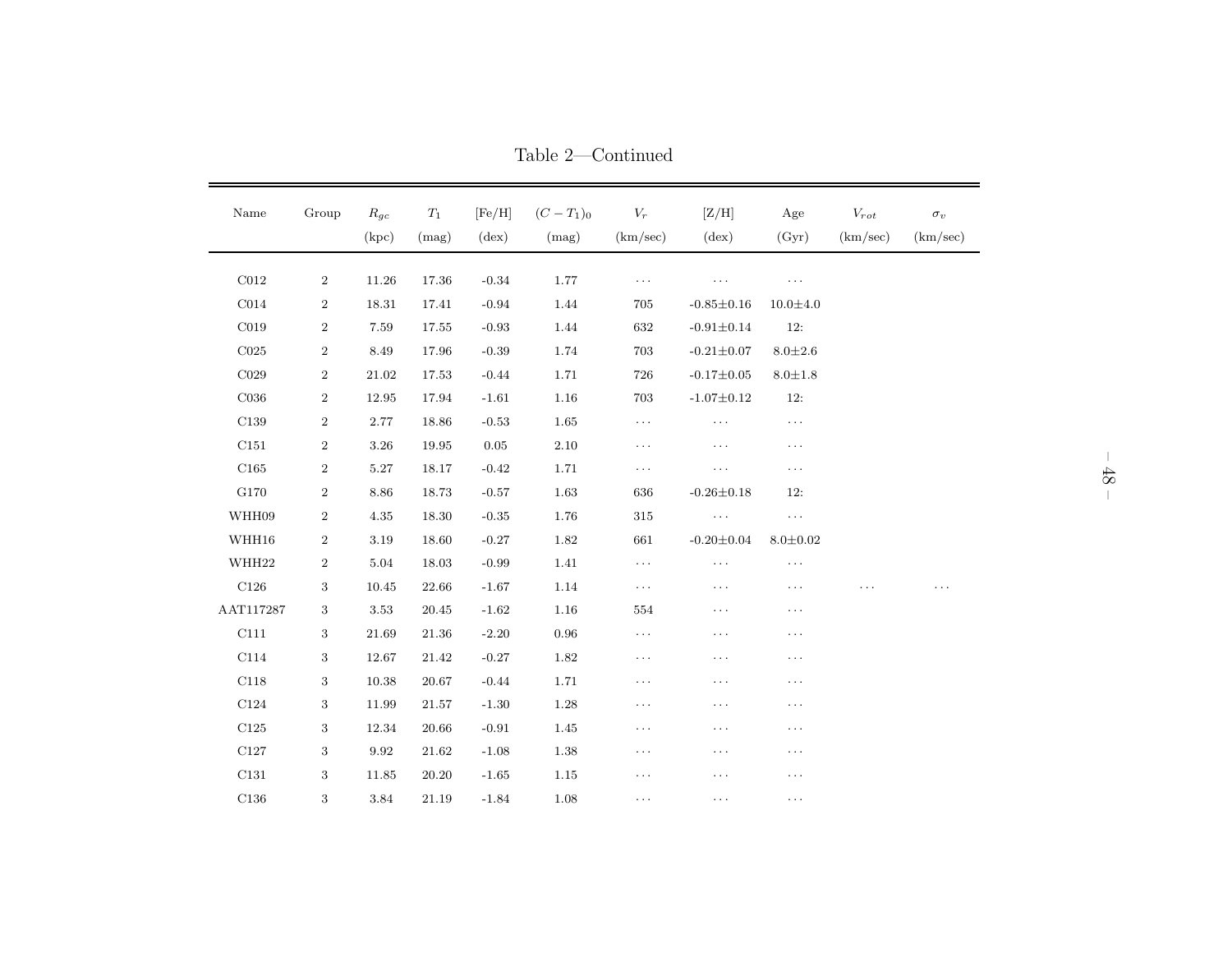Table 2—Continued

| Name | Group | $R_{gc}$ (kpc) | $T_1$ (mag) | [Fe/H] (dex) | $(C-T_1)_0$ (mag) | $V_r$ (km/sec) | [Z/H] (dex) | Age (Gyr) | $V_{rot}$ (km/sec) | $\sigma_v$ (km/sec) |
|---|---|---|---|---|---|---|---|---|---|---|
| C012 | 2 | 11.26 | 17.36 | -0.34 | 1.77 | ··· | ··· | ··· | | |
| C014 | 2 | 18.31 | 17.41 | -0.94 | 1.44 | 705 | -0.85±0.16 | 10.0±4.0 | | |
| C019 | 2 | 7.59 | 17.55 | -0.93 | 1.44 | 632 | -0.91±0.14 | 12: | | |
| C025 | 2 | 8.49 | 17.96 | -0.39 | 1.74 | 703 | -0.21±0.07 | 8.0±2.6 | | |
| C029 | 2 | 21.02 | 17.53 | -0.44 | 1.71 | 726 | -0.17±0.05 | 8.0±1.8 | | |
| C036 | 2 | 12.95 | 17.94 | -1.61 | 1.16 | 703 | -1.07±0.12 | 12: | | |
| C139 | 2 | 2.77 | 18.86 | -0.53 | 1.65 | ··· | ··· | ··· | | |
| C151 | 2 | 3.26 | 19.95 | 0.05 | 2.10 | ··· | ··· | ··· | | |
| C165 | 2 | 5.27 | 18.17 | -0.42 | 1.71 | ··· | ··· | ··· | | |
| G170 | 2 | 8.86 | 18.73 | -0.57 | 1.63 | 636 | -0.26±0.18 | 12: | | |
| WHH09 | 2 | 4.35 | 18.30 | -0.35 | 1.76 | 315 | ··· | ··· | | |
| WHH16 | 2 | 3.19 | 18.60 | -0.27 | 1.82 | 661 | -0.20±0.04 | 8.0±0.02 | | |
| WHH22 | 2 | 5.04 | 18.03 | -0.99 | 1.41 | ··· | ··· | ··· | | |
| C126 | 3 | 10.45 | 22.66 | -1.67 | 1.14 | ··· | ··· | ··· | ··· | ··· |
| AAT117287 | 3 | 3.53 | 20.45 | -1.62 | 1.16 | 554 | ··· | ··· | | |
| C111 | 3 | 21.69 | 21.36 | -2.20 | 0.96 | ··· | ··· | ··· | | |
| C114 | 3 | 12.67 | 21.42 | -0.27 | 1.82 | ··· | ··· | ··· | | |
| C118 | 3 | 10.38 | 20.67 | -0.44 | 1.71 | ··· | ··· | ··· | | |
| C124 | 3 | 11.99 | 21.57 | -1.30 | 1.28 | ··· | ··· | ··· | | |
| C125 | 3 | 12.34 | 20.66 | -0.91 | 1.45 | ··· | ··· | ··· | | |
| C127 | 3 | 9.92 | 21.62 | -1.08 | 1.38 | ··· | ··· | ··· | | |
| C131 | 3 | 11.85 | 20.20 | -1.65 | 1.15 | ··· | ··· | ··· | | |
| C136 | 3 | 3.84 | 21.19 | -1.84 | 1.08 | ··· | ··· | ··· | | |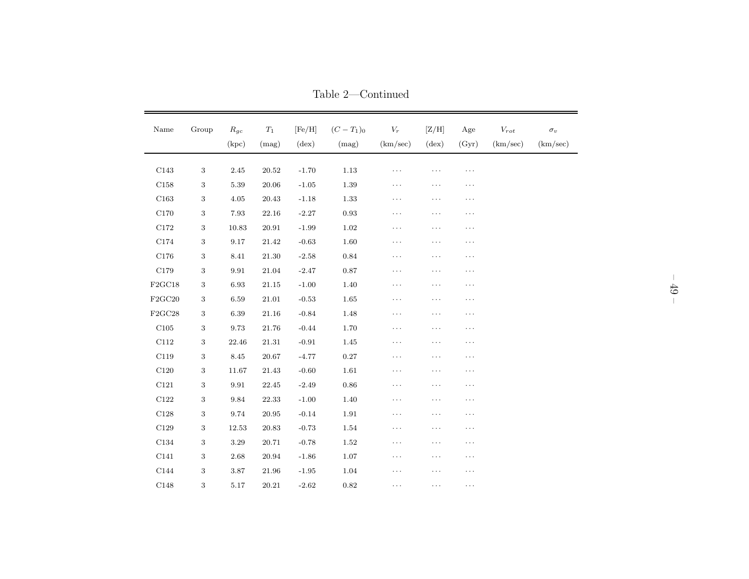Table 2—Continued

| Name | Group | $R_{gc}$ (kpc) | $T_1$ (mag) | [Fe/H] (dex) | $(C-T_1)_0$ (mag) | $V_r$ (km/sec) | [Z/H] (dex) | Age (Gyr) | $V_{rot}$ (km/sec) | $\sigma_v$ (km/sec) |
|---|---|---|---|---|---|---|---|---|---|---|
| C143 | 3 | 2.45 | 20.52 | -1.70 | 1.13 | ··· | ··· | ··· | | |
| C158 | 3 | 5.39 | 20.06 | -1.05 | 1.39 | ··· | ··· | ··· | | |
| C163 | 3 | 4.05 | 20.43 | -1.18 | 1.33 | ··· | ··· | ··· | | |
| C170 | 3 | 7.93 | 22.16 | -2.27 | 0.93 | ··· | ··· | ··· | | |
| C172 | 3 | 10.83 | 20.91 | -1.99 | 1.02 | ··· | ··· | ··· | | |
| C174 | 3 | 9.17 | 21.42 | -0.63 | 1.60 | ··· | ··· | ··· | | |
| C176 | 3 | 8.41 | 21.30 | -2.58 | 0.84 | ··· | ··· | ··· | | |
| C179 | 3 | 9.91 | 21.04 | -2.47 | 0.87 | ··· | ··· | ··· | | |
| F2GC18 | 3 | 6.93 | 21.15 | -1.00 | 1.40 | ··· | ··· | ··· | | |
| F2GC20 | 3 | 6.59 | 21.01 | -0.53 | 1.65 | ··· | ··· | ··· | | |
| F2GC28 | 3 | 6.39 | 21.16 | -0.84 | 1.48 | ··· | ··· | ··· | | |
| C105 | 3 | 9.73 | 21.76 | -0.44 | 1.70 | ··· | ··· | ··· | | |
| C112 | 3 | 22.46 | 21.31 | -0.91 | 1.45 | ··· | ··· | ··· | | |
| C119 | 3 | 8.45 | 20.67 | -4.77 | 0.27 | ··· | ··· | ··· | | |
| C120 | 3 | 11.67 | 21.43 | -0.60 | 1.61 | ··· | ··· | ··· | | |
| C121 | 3 | 9.91 | 22.45 | -2.49 | 0.86 | ··· | ··· | ··· | | |
| C122 | 3 | 9.84 | 22.33 | -1.00 | 1.40 | ··· | ··· | ··· | | |
| C128 | 3 | 9.74 | 20.95 | -0.14 | 1.91 | ··· | ··· | ··· | | |
| C129 | 3 | 12.53 | 20.83 | -0.73 | 1.54 | ··· | ··· | ··· | | |
| C134 | 3 | 3.29 | 20.71 | -0.78 | 1.52 | ··· | ··· | ··· | | |
| C141 | 3 | 2.68 | 20.94 | -1.86 | 1.07 | ··· | ··· | ··· | | |
| C144 | 3 | 3.87 | 21.96 | -1.95 | 1.04 | ··· | ··· | ··· | | |
| C148 | 3 | 5.17 | 20.21 | -2.62 | 0.82 | ··· | ··· | ··· | | |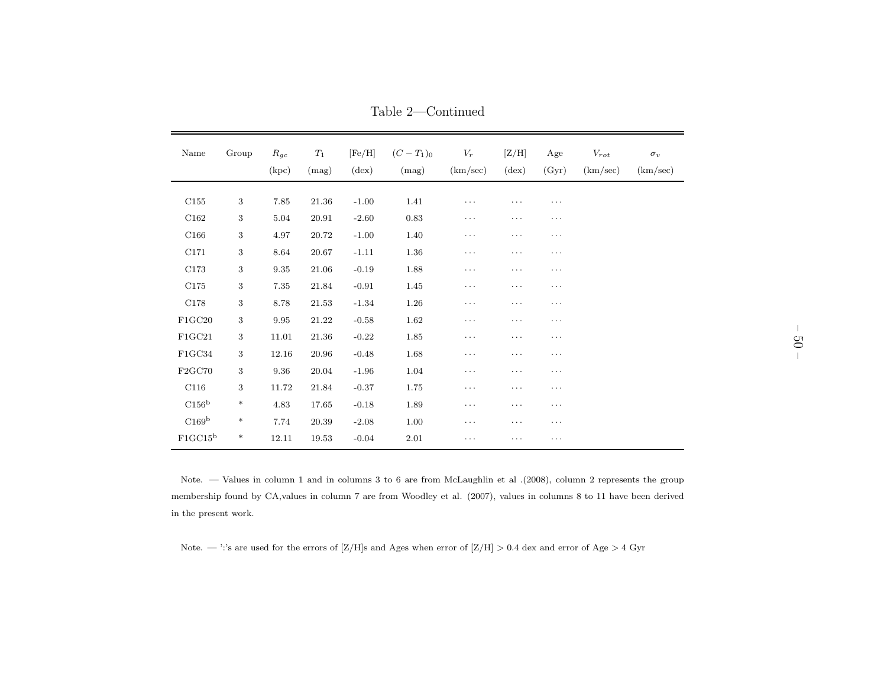Table 2—Continued

| Name | Group | $R_{gc}$ (kpc) | $T_1$ (mag) | [Fe/H] (dex) | $(C-T_1)_0$ (mag) | $V_r$ (km/sec) | [Z/H] (dex) | Age (Gyr) | $V_{rot}$ (km/sec) | $\sigma_v$ (km/sec) |
|---|---|---|---|---|---|---|---|---|---|---|
| C155 | 3 | 7.85 | 21.36 | -1.00 | 1.41 | ··· | ··· | ··· | | |
| C162 | 3 | 5.04 | 20.91 | -2.60 | 0.83 | ··· | ··· | ··· | | |
| C166 | 3 | 4.97 | 20.72 | -1.00 | 1.40 | ··· | ··· | ··· | | |
| C171 | 3 | 8.64 | 20.67 | -1.11 | 1.36 | ··· | ··· | ··· | | |
| C173 | 3 | 9.35 | 21.06 | -0.19 | 1.88 | ··· | ··· | ··· | | |
| C175 | 3 | 7.35 | 21.84 | -0.91 | 1.45 | ··· | ··· | ··· | | |
| C178 | 3 | 8.78 | 21.53 | -1.34 | 1.26 | ··· | ··· | ··· | | |
| F1GC20 | 3 | 9.95 | 21.22 | -0.58 | 1.62 | ··· | ··· | ··· | | |
| F1GC21 | 3 | 11.01 | 21.36 | -0.22 | 1.85 | ··· | ··· | ··· | | |
| F1GC34 | 3 | 12.16 | 20.96 | -0.48 | 1.68 | ··· | ··· | ··· | | |
| F2GC70 | 3 | 9.36 | 20.04 | -1.96 | 1.04 | ··· | ··· | ··· | | |
| C116 | 3 | 11.72 | 21.84 | -0.37 | 1.75 | ··· | ··· | ··· | | |
| C156[b] | * | 4.83 | 17.65 | -0.18 | 1.89 | ··· | ··· | ··· | | |
| C169[b] | * | 7.74 | 20.39 | -2.08 | 1.00 | ··· | ··· | ··· | | |
| F1GC15[b] | * | 12.11 | 19.53 | -0.04 | 2.01 | ··· | ··· | ··· | | |

Note. — Values in column 1 and in columns 3 to 6 are from McLaughlin et al .(2008), column 2 represents the group membership found by CA,values in column 7 are from Woodley et al. (2007), values in columns 8 to 11 have been derived in the present work.

Note. — ':'s are used for the errors of [Z/H]s and Ages when error of [Z/H] > 0.4 dex and error of Age > 4 Gyr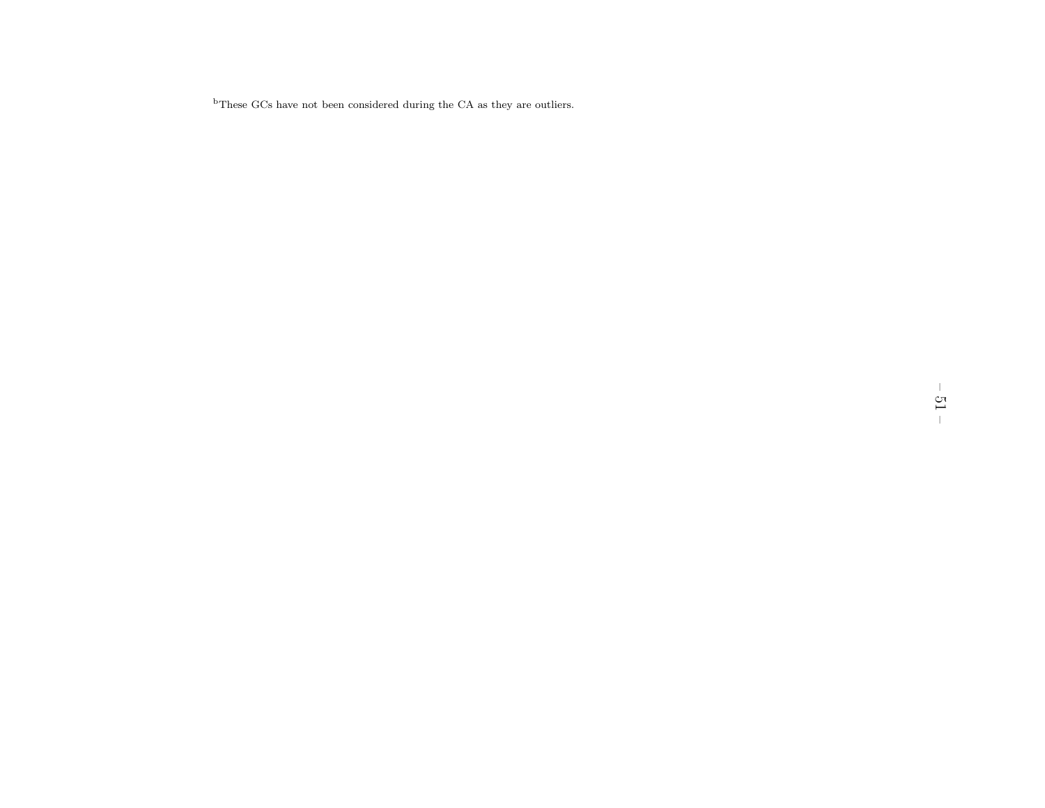[b]These GCs have not been considered during the CA as they are outliers.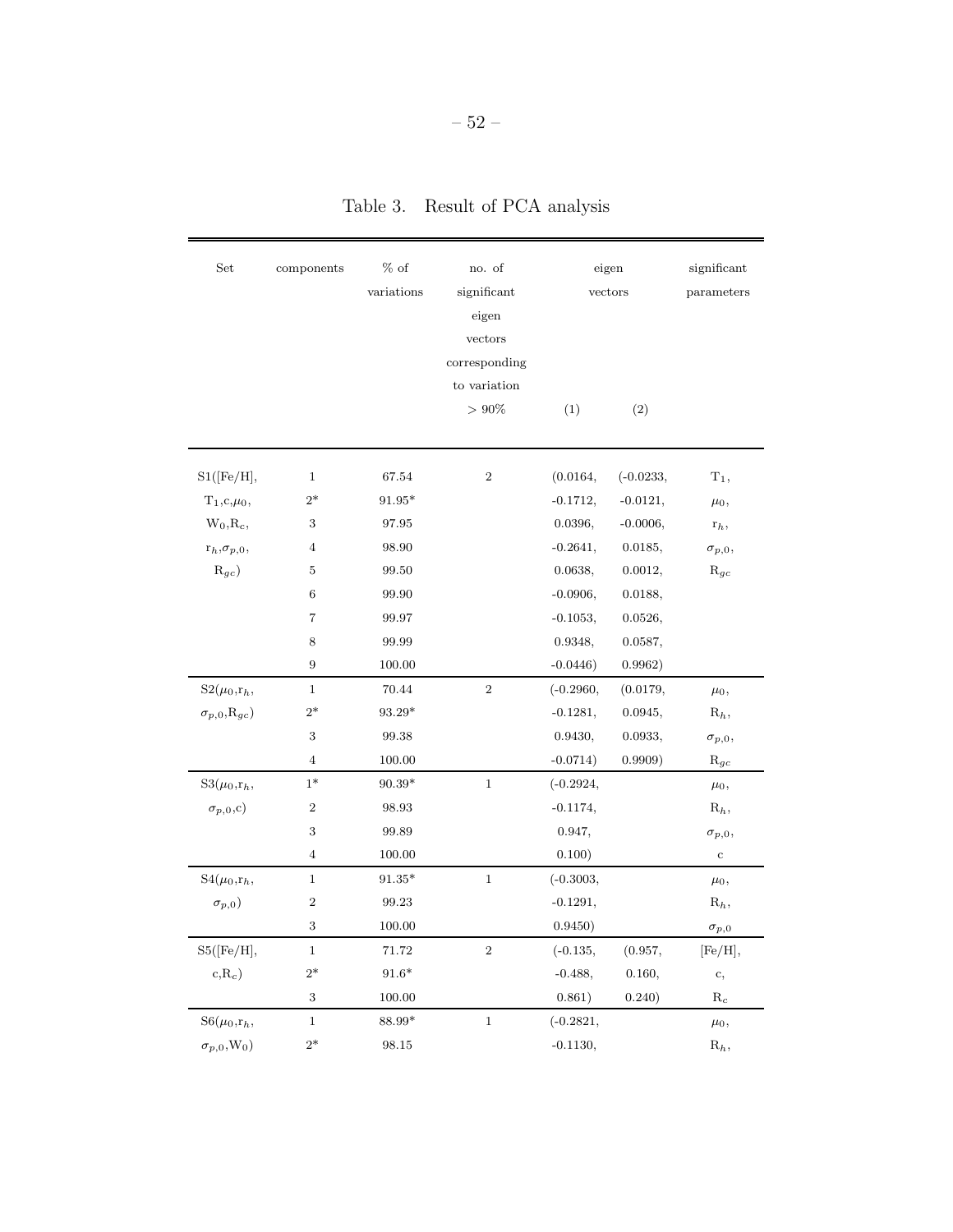Table 3. Result of PCA analysis

| Set | components | % of variations | no. of significant eigen vectors corresponding to variation $> 90\%$ | eigen vectors (1) | eigen vectors (2) | significant parameters |
|---|---|---|---|---|---|---|
| S1([Fe/H], | 1 | 67.54 | 2 | (0.0164, | (-0.0233, | $T_1$, |
| $T_1$,c,$\mu_0$, | 2* | 91.95* | | -0.1712, | -0.0121, | $\mu_0$, |
| $W_0$,$R_c$, | 3 | 97.95 | | 0.0396, | -0.0006, | $r_h$, |
| $r_h$,$\sigma_{p,0}$, | 4 | 98.90 | | -0.2641, | 0.0185, | $\sigma_{p,0}$, |
| $R_{gc}$) | 5 | 99.50 | | 0.0638, | 0.0012, | $R_{gc}$ |
| | 6 | 99.90 | | -0.0906, | 0.0188, | |
| | 7 | 99.97 | | -0.1053, | 0.0526, | |
| | 8 | 99.99 | | 0.9348, | 0.0587, | |
| | 9 | 100.00 | | -0.0446) | 0.9962) | |
| S2($\mu_0$,$r_h$, | 1 | 70.44 | 2 | (-0.2960, | (0.0179, | $\mu_0$, |
| $\sigma_{p,0}$,$R_{gc}$) | 2* | 93.29* | | -0.1281, | 0.0945, | $R_h$, |
| | 3 | 99.38 | | 0.9430, | 0.0933, | $\sigma_{p,0}$, |
| | 4 | 100.00 | | -0.0714) | 0.9909) | $R_{gc}$ |
| S3($\mu_0$,$r_h$, | 1* | 90.39* | 1 | (-0.2924, | | $\mu_0$, |
| $\sigma_{p,0}$,c) | 2 | 98.93 | | -0.1174, | | $R_h$, |
| | 3 | 99.89 | | 0.947, | | $\sigma_{p,0}$, |
| | 4 | 100.00 | | 0.100) | | c |
| S4($\mu_0$,$r_h$, | 1 | 91.35* | 1 | (-0.3003, | | $\mu_0$, |
| $\sigma_{p,0}$) | 2 | 99.23 | | -0.1291, | | $R_h$, |
| | 3 | 100.00 | | 0.9450) | | $\sigma_{p,0}$ |
| S5([Fe/H], | 1 | 71.72 | 2 | (-0.135, | (0.957, | [Fe/H], |
| c,$R_c$) | 2* | 91.6* | | -0.488, | 0.160, | c, |
| | 3 | 100.00 | | 0.861) | 0.240) | $R_c$ |
| S6($\mu_0$,$r_h$, | 1 | 88.99* | 1 | (-0.2821, | | $\mu_0$, |
| $\sigma_{p,0}$,$W_0$) | 2* | 98.15 | | -0.1130, | | $R_h$, |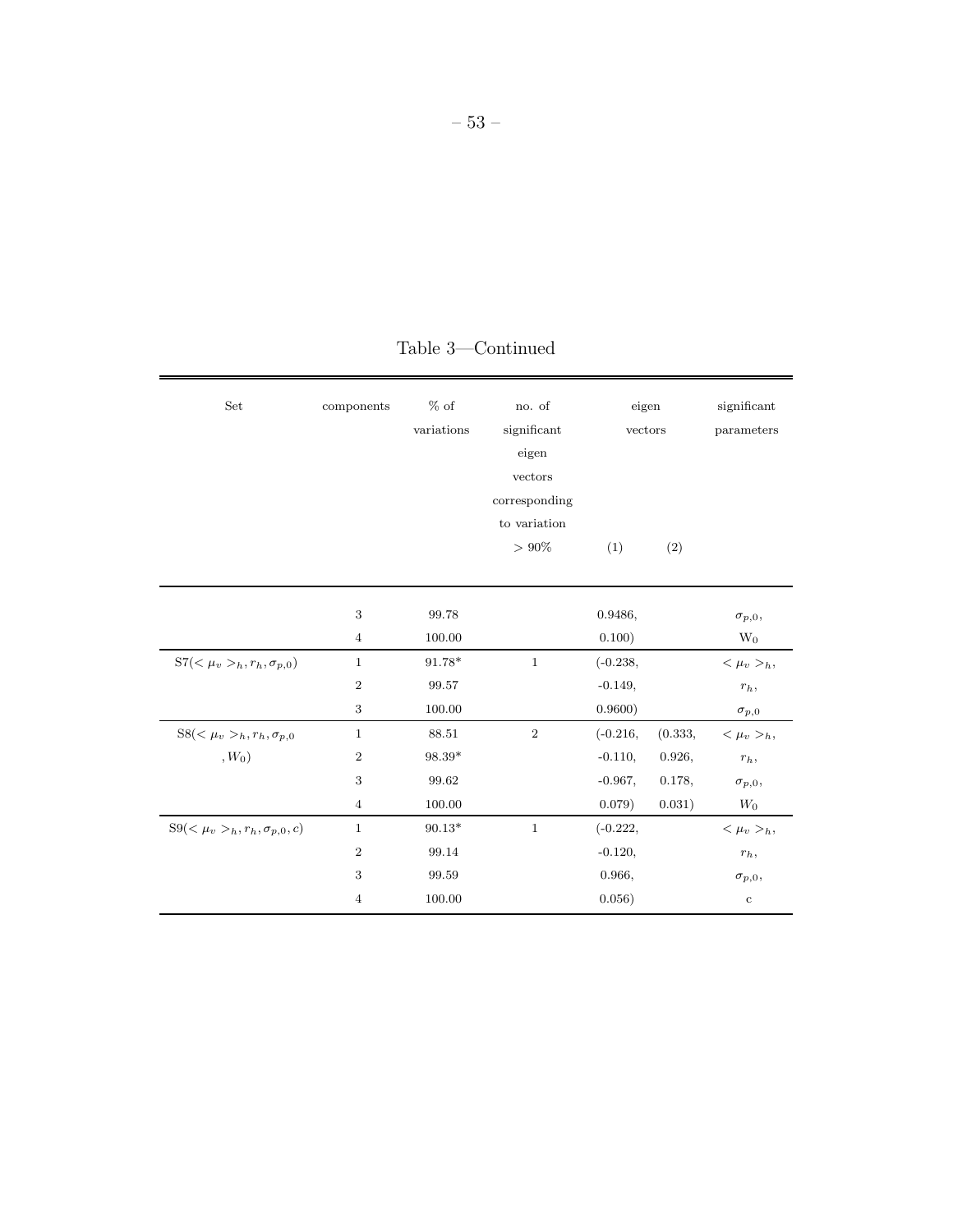Table 3—Continued

| Set | components | % of variations | no. of significant eigen vectors corresponding to variation $> 90\%$ | eigen vectors (1) | (2) | significant parameters |
|---|---|---|---|---|---|---|
| | 3 | 99.78 | | 0.9486, | | $\sigma_{p,0}$, |
| | 4 | 100.00 | | 0.100) | | $W_0$ |
| S7($<\mu_v>_h, r_h, \sigma_{p,0}$) | 1 | 91.78* | 1 | (-0.238, | | $<\mu_v>_h$, |
| | 2 | 99.57 | | -0.149, | | $r_h$, |
| | 3 | 100.00 | | 0.9600) | | $\sigma_{p,0}$ |
| S8($<\mu_v>_h, r_h, \sigma_{p,0}$ $, W_0$) | 1 | 88.51 | 2 | (-0.216, | (0.333, | $<\mu_v>_h$, |
| | 2 | 98.39* | | -0.110, | 0.926, | $r_h$, |
| | 3 | 99.62 | | -0.967, | 0.178, | $\sigma_{p,0}$, |
| | 4 | 100.00 | | 0.079) | 0.031) | $W_0$ |
| S9($<\mu_v>_h, r_h, \sigma_{p,0}, c$) | 1 | 90.13* | 1 | (-0.222, | | $<\mu_v>_h$, |
| | 2 | 99.14 | | -0.120, | | $r_h$, |
| | 3 | 99.59 | | 0.966, | | $\sigma_{p,0}$, |
| | 4 | 100.00 | | 0.056) | | c |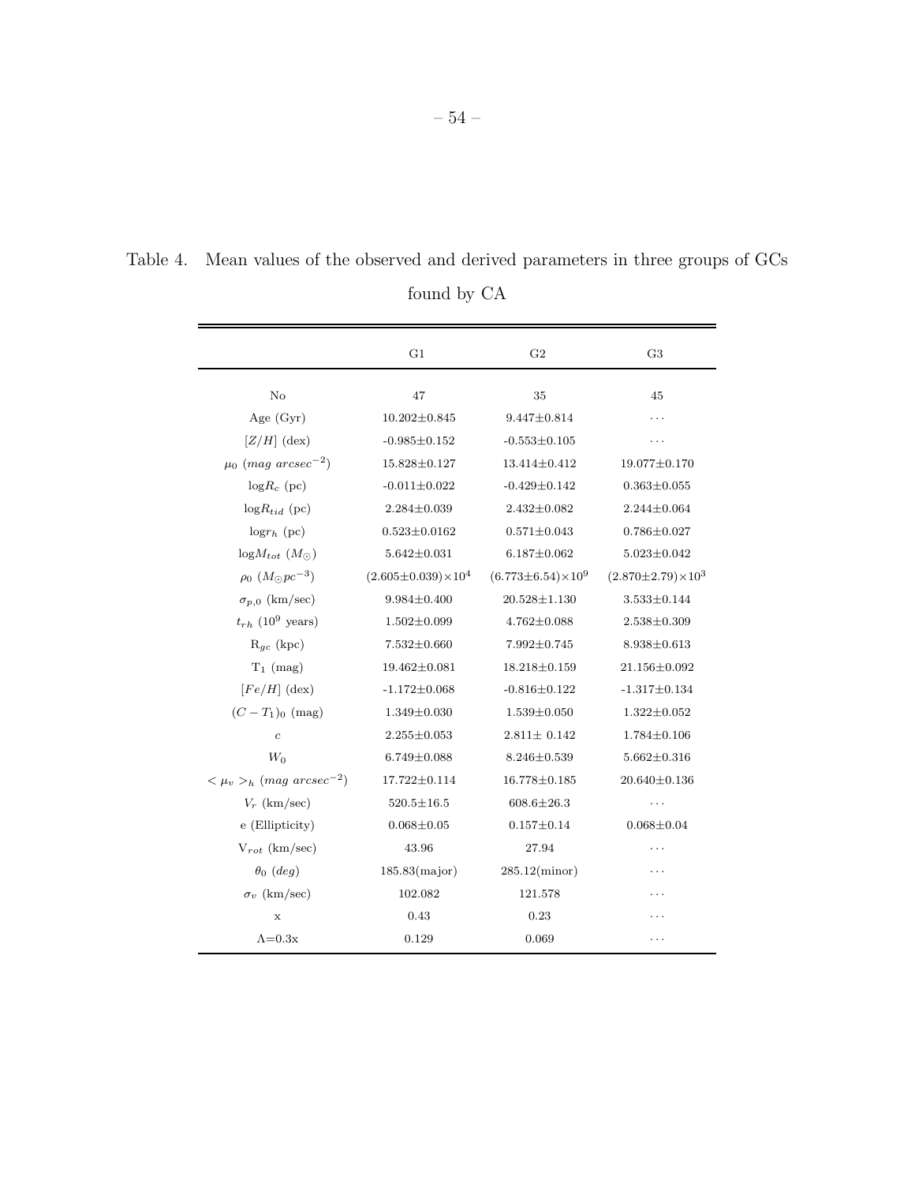Table 4. Mean values of the observed and derived parameters in three groups of GCs found by CA

| | G1 | G2 | G3 |
|---|---|---|---|
| No | 47 | 35 | 45 |
| Age (Gyr) | 10.202±0.845 | 9.447±0.814 | ... |
| $[Z/H]$ (dex) | -0.985±0.152 | -0.553±0.105 | ... |
| $\mu_0$ ($mag\ arcsec^{-2}$) | 15.828±0.127 | 13.414±0.412 | 19.077±0.170 |
| $\log R_c$ (pc) | -0.011±0.022 | -0.429±0.142 | 0.363±0.055 |
| $\log R_{tid}$ (pc) | 2.284±0.039 | 2.432±0.082 | 2.244±0.064 |
| $\log r_h$ (pc) | 0.523±0.0162 | 0.571±0.043 | 0.786±0.027 |
| $\log M_{tot}$ ($M_\odot$) | 5.642±0.031 | 6.187±0.062 | 5.023±0.042 |
| $\rho_0$ ($M_\odot pc^{-3}$) | $(2.605\pm0.039)\times10^4$ | $(6.773\pm6.54)\times10^9$ | $(2.870\pm2.79)\times10^3$ |
| $\sigma_{p,0}$ (km/sec) | 9.984±0.400 | 20.528±1.130 | 3.533±0.144 |
| $t_{rh}$ ($10^9$ years) | 1.502±0.099 | 4.762±0.088 | 2.538±0.309 |
| $R_{gc}$ (kpc) | 7.532±0.660 | 7.992±0.745 | 8.938±0.613 |
| $T_1$ (mag) | 19.462±0.081 | 18.218±0.159 | 21.156±0.092 |
| $[Fe/H]$ (dex) | -1.172±0.068 | -0.816±0.122 | -1.317±0.134 |
| $(C-T_1)_0$ (mag) | 1.349±0.030 | 1.539±0.050 | 1.322±0.052 |
| $c$ | 2.255±0.053 | 2.811± 0.142 | 1.784±0.106 |
| $W_0$ | 6.749±0.088 | 8.246±0.539 | 5.662±0.316 |
| $<\mu_v>_h$ ($mag\ arcsec^{-2}$) | 17.722±0.114 | 16.778±0.185 | 20.640±0.136 |
| $V_r$ (km/sec) | 520.5±16.5 | 608.6±26.3 | ... |
| e (Ellipticity) | 0.068±0.05 | 0.157±0.14 | 0.068±0.04 |
| $V_{rot}$ (km/sec) | 43.96 | 27.94 | ... |
| $\theta_0$ ($deg$) | 185.83(major) | 285.12(minor) | ... |
| $\sigma_v$ (km/sec) | 102.082 | 121.578 | ... |
| x | 0.43 | 0.23 | ... |
| $\Lambda$=0.3x | 0.129 | 0.069 | ... |